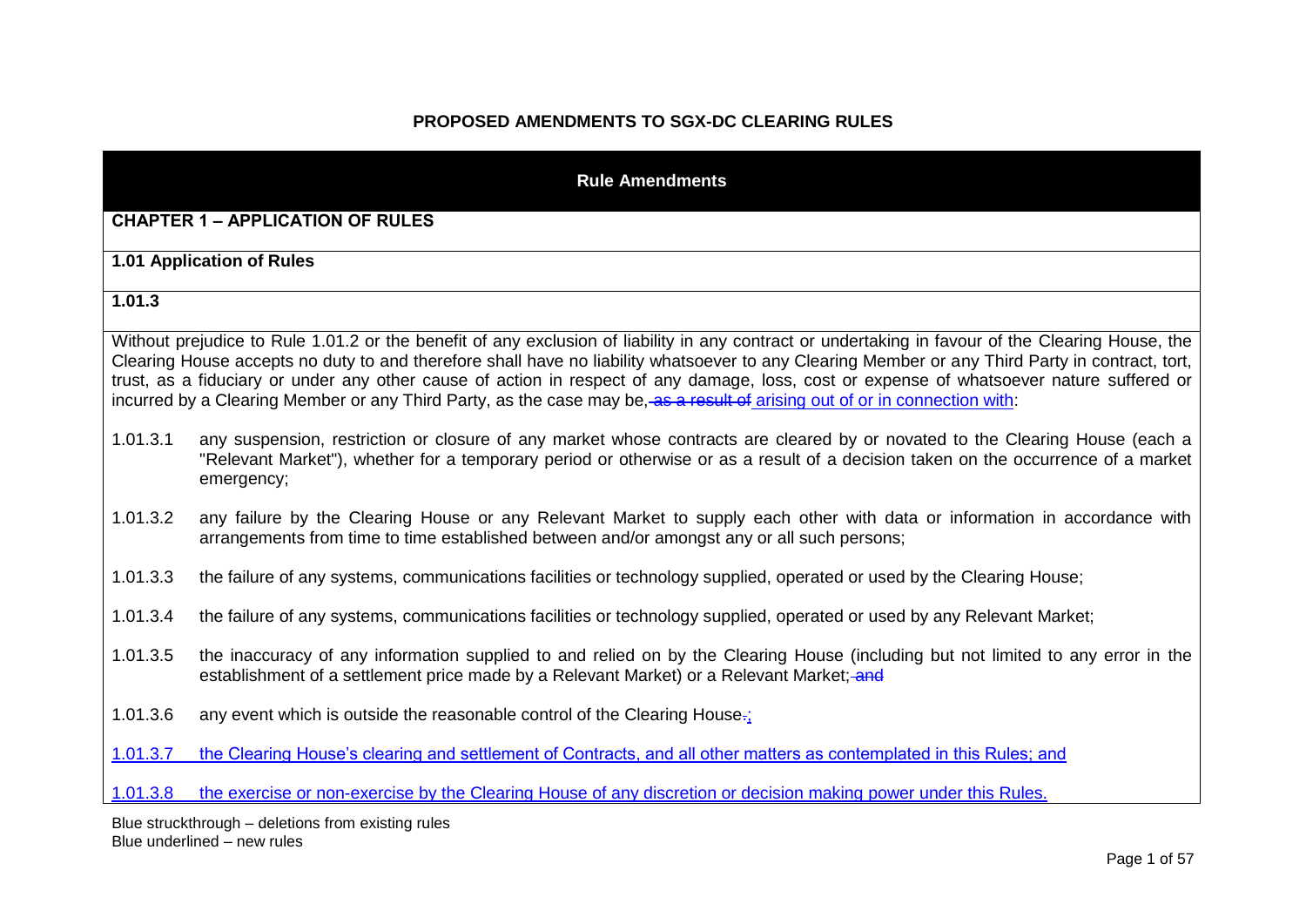## PROPOSED AMENDMENTS TO SGX-DC CLEARING RULES

**Rule Amendments**

**CHAPTER 1 – APPLICATION OF RULES**

**1.01 Application of Rules**

**1.01.3**

Without prejudice to Rule 1.01.2 or the benefit of any exclusion of liability in any contract or undertaking in favour of the Clearing House, the Clearing House accepts no duty to and therefore shall have no liability whatsoever to any Clearing Member or any Third Party in contract, tort, trust, as a fiduciary or under any other cause of action in respect of any damage, loss, cost or expense of whatsoever nature suffered or incurred by a Clearing Member or any Third Party, as the case may be, ~~as a result of~~ <u>arising out of or in connection with</u>:

1.01.3.1 any suspension, restriction or closure of any market whose contracts are cleared by or novated to the Clearing House (each a "Relevant Market"), whether for a temporary period or otherwise or as a result of a decision taken on the occurrence of a market emergency;

1.01.3.2 any failure by the Clearing House or any Relevant Market to supply each other with data or information in accordance with arrangements from time to time established between and/or amongst any or all such persons;

1.01.3.3 the failure of any systems, communications facilities or technology supplied, operated or used by the Clearing House;

1.01.3.4 the failure of any systems, communications facilities or technology supplied, operated or used by any Relevant Market;

1.01.3.5 the inaccuracy of any information supplied to and relied on by the Clearing House (including but not limited to any error in the establishment of a settlement price made by a Relevant Market) or a Relevant Market; ~~and~~

1.01.3.6 any event which is outside the reasonable control of the Clearing House~~.~~<u>;</u>

<u>1.01.3.7 the Clearing House's clearing and settlement of Contracts, and all other matters as contemplated in this Rules; and</u>

<u>1.01.3.8 the exercise or non-exercise by the Clearing House of any discretion or decision making power under this Rules.</u>

Blue struckthrough – deletions from existing rules
Blue underlined – new rules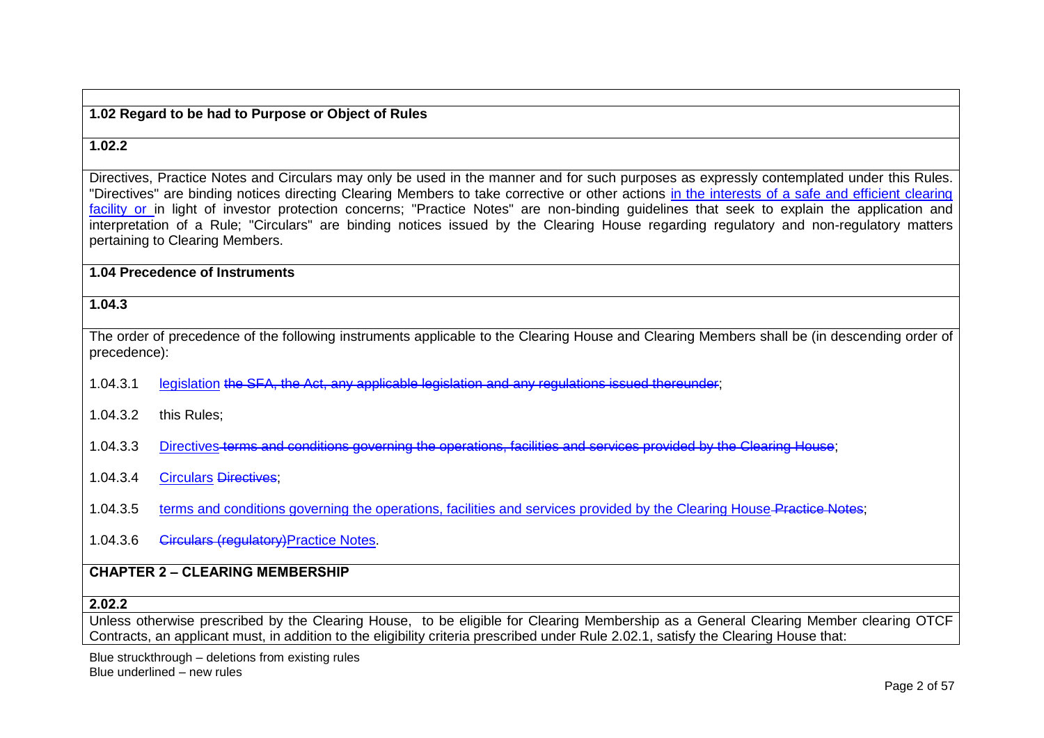**1.02 Regard to be had to Purpose or Object of Rules**

**1.02.2**

Directives, Practice Notes and Circulars may only be used in the manner and for such purposes as expressly contemplated under this Rules. "Directives" are binding notices directing Clearing Members to take corrective or other actions <u>in the interests of a safe and efficient clearing facility or</u> in light of investor protection concerns; "Practice Notes" are non-binding guidelines that seek to explain the application and interpretation of a Rule; "Circulars" are binding notices issued by the Clearing House regarding regulatory and non-regulatory matters pertaining to Clearing Members.

**1.04 Precedence of Instruments**

**1.04.3**

The order of precedence of the following instruments applicable to the Clearing House and Clearing Members shall be (in descending order of precedence):

1.04.3.1 <u>legislation</u> ~~the SFA, the Act, any applicable legislation and any regulations issued thereunder~~;

1.04.3.2 this Rules;

1.04.3.3 <u>Directives</u> ~~terms and conditions governing the operations, facilities and services provided by the Clearing House~~;

1.04.3.4 <u>Circulars</u> ~~Directives~~;

1.04.3.5 <u>terms and conditions governing the operations, facilities and services provided by the Clearing House</u> ~~Practice Notes~~;

1.04.3.6 ~~Circulars (regulatory)~~<u>Practice Notes</u>.

**CHAPTER 2 – CLEARING MEMBERSHIP**

**2.02.2**

Unless otherwise prescribed by the Clearing House, to be eligible for Clearing Membership as a General Clearing Member clearing OTCF Contracts, an applicant must, in addition to the eligibility criteria prescribed under Rule 2.02.1, satisfy the Clearing House that:

Blue struckthrough – deletions from existing rules
Blue underlined – new rules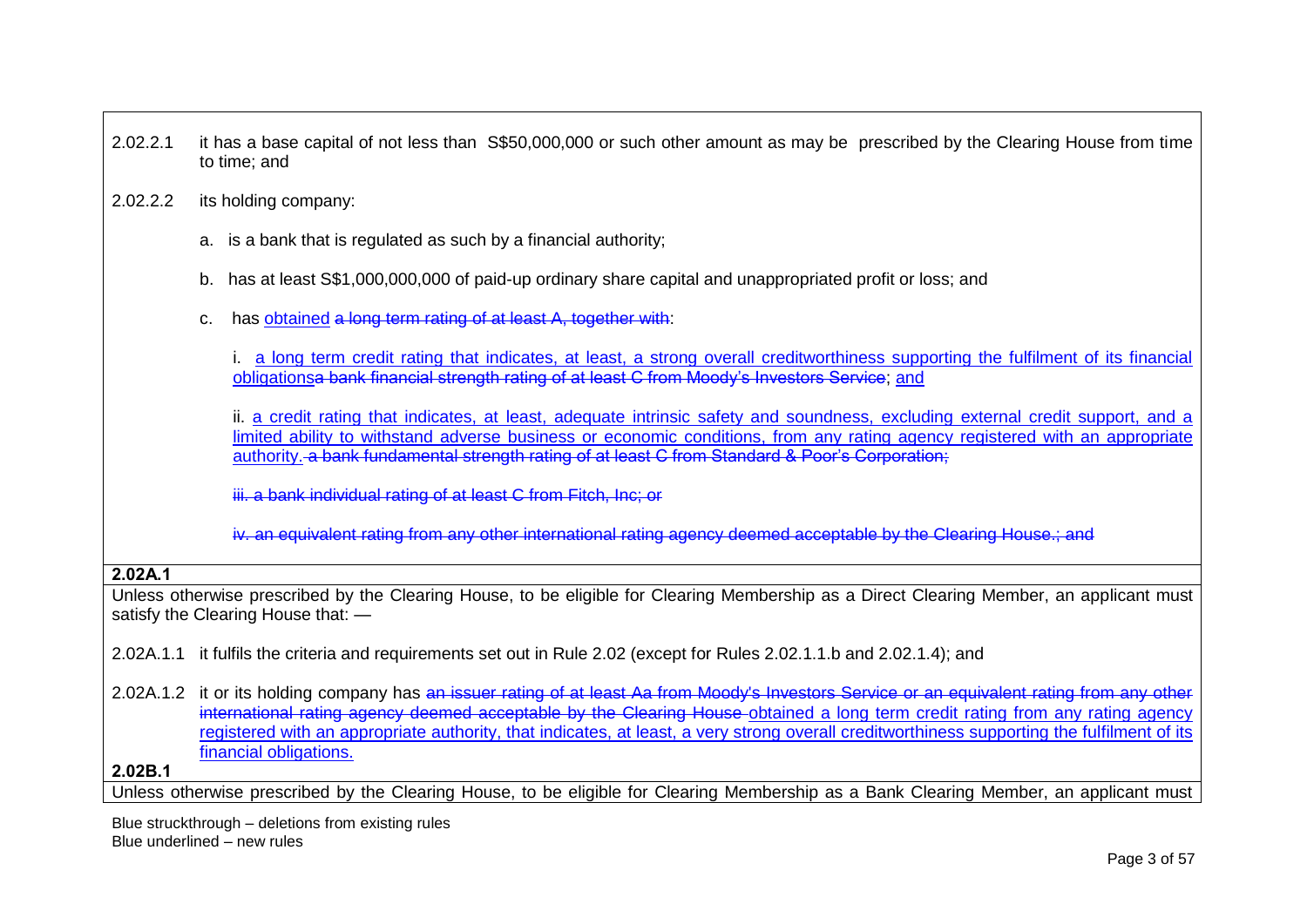2.02.2.1 it has a base capital of not less than S$50,000,000 or such other amount as may be prescribed by the Clearing House from time to time; and

2.02.2.2 its holding company:

a. is a bank that is regulated as such by a financial authority;

b. has at least S$1,000,000,000 of paid-up ordinary share capital and unappropriated profit or loss; and

c. has <u>obtained</u> ~~a long term rating of at least A, together with~~:

i. <u>a long term credit rating that indicates, at least, a strong overall creditworthiness supporting the fulfilment of its financial obligations</u>~~a bank financial strength rating of at least C from Moody's Investors Service~~; <u>and</u>

ii. <u>a credit rating that indicates, at least, adequate intrinsic safety and soundness, excluding external credit support, and a limited ability to withstand adverse business or economic conditions, from any rating agency registered with an appropriate authority.</u> ~~a bank fundamental strength rating of at least C from Standard & Poor's Corporation;~~

~~iii. a bank individual rating of at least C from Fitch, Inc; or~~

~~iv. an equivalent rating from any other international rating agency deemed acceptable by the Clearing House.; and~~

**2.02A.1**

Unless otherwise prescribed by the Clearing House, to be eligible for Clearing Membership as a Direct Clearing Member, an applicant must satisfy the Clearing House that: —

2.02A.1.1 it fulfils the criteria and requirements set out in Rule 2.02 (except for Rules 2.02.1.1.b and 2.02.1.4); and

2.02A.1.2 it or its holding company has ~~an issuer rating of at least Aa from Moody's Investors Service or an equivalent rating from any other international rating agency deemed acceptable by the Clearing House~~ <u>obtained a long term credit rating from any rating agency registered with an appropriate authority, that indicates, at least, a very strong overall creditworthiness supporting the fulfilment of its financial obligations.</u>

**2.02B.1**

Unless otherwise prescribed by the Clearing House, to be eligible for Clearing Membership as a Bank Clearing Member, an applicant must

Blue struckthrough – deletions from existing rules
Blue underlined – new rules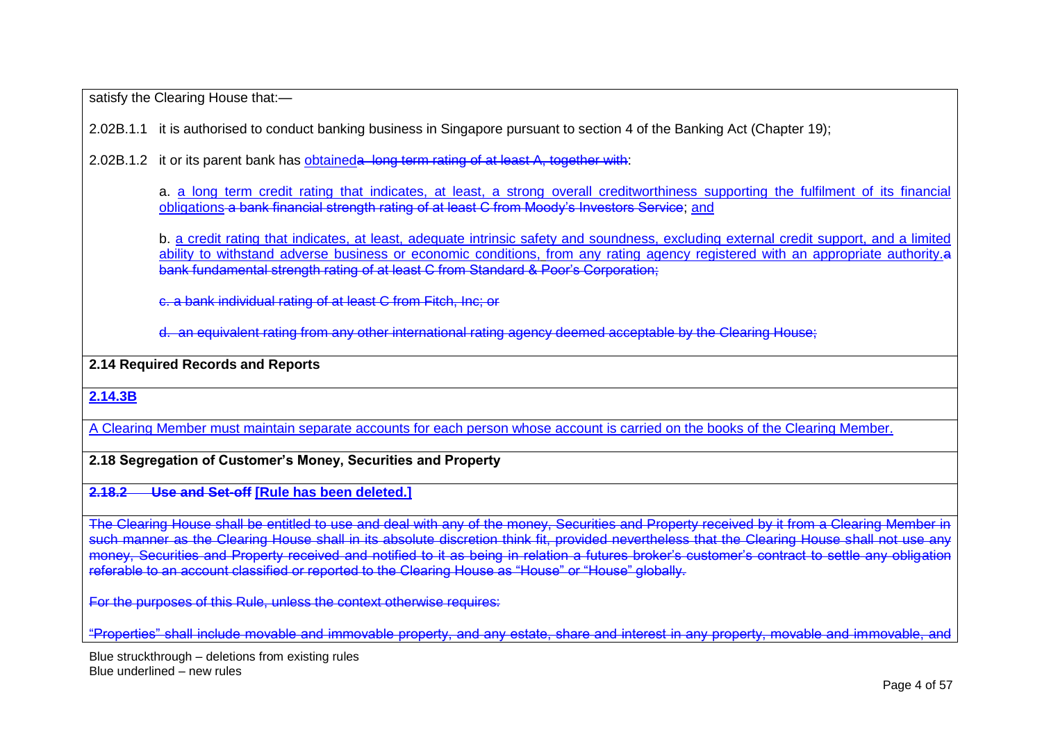satisfy the Clearing House that:—

2.02B.1.1 it is authorised to conduct banking business in Singapore pursuant to section 4 of the Banking Act (Chapter 19);

2.02B.1.2 it or its parent bank has <u>obtained</u>~~a long term rating of at least A, together with~~:

a. <u>a long term credit rating that indicates, at least, a strong overall creditworthiness supporting the fulfilment of its financial obligations</u> ~~a bank financial strength rating of at least C from Moody's Investors Service~~; <u>and</u>

b. <u>a credit rating that indicates, at least, adequate intrinsic safety and soundness, excluding external credit support, and a limited ability to withstand adverse business or economic conditions, from any rating agency registered with an appropriate authority.</u>~~a bank fundamental strength rating of at least C from Standard & Poor's Corporation;~~

~~c. a bank individual rating of at least C from Fitch, Inc; or~~

~~d. an equivalent rating from any other international rating agency deemed acceptable by the Clearing House;~~

**2.14 Required Records and Reports**

**<u>2.14.3B</u>**

<u>A Clearing Member must maintain separate accounts for each person whose account is carried on the books of the Clearing Member.</u>

**2.18 Segregation of Customer's Money, Securities and Property**

**~~2.18.2 Use and Set-off~~ <u>[Rule has been deleted.]</u>**

~~The Clearing House shall be entitled to use and deal with any of the money, Securities and Property received by it from a Clearing Member in such manner as the Clearing House shall in its absolute discretion think fit, provided nevertheless that the Clearing House shall not use any money, Securities and Property received and notified to it as being in relation a futures broker's customer's contract to settle any obligation referable to an account classified or reported to the Clearing House as "House" or "House" globally.~~

~~For the purposes of this Rule, unless the context otherwise requires:~~

~~"Properties" shall include movable and immovable property, and any estate, share and interest in any property, movable and immovable, and~~

Blue struckthrough – deletions from existing rules
Blue underlined – new rules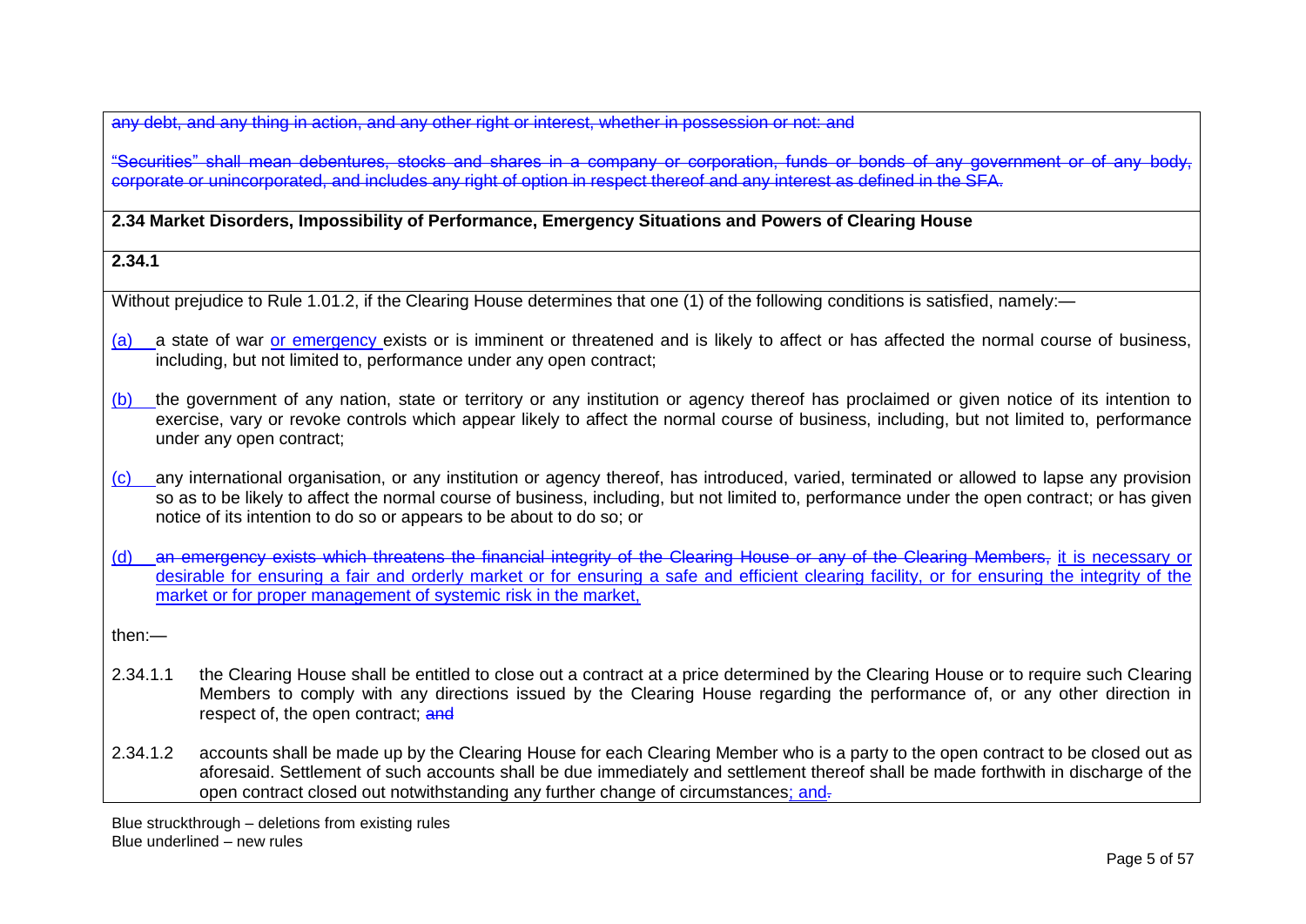~~any debt, and any thing in action, and any other right or interest, whether in possession or not: and~~

~~"Securities" shall mean debentures, stocks and shares in a company or corporation, funds or bonds of any government or of any body, corporate or unincorporated, and includes any right of option in respect thereof and any interest as defined in the SFA.~~

**2.34 Market Disorders, Impossibility of Performance, Emergency Situations and Powers of Clearing House**

**2.34.1**

Without prejudice to Rule 1.01.2, if the Clearing House determines that one (1) of the following conditions is satisfied, namely:—

<u>(a)</u> a state of war <u>or emergency</u> exists or is imminent or threatened and is likely to affect or has affected the normal course of business, including, but not limited to, performance under any open contract;

<u>(b)</u> the government of any nation, state or territory or any institution or agency thereof has proclaimed or given notice of its intention to exercise, vary or revoke controls which appear likely to affect the normal course of business, including, but not limited to, performance under any open contract;

<u>(c)</u> any international organisation, or any institution or agency thereof, has introduced, varied, terminated or allowed to lapse any provision so as to be likely to affect the normal course of business, including, but not limited to, performance under the open contract; or has given notice of its intention to do so or appears to be about to do so; or

<u>(d)</u> ~~an emergency exists which threatens the financial integrity of the Clearing House or any of the Clearing Members,~~ <u>it is necessary or desirable for ensuring a fair and orderly market or for ensuring a safe and efficient clearing facility, or for ensuring the integrity of the market or for proper management of systemic risk in the market,</u>

then:—

2.34.1.1 the Clearing House shall be entitled to close out a contract at a price determined by the Clearing House or to require such Clearing Members to comply with any directions issued by the Clearing House regarding the performance of, or any other direction in respect of, the open contract; ~~and~~

2.34.1.2 accounts shall be made up by the Clearing House for each Clearing Member who is a party to the open contract to be closed out as aforesaid. Settlement of such accounts shall be due immediately and settlement thereof shall be made forthwith in discharge of the open contract closed out notwithstanding any further change of circumstances<u>; and</u>~~.~~

Blue struckthrough – deletions from existing rules
Blue underlined – new rules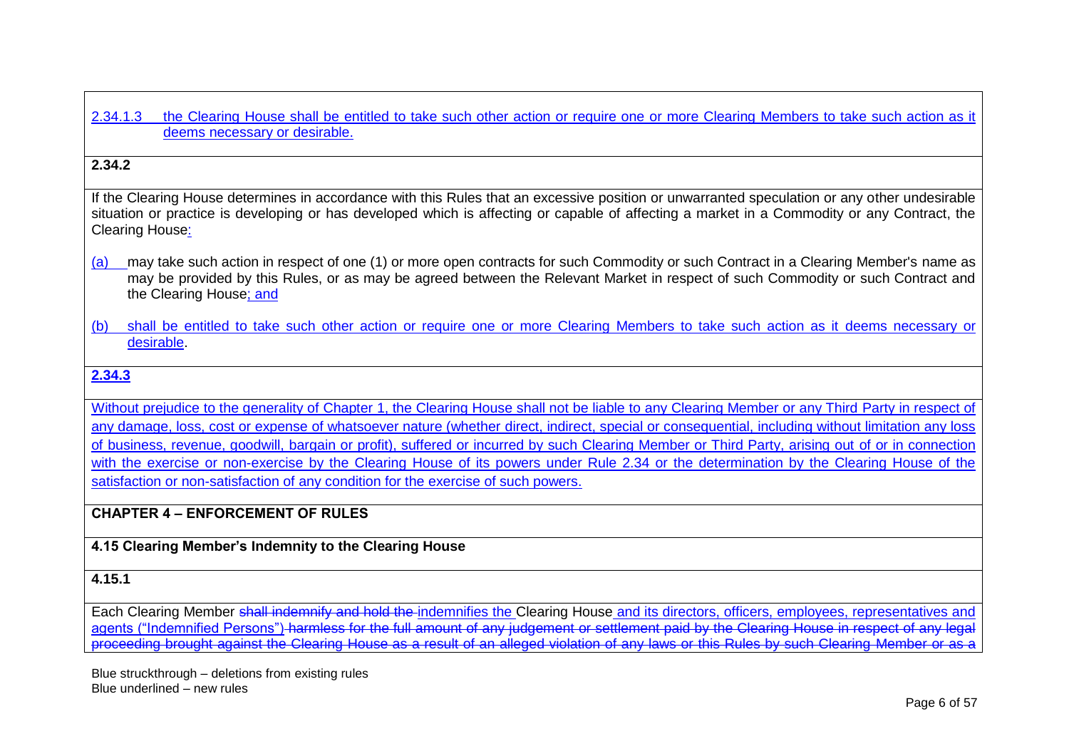2.34.1.3 the Clearing House shall be entitled to take such other action or require one or more Clearing Members to take such action as it deems necessary or desirable.

**2.34.2**

If the Clearing House determines in accordance with this Rules that an excessive position or unwarranted speculation or any other undesirable situation or practice is developing or has developed which is affecting or capable of affecting a market in a Commodity or any Contract, the Clearing House:

(a) may take such action in respect of one (1) or more open contracts for such Commodity or such Contract in a Clearing Member's name as may be provided by this Rules, or as may be agreed between the Relevant Market in respect of such Commodity or such Contract and the Clearing House; and

(b) shall be entitled to take such other action or require one or more Clearing Members to take such action as it deems necessary or desirable.

**2.34.3**

Without prejudice to the generality of Chapter 1, the Clearing House shall not be liable to any Clearing Member or any Third Party in respect of any damage, loss, cost or expense of whatsoever nature (whether direct, indirect, special or consequential, including without limitation any loss of business, revenue, goodwill, bargain or profit), suffered or incurred by such Clearing Member or Third Party, arising out of or in connection with the exercise or non-exercise by the Clearing House of its powers under Rule 2.34 or the determination by the Clearing House of the satisfaction or non-satisfaction of any condition for the exercise of such powers.

**CHAPTER 4 – ENFORCEMENT OF RULES**

**4.15 Clearing Member's Indemnity to the Clearing House**

**4.15.1**

Each Clearing Member ~~shall indemnify and hold the~~ indemnifies the Clearing House and its directors, officers, employees, representatives and agents ("Indemnified Persons") ~~harmless for the full amount of any judgement or settlement paid by the Clearing House in respect of any legal proceeding brought against the Clearing House as a result of an alleged violation of any laws or this Rules by such Clearing Member or as a~~

Blue struckthrough – deletions from existing rules
Blue underlined – new rules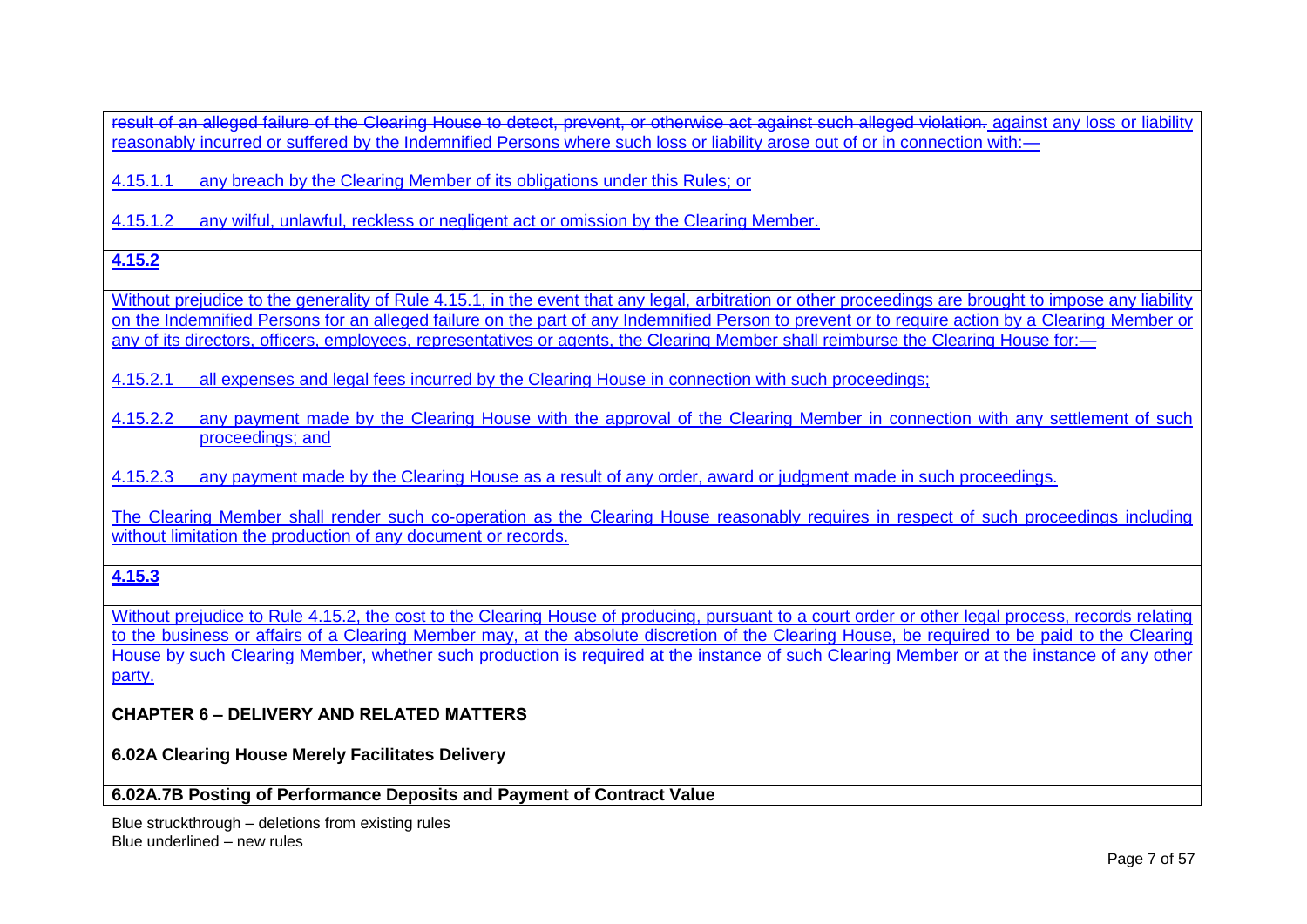~~result of an alleged failure of the Clearing House to detect, prevent, or otherwise act against such alleged violation.~~ <u>against any loss or liability reasonably incurred or suffered by the Indemnified Persons where such loss or liability arose out of or in connection with:—</u>

<u>4.15.1.1 any breach by the Clearing Member of its obligations under this Rules; or</u>

<u>4.15.1.2 any wilful, unlawful, reckless or negligent act or omission by the Clearing Member.</u>

**<u>4.15.2</u>**

<u>Without prejudice to the generality of Rule 4.15.1, in the event that any legal, arbitration or other proceedings are brought to impose any liability on the Indemnified Persons for an alleged failure on the part of any Indemnified Person to prevent or to require action by a Clearing Member or any of its directors, officers, employees, representatives or agents, the Clearing Member shall reimburse the Clearing House for:—</u>

<u>4.15.2.1 all expenses and legal fees incurred by the Clearing House in connection with such proceedings;</u>

<u>4.15.2.2 any payment made by the Clearing House with the approval of the Clearing Member in connection with any settlement of such proceedings; and</u>

<u>4.15.2.3 any payment made by the Clearing House as a result of any order, award or judgment made in such proceedings.</u>

<u>The Clearing Member shall render such co-operation as the Clearing House reasonably requires in respect of such proceedings including without limitation the production of any document or records.</u>

**<u>4.15.3</u>**

<u>Without prejudice to Rule 4.15.2, the cost to the Clearing House of producing, pursuant to a court order or other legal process, records relating to the business or affairs of a Clearing Member may, at the absolute discretion of the Clearing House, be required to be paid to the Clearing House by such Clearing Member, whether such production is required at the instance of such Clearing Member or at the instance of any other party.</u>

**CHAPTER 6 – DELIVERY AND RELATED MATTERS**

**6.02A Clearing House Merely Facilitates Delivery**

**6.02A.7B Posting of Performance Deposits and Payment of Contract Value**

Blue struckthrough – deletions from existing rules
Blue underlined – new rules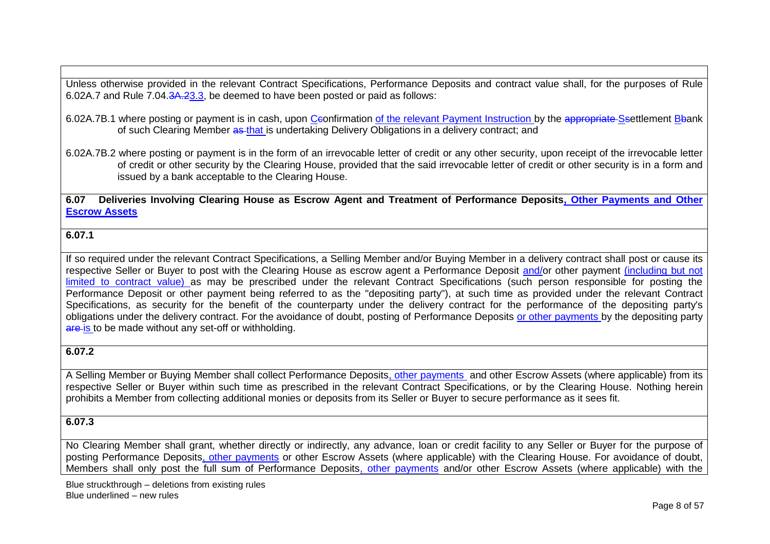Unless otherwise provided in the relevant Contract Specifications, Performance Deposits and contract value shall, for the purposes of Rule 6.02A.7 and Rule 7.04.~~3A.2~~3.3, be deemed to have been posted or paid as follows:

6.02A.7B.1 where posting or payment is in cash, upon C~~c~~onfirmation of the relevant Payment Instruction by the ~~appropriate~~ S~~s~~ettlement B~~b~~ank of such Clearing Member ~~as~~ that is undertaking Delivery Obligations in a delivery contract; and

6.02A.7B.2 where posting or payment is in the form of an irrevocable letter of credit or any other security, upon receipt of the irrevocable letter of credit or other security by the Clearing House, provided that the said irrevocable letter of credit or other security is in a form and issued by a bank acceptable to the Clearing House.

**6.07 Deliveries Involving Clearing House as Escrow Agent and Treatment of Performance Deposits, Other Payments and Other Escrow Assets**

**6.07.1**

If so required under the relevant Contract Specifications, a Selling Member and/or Buying Member in a delivery contract shall post or cause its respective Seller or Buyer to post with the Clearing House as escrow agent a Performance Deposit and/or other payment (including but not limited to contract value) as may be prescribed under the relevant Contract Specifications (such person responsible for posting the Performance Deposit or other payment being referred to as the "depositing party"), at such time as provided under the relevant Contract Specifications, as security for the benefit of the counterparty under the delivery contract for the performance of the depositing party's obligations under the delivery contract. For the avoidance of doubt, posting of Performance Deposits or other payments by the depositing party ~~are~~ is to be made without any set-off or withholding.

**6.07.2**

A Selling Member or Buying Member shall collect Performance Deposits, other payments and other Escrow Assets (where applicable) from its respective Seller or Buyer within such time as prescribed in the relevant Contract Specifications, or by the Clearing House. Nothing herein prohibits a Member from collecting additional monies or deposits from its Seller or Buyer to secure performance as it sees fit.

**6.07.3**

No Clearing Member shall grant, whether directly or indirectly, any advance, loan or credit facility to any Seller or Buyer for the purpose of posting Performance Deposits, other payments or other Escrow Assets (where applicable) with the Clearing House. For avoidance of doubt, Members shall only post the full sum of Performance Deposits, other payments and/or other Escrow Assets (where applicable) with the

Blue struckthrough – deletions from existing rules
Blue underlined – new rules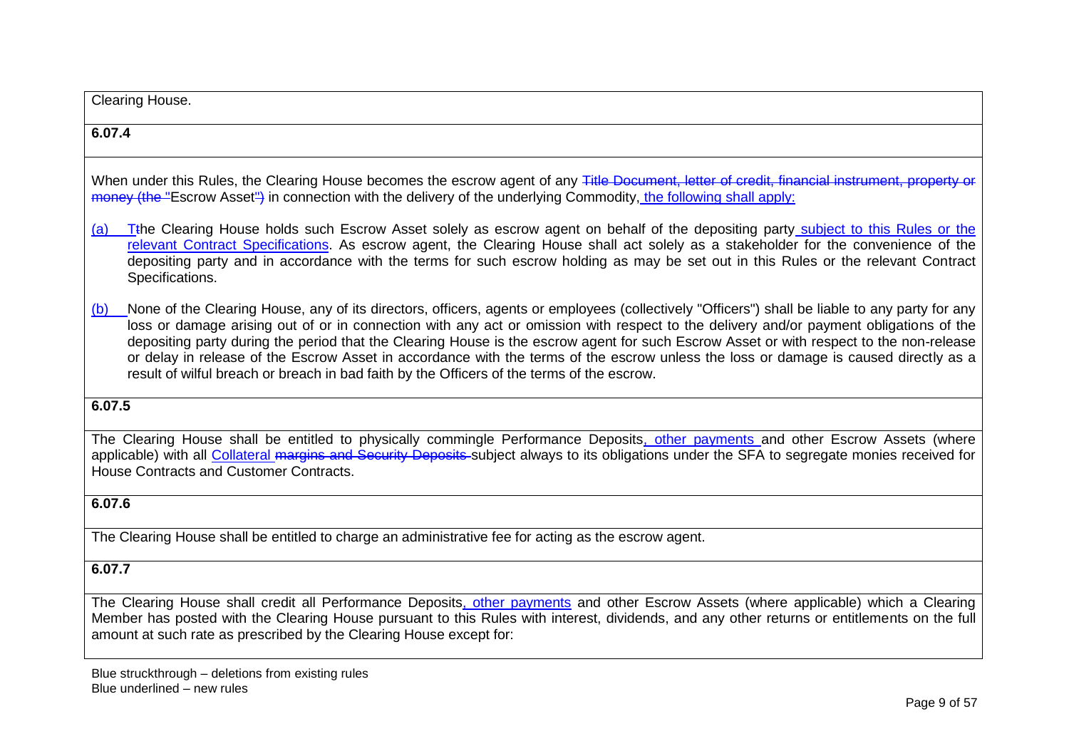Clearing House.

**6.07.4**

When under this Rules, the Clearing House becomes the escrow agent of any ~~Title Document, letter of credit, financial instrument, property or money (the "~~Escrow Asset~~")~~ in connection with the delivery of the underlying Commodity, <u>the following shall apply:</u>

<u>(a)</u> <u>T</u>~~t~~he Clearing House holds such Escrow Asset solely as escrow agent on behalf of the depositing party <u>subject to this Rules or the relevant Contract Specifications</u>. As escrow agent, the Clearing House shall act solely as a stakeholder for the convenience of the depositing party and in accordance with the terms for such escrow holding as may be set out in this Rules or the relevant Contract Specifications.

<u>(b)</u> None of the Clearing House, any of its directors, officers, agents or employees (collectively "Officers") shall be liable to any party for any loss or damage arising out of or in connection with any act or omission with respect to the delivery and/or payment obligations of the depositing party during the period that the Clearing House is the escrow agent for such Escrow Asset or with respect to the non-release or delay in release of the Escrow Asset in accordance with the terms of the escrow unless the loss or damage is caused directly as a result of wilful breach or breach in bad faith by the Officers of the terms of the escrow.

**6.07.5**

The Clearing House shall be entitled to physically commingle Performance Deposits<u>, other payments</u> and other Escrow Assets (where applicable) with all <u>Collateral</u> ~~margins and Security Deposits~~ subject always to its obligations under the SFA to segregate monies received for House Contracts and Customer Contracts.

**6.07.6**

The Clearing House shall be entitled to charge an administrative fee for acting as the escrow agent.

**6.07.7**

The Clearing House shall credit all Performance Deposits<u>, other payments</u> and other Escrow Assets (where applicable) which a Clearing Member has posted with the Clearing House pursuant to this Rules with interest, dividends, and any other returns or entitlements on the full amount at such rate as prescribed by the Clearing House except for:

Blue struckthrough – deletions from existing rules
Blue underlined – new rules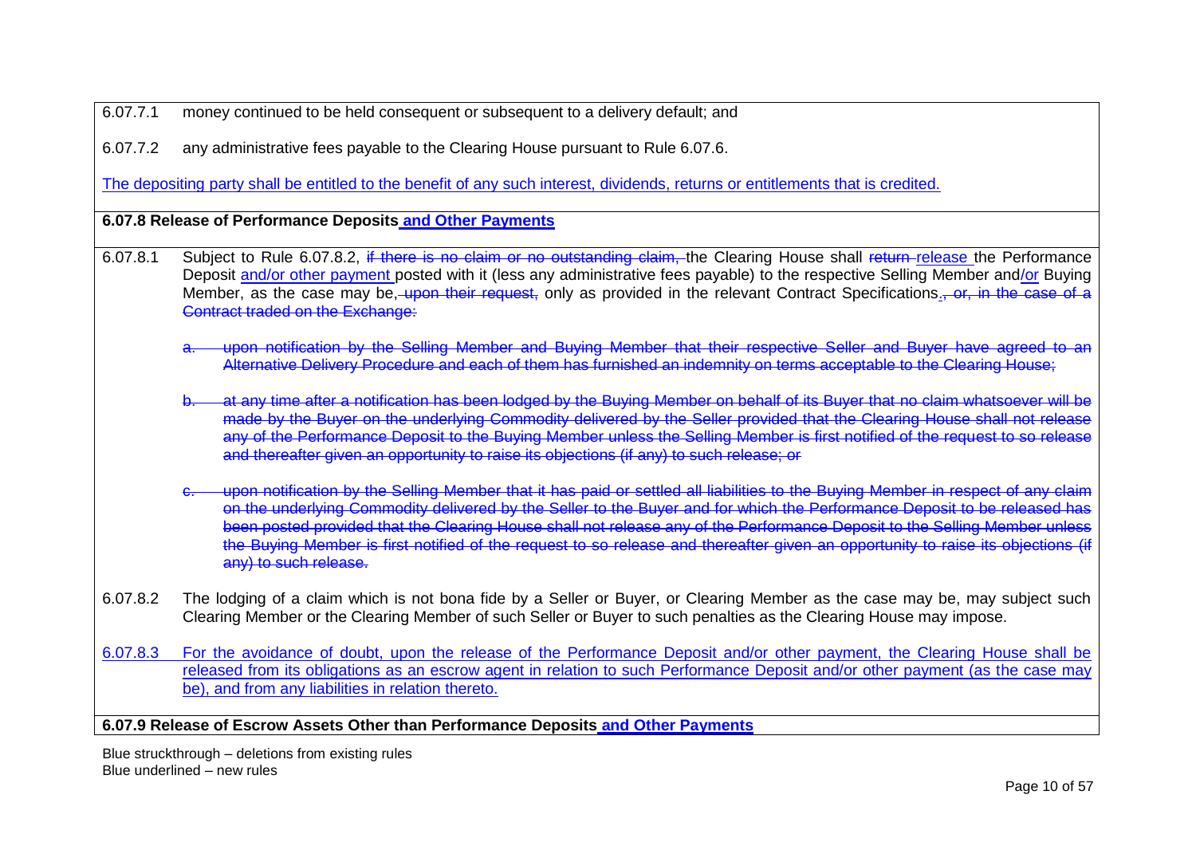6.07.7.1 money continued to be held consequent or subsequent to a delivery default; and

6.07.7.2 any administrative fees payable to the Clearing House pursuant to Rule 6.07.6.

<u>The depositing party shall be entitled to the benefit of any such interest, dividends, returns or entitlements that is credited.</u>

**6.07.8 Release of Performance Deposits <u>and Other Payments</u>**

6.07.8.1 Subject to Rule 6.07.8.2, ~~if there is no claim or no outstanding claim,~~ the Clearing House shall ~~return~~ <u>release</u> the Performance Deposit <u>and/or other payment</u> posted with it (less any administrative fees payable) to the respective Selling Member and<u>/or</u> Buying Member, as the case may be, ~~upon their request,~~ only as provided in the relevant Contract Specifications<u>.</u>~~, or, in the case of a Contract traded on the Exchange:~~

~~a. upon notification by the Selling Member and Buying Member that their respective Seller and Buyer have agreed to an Alternative Delivery Procedure and each of them has furnished an indemnity on terms acceptable to the Clearing House;~~

~~b. at any time after a notification has been lodged by the Buying Member on behalf of its Buyer that no claim whatsoever will be made by the Buyer on the underlying Commodity delivered by the Seller provided that the Clearing House shall not release any of the Performance Deposit to the Buying Member unless the Selling Member is first notified of the request to so release and thereafter given an opportunity to raise its objections (if any) to such release; or~~

~~c. upon notification by the Selling Member that it has paid or settled all liabilities to the Buying Member in respect of any claim on the underlying Commodity delivered by the Seller to the Buyer and for which the Performance Deposit to be released has been posted provided that the Clearing House shall not release any of the Performance Deposit to the Selling Member unless the Buying Member is first notified of the request to so release and thereafter given an opportunity to raise its objections (if any) to such release.~~

6.07.8.2 The lodging of a claim which is not bona fide by a Seller or Buyer, or Clearing Member as the case may be, may subject such Clearing Member or the Clearing Member of such Seller or Buyer to such penalties as the Clearing House may impose.

<u>6.07.8.3 For the avoidance of doubt, upon the release of the Performance Deposit and/or other payment, the Clearing House shall be released from its obligations as an escrow agent in relation to such Performance Deposit and/or other payment (as the case may be), and from any liabilities in relation thereto.</u>

**6.07.9 Release of Escrow Assets Other than Performance Deposits <u>and Other Payments</u>**

Blue struckthrough – deletions from existing rules
Blue underlined – new rules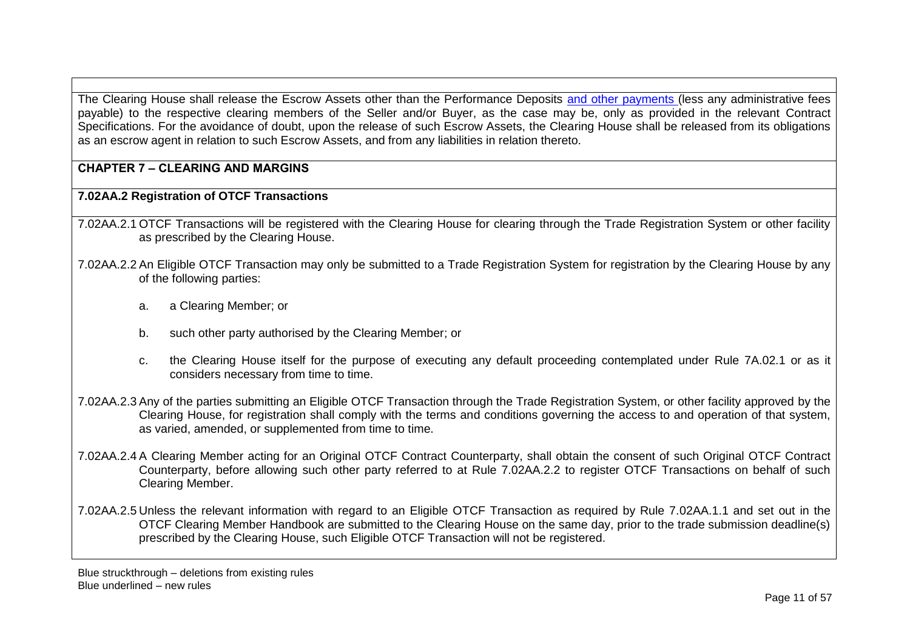The Clearing House shall release the Escrow Assets other than the Performance Deposits and other payments (less any administrative fees payable) to the respective clearing members of the Seller and/or Buyer, as the case may be, only as provided in the relevant Contract Specifications. For the avoidance of doubt, upon the release of such Escrow Assets, the Clearing House shall be released from its obligations as an escrow agent in relation to such Escrow Assets, and from any liabilities in relation thereto.

## CHAPTER 7 – CLEARING AND MARGINS

### 7.02AA.2 Registration of OTCF Transactions

7.02AA.2.1 OTCF Transactions will be registered with the Clearing House for clearing through the Trade Registration System or other facility as prescribed by the Clearing House.

7.02AA.2.2 An Eligible OTCF Transaction may only be submitted to a Trade Registration System for registration by the Clearing House by any of the following parties:

a. a Clearing Member; or

b. such other party authorised by the Clearing Member; or

c. the Clearing House itself for the purpose of executing any default proceeding contemplated under Rule 7A.02.1 or as it considers necessary from time to time.

7.02AA.2.3 Any of the parties submitting an Eligible OTCF Transaction through the Trade Registration System, or other facility approved by the Clearing House, for registration shall comply with the terms and conditions governing the access to and operation of that system, as varied, amended, or supplemented from time to time.

7.02AA.2.4 A Clearing Member acting for an Original OTCF Contract Counterparty, shall obtain the consent of such Original OTCF Contract Counterparty, before allowing such other party referred to at Rule 7.02AA.2.2 to register OTCF Transactions on behalf of such Clearing Member.

7.02AA.2.5 Unless the relevant information with regard to an Eligible OTCF Transaction as required by Rule 7.02AA.1.1 and set out in the OTCF Clearing Member Handbook are submitted to the Clearing House on the same day, prior to the trade submission deadline(s) prescribed by the Clearing House, such Eligible OTCF Transaction will not be registered.

Blue struckthrough – deletions from existing rules
Blue underlined – new rules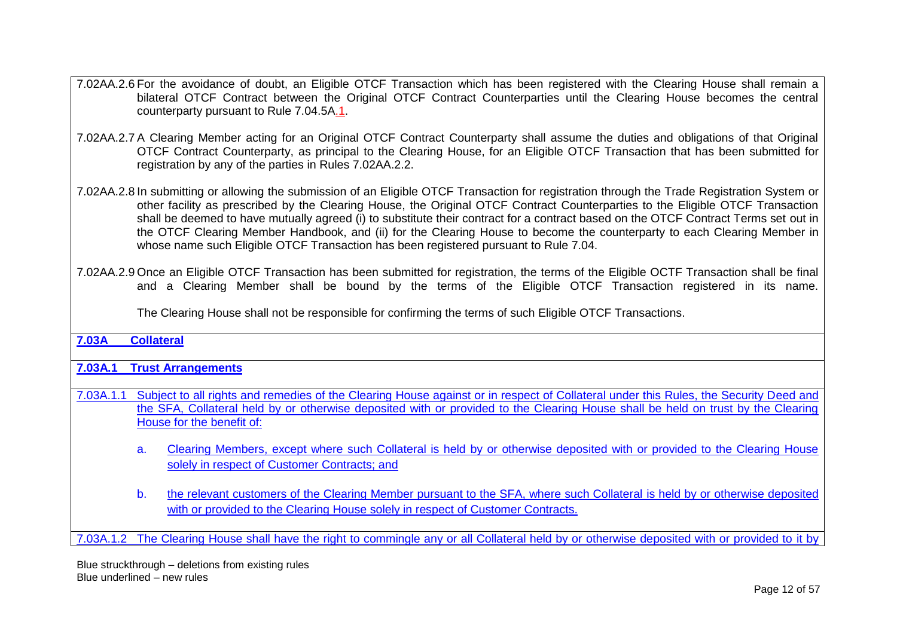7.02AA.2.6 For the avoidance of doubt, an Eligible OTCF Transaction which has been registered with the Clearing House shall remain a bilateral OTCF Contract between the Original OTCF Contract Counterparties until the Clearing House becomes the central counterparty pursuant to Rule 7.04.5A.1.

7.02AA.2.7 A Clearing Member acting for an Original OTCF Contract Counterparty shall assume the duties and obligations of that Original OTCF Contract Counterparty, as principal to the Clearing House, for an Eligible OTCF Transaction that has been submitted for registration by any of the parties in Rules 7.02AA.2.2.

7.02AA.2.8 In submitting or allowing the submission of an Eligible OTCF Transaction for registration through the Trade Registration System or other facility as prescribed by the Clearing House, the Original OTCF Contract Counterparties to the Eligible OTCF Transaction shall be deemed to have mutually agreed (i) to substitute their contract for a contract based on the OTCF Contract Terms set out in the OTCF Clearing Member Handbook, and (ii) for the Clearing House to become the counterparty to each Clearing Member in whose name such Eligible OTCF Transaction has been registered pursuant to Rule 7.04.

7.02AA.2.9 Once an Eligible OTCF Transaction has been submitted for registration, the terms of the Eligible OCTF Transaction shall be final and a Clearing Member shall be bound by the terms of the Eligible OTCF Transaction registered in its name.

The Clearing House shall not be responsible for confirming the terms of such Eligible OTCF Transactions.

**7.03A Collateral**

**7.03A.1 Trust Arrangements**

7.03A.1.1 Subject to all rights and remedies of the Clearing House against or in respect of Collateral under this Rules, the Security Deed and the SFA, Collateral held by or otherwise deposited with or provided to the Clearing House shall be held on trust by the Clearing House for the benefit of:

a. Clearing Members, except where such Collateral is held by or otherwise deposited with or provided to the Clearing House solely in respect of Customer Contracts; and

b. the relevant customers of the Clearing Member pursuant to the SFA, where such Collateral is held by or otherwise deposited with or provided to the Clearing House solely in respect of Customer Contracts.

7.03A.1.2 The Clearing House shall have the right to commingle any or all Collateral held by or otherwise deposited with or provided to it by

Blue struckthrough – deletions from existing rules
Blue underlined – new rules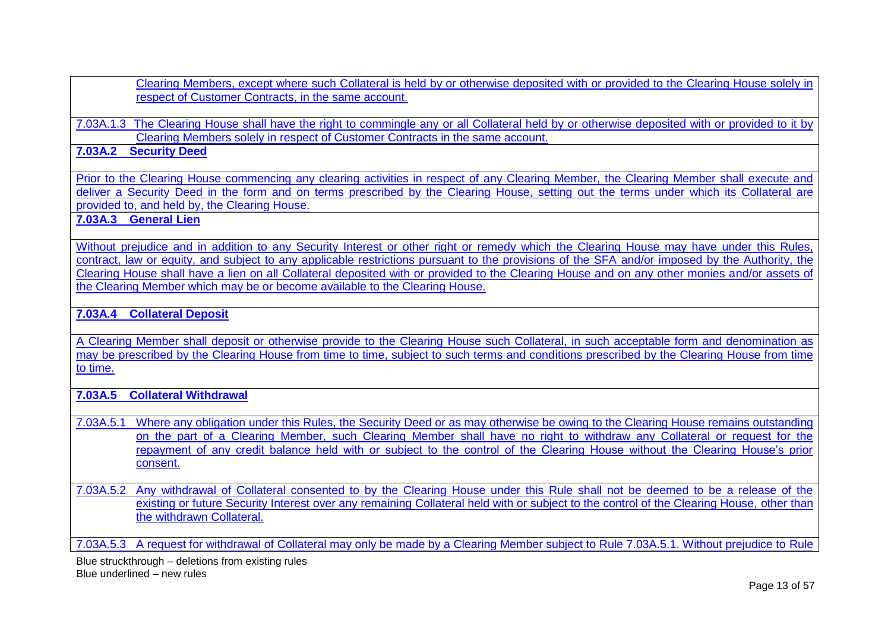Clearing Members, except where such Collateral is held by or otherwise deposited with or provided to the Clearing House solely in respect of Customer Contracts, in the same account.

7.03A.1.3 The Clearing House shall have the right to commingle any or all Collateral held by or otherwise deposited with or provided to it by Clearing Members solely in respect of Customer Contracts in the same account.

**7.03A.2 Security Deed**

Prior to the Clearing House commencing any clearing activities in respect of any Clearing Member, the Clearing Member shall execute and deliver a Security Deed in the form and on terms prescribed by the Clearing House, setting out the terms under which its Collateral are provided to, and held by, the Clearing House.

**7.03A.3 General Lien**

Without prejudice and in addition to any Security Interest or other right or remedy which the Clearing House may have under this Rules, contract, law or equity, and subject to any applicable restrictions pursuant to the provisions of the SFA and/or imposed by the Authority, the Clearing House shall have a lien on all Collateral deposited with or provided to the Clearing House and on any other monies and/or assets of the Clearing Member which may be or become available to the Clearing House.

**7.03A.4 Collateral Deposit**

A Clearing Member shall deposit or otherwise provide to the Clearing House such Collateral, in such acceptable form and denomination as may be prescribed by the Clearing House from time to time, subject to such terms and conditions prescribed by the Clearing House from time to time.

**7.03A.5 Collateral Withdrawal**

7.03A.5.1 Where any obligation under this Rules, the Security Deed or as may otherwise be owing to the Clearing House remains outstanding on the part of a Clearing Member, such Clearing Member shall have no right to withdraw any Collateral or request for the repayment of any credit balance held with or subject to the control of the Clearing House without the Clearing House's prior consent.

7.03A.5.2 Any withdrawal of Collateral consented to by the Clearing House under this Rule shall not be deemed to be a release of the existing or future Security Interest over any remaining Collateral held with or subject to the control of the Clearing House, other than the withdrawn Collateral.

7.03A.5.3 A request for withdrawal of Collateral may only be made by a Clearing Member subject to Rule 7.03A.5.1. Without prejudice to Rule

Blue struckthrough – deletions from existing rules
Blue underlined – new rules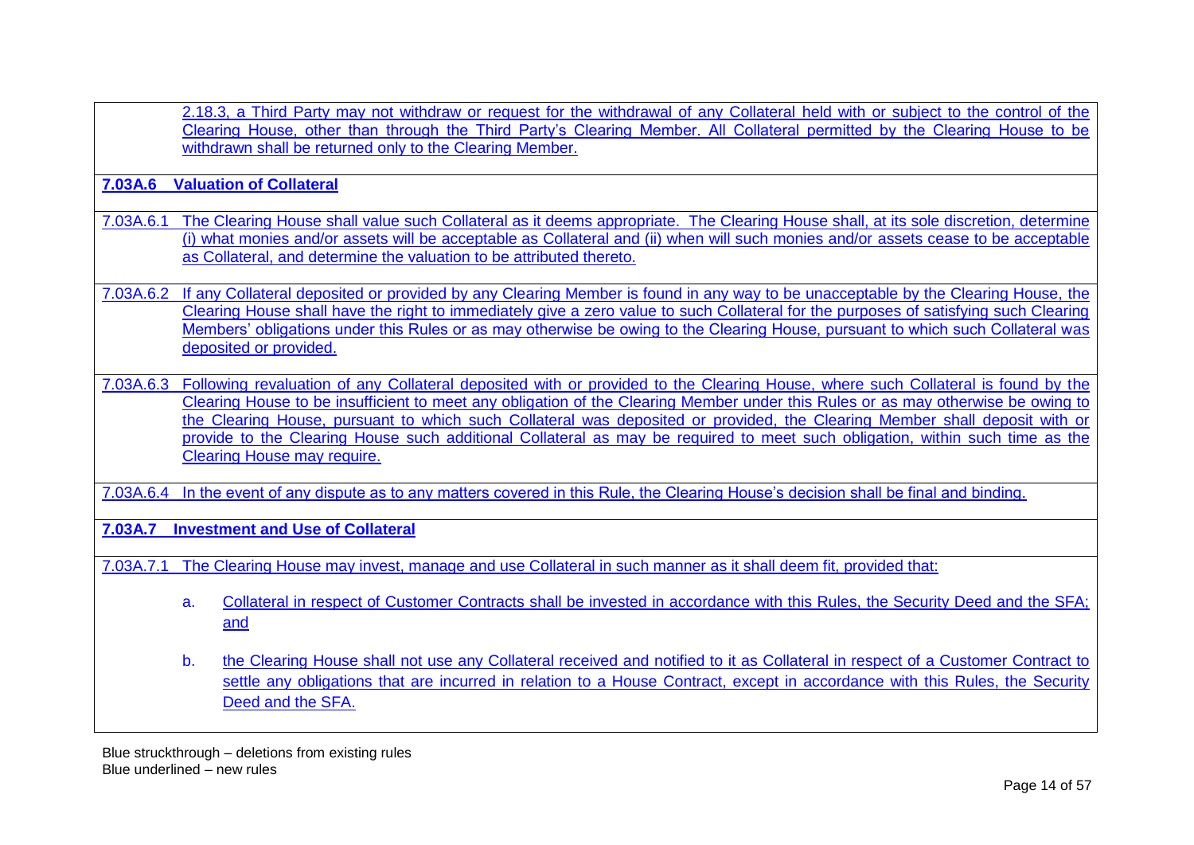2.18.3, a Third Party may not withdraw or request for the withdrawal of any Collateral held with or subject to the control of the Clearing House, other than through the Third Party's Clearing Member. All Collateral permitted by the Clearing House to be withdrawn shall be returned only to the Clearing Member.

**7.03A.6 Valuation of Collateral**

7.03A.6.1 The Clearing House shall value such Collateral as it deems appropriate. The Clearing House shall, at its sole discretion, determine (i) what monies and/or assets will be acceptable as Collateral and (ii) when will such monies and/or assets cease to be acceptable as Collateral, and determine the valuation to be attributed thereto.

7.03A.6.2 If any Collateral deposited or provided by any Clearing Member is found in any way to be unacceptable by the Clearing House, the Clearing House shall have the right to immediately give a zero value to such Collateral for the purposes of satisfying such Clearing Members' obligations under this Rules or as may otherwise be owing to the Clearing House, pursuant to which such Collateral was deposited or provided.

7.03A.6.3 Following revaluation of any Collateral deposited with or provided to the Clearing House, where such Collateral is found by the Clearing House to be insufficient to meet any obligation of the Clearing Member under this Rules or as may otherwise be owing to the Clearing House, pursuant to which such Collateral was deposited or provided, the Clearing Member shall deposit with or provide to the Clearing House such additional Collateral as may be required to meet such obligation, within such time as the Clearing House may require.

7.03A.6.4 In the event of any dispute as to any matters covered in this Rule, the Clearing House's decision shall be final and binding.

**7.03A.7 Investment and Use of Collateral**

7.03A.7.1 The Clearing House may invest, manage and use Collateral in such manner as it shall deem fit, provided that:

a. Collateral in respect of Customer Contracts shall be invested in accordance with this Rules, the Security Deed and the SFA; and

b. the Clearing House shall not use any Collateral received and notified to it as Collateral in respect of a Customer Contract to settle any obligations that are incurred in relation to a House Contract, except in accordance with this Rules, the Security Deed and the SFA.

Blue struckthrough – deletions from existing rules
Blue underlined – new rules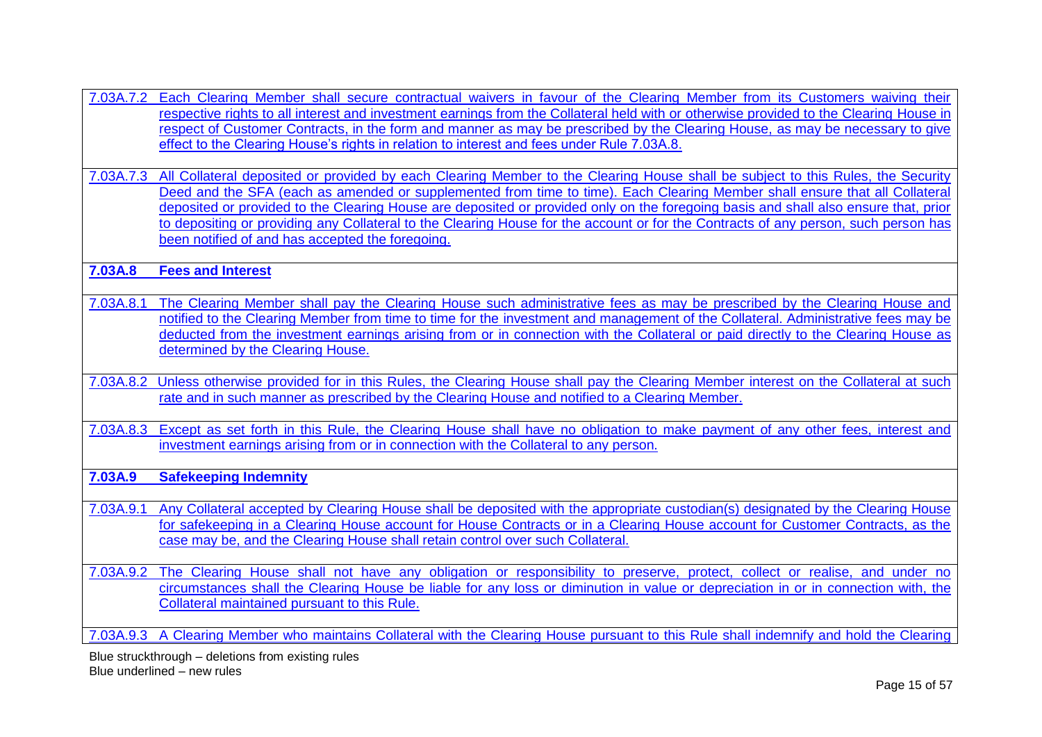| | |
|---|---|
| 7.03A.7.2 | Each Clearing Member shall secure contractual waivers in favour of the Clearing Member from its Customers waiving their respective rights to all interest and investment earnings from the Collateral held with or otherwise provided to the Clearing House in respect of Customer Contracts, in the form and manner as may be prescribed by the Clearing House, as may be necessary to give effect to the Clearing House's rights in relation to interest and fees under Rule 7.03A.8. |
| 7.03A.7.3 | All Collateral deposited or provided by each Clearing Member to the Clearing House shall be subject to this Rules, the Security Deed and the SFA (each as amended or supplemented from time to time). Each Clearing Member shall ensure that all Collateral deposited or provided to the Clearing House are deposited or provided only on the foregoing basis and shall also ensure that, prior to depositing or providing any Collateral to the Clearing House for the account or for the Contracts of any person, such person has been notified of and has accepted the foregoing. |
| **7.03A.8** | **Fees and Interest** |
| 7.03A.8.1 | The Clearing Member shall pay the Clearing House such administrative fees as may be prescribed by the Clearing House and notified to the Clearing Member from time to time for the investment and management of the Collateral. Administrative fees may be deducted from the investment earnings arising from or in connection with the Collateral or paid directly to the Clearing House as determined by the Clearing House. |
| 7.03A.8.2 | Unless otherwise provided for in this Rules, the Clearing House shall pay the Clearing Member interest on the Collateral at such rate and in such manner as prescribed by the Clearing House and notified to a Clearing Member. |
| 7.03A.8.3 | Except as set forth in this Rule, the Clearing House shall have no obligation to make payment of any other fees, interest and investment earnings arising from or in connection with the Collateral to any person. |
| **7.03A.9** | **Safekeeping Indemnity** |
| 7.03A.9.1 | Any Collateral accepted by Clearing House shall be deposited with the appropriate custodian(s) designated by the Clearing House for safekeeping in a Clearing House account for House Contracts or in a Clearing House account for Customer Contracts, as the case may be, and the Clearing House shall retain control over such Collateral. |
| 7.03A.9.2 | The Clearing House shall not have any obligation or responsibility to preserve, protect, collect or realise, and under no circumstances shall the Clearing House be liable for any loss or diminution in value or depreciation in or in connection with, the Collateral maintained pursuant to this Rule. |
| 7.03A.9.3 | A Clearing Member who maintains Collateral with the Clearing House pursuant to this Rule shall indemnify and hold the Clearing |

Blue struckthrough – deletions from existing rules
Blue underlined – new rules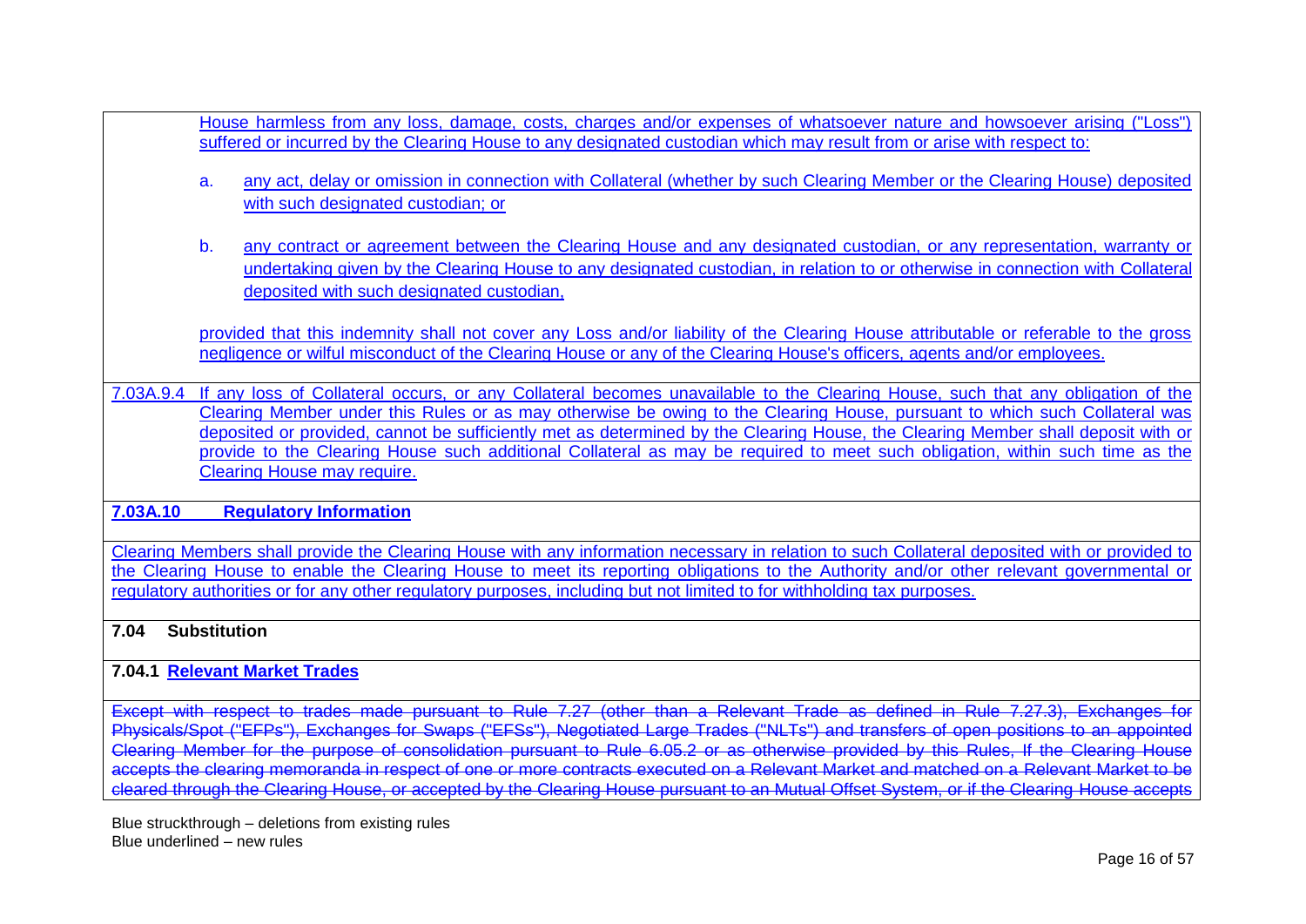House harmless from any loss, damage, costs, charges and/or expenses of whatsoever nature and howsoever arising ("Loss") suffered or incurred by the Clearing House to any designated custodian which may result from or arise with respect to:

a. any act, delay or omission in connection with Collateral (whether by such Clearing Member or the Clearing House) deposited with such designated custodian; or

b. any contract or agreement between the Clearing House and any designated custodian, or any representation, warranty or undertaking given by the Clearing House to any designated custodian, in relation to or otherwise in connection with Collateral deposited with such designated custodian,

provided that this indemnity shall not cover any Loss and/or liability of the Clearing House attributable or referable to the gross negligence or wilful misconduct of the Clearing House or any of the Clearing House's officers, agents and/or employees.

7.03A.9.4 If any loss of Collateral occurs, or any Collateral becomes unavailable to the Clearing House, such that any obligation of the Clearing Member under this Rules or as may otherwise be owing to the Clearing House, pursuant to which such Collateral was deposited or provided, cannot be sufficiently met as determined by the Clearing House, the Clearing Member shall deposit with or provide to the Clearing House such additional Collateral as may be required to meet such obligation, within such time as the Clearing House may require.

**7.03A.10 Regulatory Information**

Clearing Members shall provide the Clearing House with any information necessary in relation to such Collateral deposited with or provided to the Clearing House to enable the Clearing House to meet its reporting obligations to the Authority and/or other relevant governmental or regulatory authorities or for any other regulatory purposes, including but not limited to for withholding tax purposes.

**7.04 Substitution**

**7.04.1 Relevant Market Trades**

~~Except with respect to trades made pursuant to Rule 7.27 (other than a Relevant Trade as defined in Rule 7.27.3), Exchanges for Physicals/Spot ("EFPs"), Exchanges for Swaps ("EFSs"), Negotiated Large Trades ("NLTs") and transfers of open positions to an appointed Clearing Member for the purpose of consolidation pursuant to Rule 6.05.2 or as otherwise provided by this Rules, If the Clearing House accepts the clearing memoranda in respect of one or more contracts executed on a Relevant Market and matched on a Relevant Market to be cleared through the Clearing House, or accepted by the Clearing House pursuant to an Mutual Offset System, or if the Clearing House accepts~~

Blue struckthrough – deletions from existing rules
Blue underlined – new rules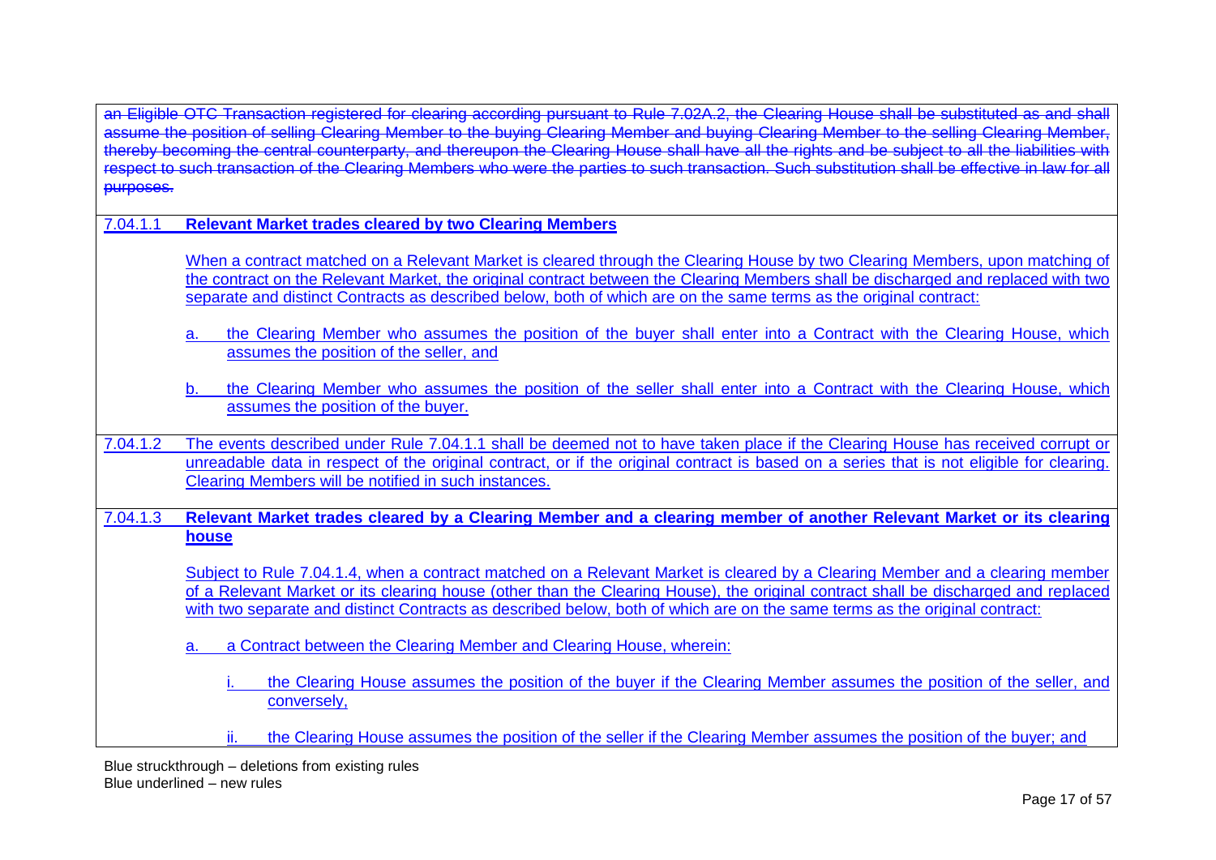~~an Eligible OTC Transaction registered for clearing according pursuant to Rule 7.02A.2, the Clearing House shall be substituted as and shall assume the position of selling Clearing Member to the buying Clearing Member and buying Clearing Member to the selling Clearing Member, thereby becoming the central counterparty, and thereupon the Clearing House shall have all the rights and be subject to all the liabilities with respect to such transaction of the Clearing Members who were the parties to such transaction. Such substitution shall be effective in law for all purposes.~~

<u>7.04.1.1</u> <u>**Relevant Market trades cleared by two Clearing Members**</u>

<u>When a contract matched on a Relevant Market is cleared through the Clearing House by two Clearing Members, upon matching of the contract on the Relevant Market, the original contract between the Clearing Members shall be discharged and replaced with two separate and distinct Contracts as described below, both of which are on the same terms as the original contract:</u>

<u>a. the Clearing Member who assumes the position of the buyer shall enter into a Contract with the Clearing House, which assumes the position of the seller, and</u>

<u>b. the Clearing Member who assumes the position of the seller shall enter into a Contract with the Clearing House, which assumes the position of the buyer.</u>

<u>7.04.1.2</u> <u>The events described under Rule 7.04.1.1 shall be deemed not to have taken place if the Clearing House has received corrupt or unreadable data in respect of the original contract, or if the original contract is based on a series that is not eligible for clearing. Clearing Members will be notified in such instances.</u>

<u>7.04.1.3</u> <u>**Relevant Market trades cleared by a Clearing Member and a clearing member of another Relevant Market or its clearing house**</u>

<u>Subject to Rule 7.04.1.4, when a contract matched on a Relevant Market is cleared by a Clearing Member and a clearing member of a Relevant Market or its clearing house (other than the Clearing House), the original contract shall be discharged and replaced with two separate and distinct Contracts as described below, both of which are on the same terms as the original contract:</u>

<u>a. a Contract between the Clearing Member and Clearing House, wherein:</u>

<u>i. the Clearing House assumes the position of the buyer if the Clearing Member assumes the position of the seller, and conversely,</u>

<u>ii. the Clearing House assumes the position of the seller if the Clearing Member assumes the position of the buyer; and</u>

Blue struckthrough – deletions from existing rules
Blue underlined – new rules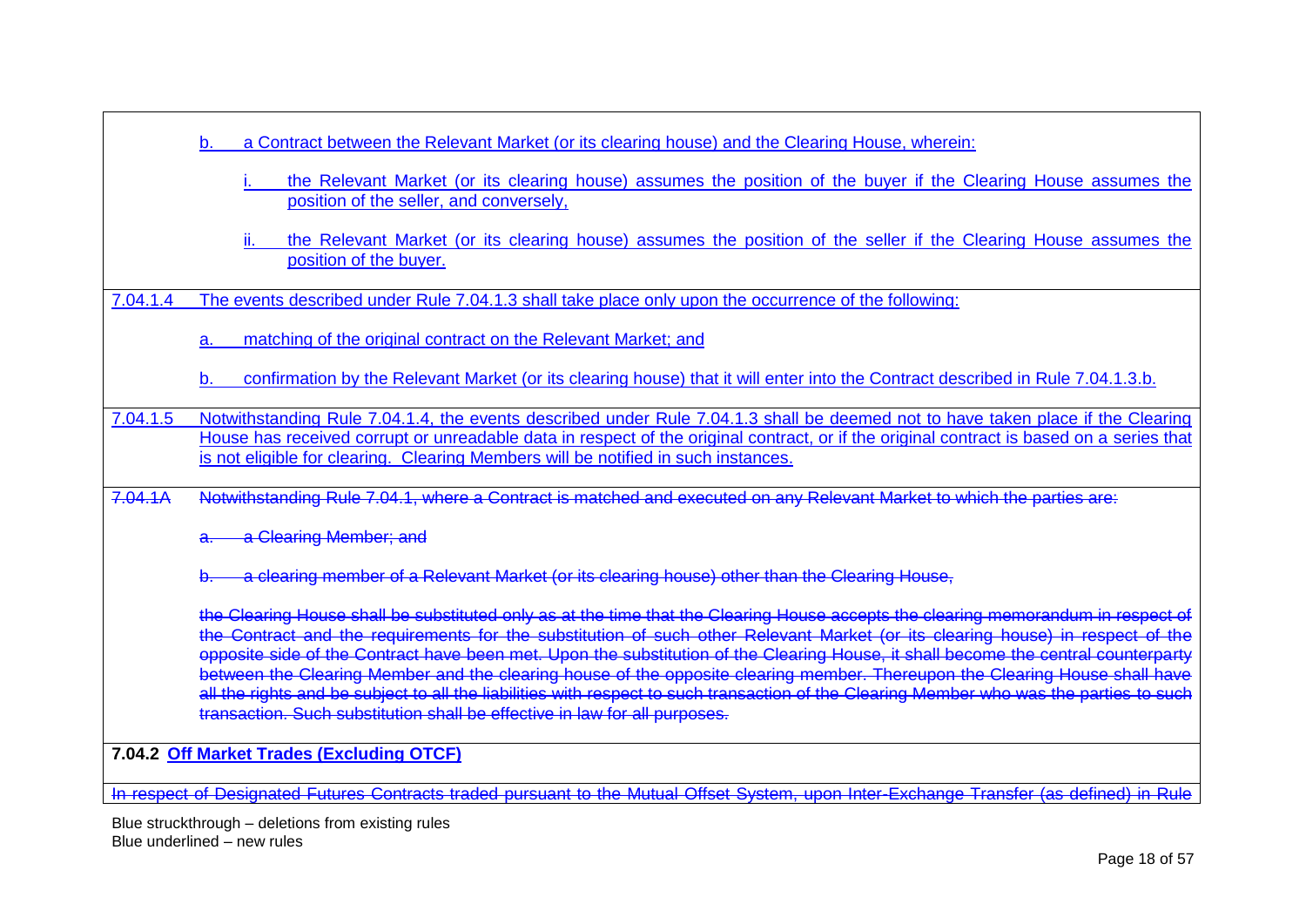| | |
|---|---|
| | b. a Contract between the Relevant Market (or its clearing house) and the Clearing House, wherein:<br><br>i. the Relevant Market (or its clearing house) assumes the position of the buyer if the Clearing House assumes the position of the seller, and conversely,<br><br>ii. the Relevant Market (or its clearing house) assumes the position of the seller if the Clearing House assumes the position of the buyer. |
| 7.04.1.4 | The events described under Rule 7.04.1.3 shall take place only upon the occurrence of the following:<br><br>a. matching of the original contract on the Relevant Market; and<br><br>b. confirmation by the Relevant Market (or its clearing house) that it will enter into the Contract described in Rule 7.04.1.3.b. |
| 7.04.1.5 | Notwithstanding Rule 7.04.1.4, the events described under Rule 7.04.1.3 shall be deemed not to have taken place if the Clearing House has received corrupt or unreadable data in respect of the original contract, or if the original contract is based on a series that is not eligible for clearing. Clearing Members will be notified in such instances. |
| ~~7.04.1A~~ | ~~Notwithstanding Rule 7.04.1, where a Contract is matched and executed on any Relevant Market to which the parties are:~~<br><br>~~a. a Clearing Member; and~~<br><br>~~b. a clearing member of a Relevant Market (or its clearing house) other than the Clearing House,~~<br><br>~~the Clearing House shall be substituted only as at the time that the Clearing House accepts the clearing memorandum in respect of the Contract and the requirements for the substitution of such other Relevant Market (or its clearing house) in respect of the opposite side of the Contract have been met. Upon the substitution of the Clearing House, it shall become the central counterparty between the Clearing Member and the clearing house of the opposite clearing member. Thereupon the Clearing House shall have all the rights and be subject to all the liabilities with respect to such transaction of the Clearing Member who was the parties to such transaction. Such substitution shall be effective in law for all purposes.~~ |
| **7.04.2 Off Market Trades (Excluding OTCF)** | |
| ~~In respect of Designated Futures Contracts traded pursuant to the Mutual Offset System, upon Inter-Exchange Transfer (as defined) in Rule~~ | |

Blue struckthrough – deletions from existing rules
Blue underlined – new rules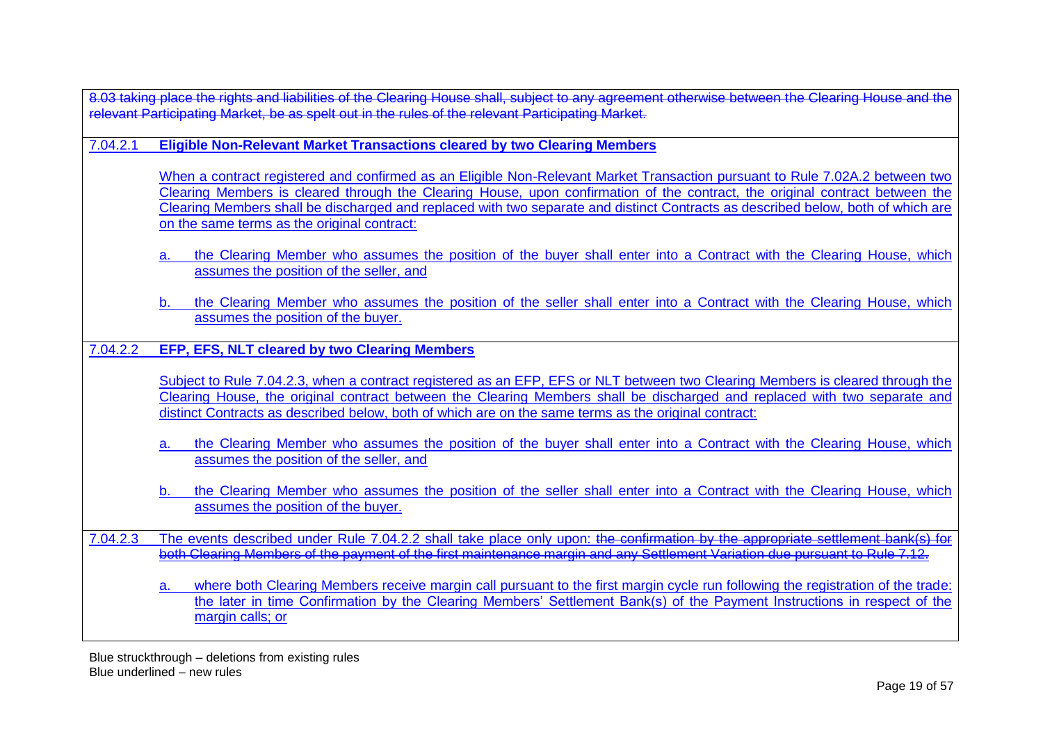~~8.03 taking place the rights and liabilities of the Clearing House shall, subject to any agreement otherwise between the Clearing House and the relevant Participating Market, be as spelt out in the rules of the relevant Participating Market.~~

<u>7.04.2.1</u> **<u>Eligible Non-Relevant Market Transactions cleared by two Clearing Members</u>**

<u>When a contract registered and confirmed as an Eligible Non-Relevant Market Transaction pursuant to Rule 7.02A.2 between two Clearing Members is cleared through the Clearing House, upon confirmation of the contract, the original contract between the Clearing Members shall be discharged and replaced with two separate and distinct Contracts as described below, both of which are on the same terms as the original contract:</u>

<u>a. the Clearing Member who assumes the position of the buyer shall enter into a Contract with the Clearing House, which assumes the position of the seller, and</u>

<u>b. the Clearing Member who assumes the position of the seller shall enter into a Contract with the Clearing House, which assumes the position of the buyer.</u>

<u>7.04.2.2</u> **<u>EFP, EFS, NLT cleared by two Clearing Members</u>**

<u>Subject to Rule 7.04.2.3, when a contract registered as an EFP, EFS or NLT between two Clearing Members is cleared through the Clearing House, the original contract between the Clearing Members shall be discharged and replaced with two separate and distinct Contracts as described below, both of which are on the same terms as the original contract:</u>

<u>a. the Clearing Member who assumes the position of the buyer shall enter into a Contract with the Clearing House, which assumes the position of the seller, and</u>

<u>b. the Clearing Member who assumes the position of the seller shall enter into a Contract with the Clearing House, which assumes the position of the buyer.</u>

<u>7.04.2.3</u> <u>The events described under Rule 7.04.2.2 shall take place only upon:</u> ~~the confirmation by the appropriate settlement bank(s) for both Clearing Members of the payment of the first maintenance margin and any Settlement Variation due pursuant to Rule 7.12.~~

<u>a. where both Clearing Members receive margin call pursuant to the first margin cycle run following the registration of the trade: the later in time Confirmation by the Clearing Members' Settlement Bank(s) of the Payment Instructions in respect of the margin calls; or</u>

Blue struckthrough – deletions from existing rules
Blue underlined – new rules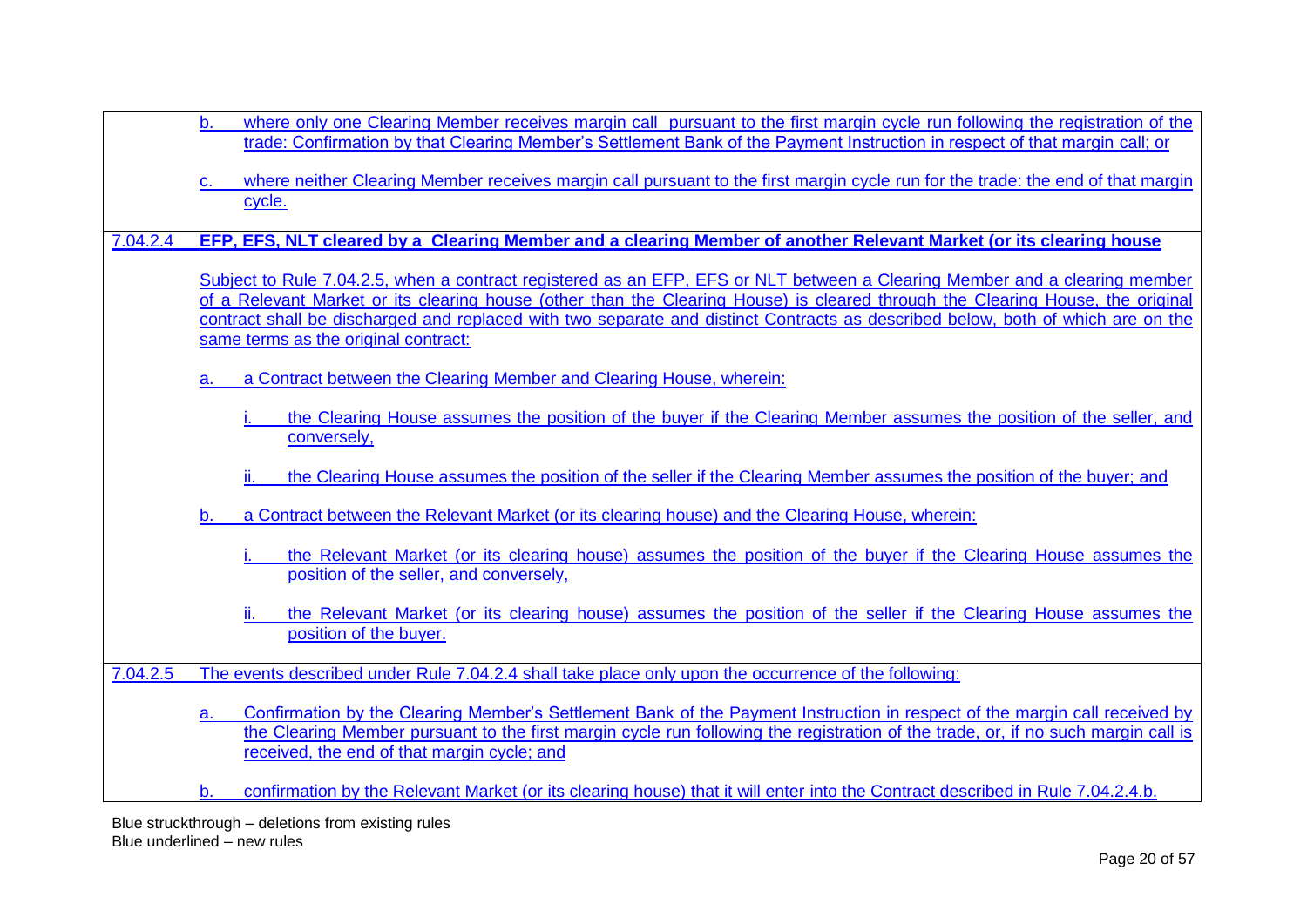b. where only one Clearing Member receives margin call pursuant to the first margin cycle run following the registration of the trade: Confirmation by that Clearing Member's Settlement Bank of the Payment Instruction in respect of that margin call; or

c. where neither Clearing Member receives margin call pursuant to the first margin cycle run for the trade: the end of that margin cycle.

**7.04.2.4 EFP, EFS, NLT cleared by a Clearing Member and a clearing Member of another Relevant Market (or its clearing house**

Subject to Rule 7.04.2.5, when a contract registered as an EFP, EFS or NLT between a Clearing Member and a clearing member of a Relevant Market or its clearing house (other than the Clearing House) is cleared through the Clearing House, the original contract shall be discharged and replaced with two separate and distinct Contracts as described below, both of which are on the same terms as the original contract:

a. a Contract between the Clearing Member and Clearing House, wherein:

   i. the Clearing House assumes the position of the buyer if the Clearing Member assumes the position of the seller, and conversely,

   ii. the Clearing House assumes the position of the seller if the Clearing Member assumes the position of the buyer; and

b. a Contract between the Relevant Market (or its clearing house) and the Clearing House, wherein:

   i. the Relevant Market (or its clearing house) assumes the position of the buyer if the Clearing House assumes the position of the seller, and conversely,

   ii. the Relevant Market (or its clearing house) assumes the position of the seller if the Clearing House assumes the position of the buyer.

7.04.2.5 The events described under Rule 7.04.2.4 shall take place only upon the occurrence of the following:

a. Confirmation by the Clearing Member's Settlement Bank of the Payment Instruction in respect of the margin call received by the Clearing Member pursuant to the first margin cycle run following the registration of the trade, or, if no such margin call is received, the end of that margin cycle; and

b. confirmation by the Relevant Market (or its clearing house) that it will enter into the Contract described in Rule 7.04.2.4.b.

Blue struckthrough – deletions from existing rules
Blue underlined – new rules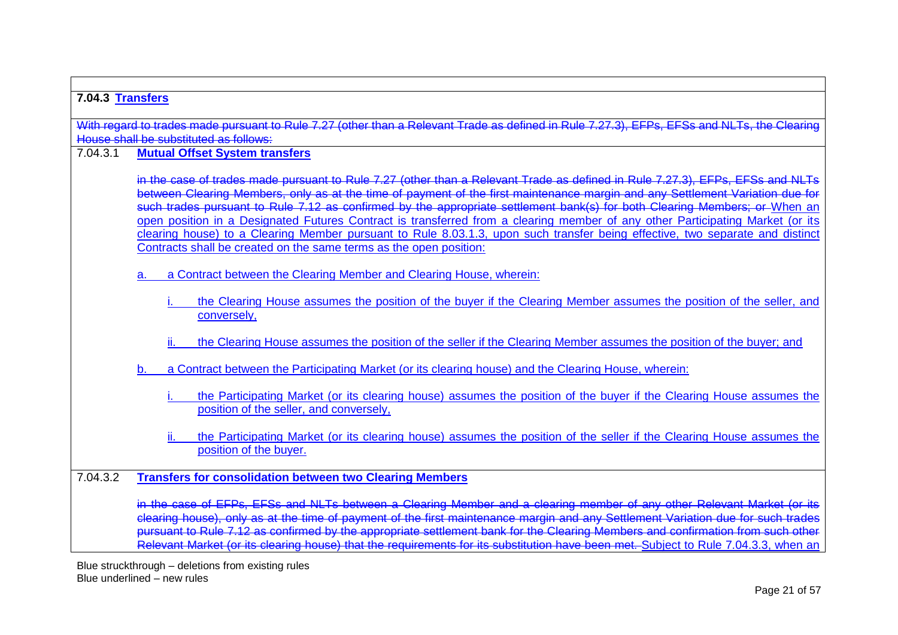**7.04.3 Transfers**

~~With regard to trades made pursuant to Rule 7.27 (other than a Relevant Trade as defined in Rule 7.27.3), EFPs, EFSs and NLTs, the Clearing House shall be substituted as follows:~~

7.04.3.1 **Mutual Offset System transfers**

~~in the case of trades made pursuant to Rule 7.27 (other than a Relevant Trade as defined in Rule 7.27.3), EFPs, EFSs and NLTs between Clearing Members, only as at the time of payment of the first maintenance margin and any Settlement Variation due for such trades pursuant to Rule 7.12 as confirmed by the appropriate settlement bank(s) for both Clearing Members; or~~ When an open position in a Designated Futures Contract is transferred from a clearing member of any other Participating Market (or its clearing house) to a Clearing Member pursuant to Rule 8.03.1.3, upon such transfer being effective, two separate and distinct Contracts shall be created on the same terms as the open position:

a. a Contract between the Clearing Member and Clearing House, wherein:

i. the Clearing House assumes the position of the buyer if the Clearing Member assumes the position of the seller, and conversely,

ii. the Clearing House assumes the position of the seller if the Clearing Member assumes the position of the buyer; and

b. a Contract between the Participating Market (or its clearing house) and the Clearing House, wherein:

i. the Participating Market (or its clearing house) assumes the position of the buyer if the Clearing House assumes the position of the seller, and conversely,

ii. the Participating Market (or its clearing house) assumes the position of the seller if the Clearing House assumes the position of the buyer.

7.04.3.2 **Transfers for consolidation between two Clearing Members**

~~in the case of EFPs, EFSs and NLTs between a Clearing Member and a clearing member of any other Relevant Market (or its clearing house), only as at the time of payment of the first maintenance margin and any Settlement Variation due for such trades pursuant to Rule 7.12 as confirmed by the appropriate settlement bank for the Clearing Members and confirmation from such other Relevant Market (or its clearing house) that the requirements for its substitution have been met.~~ Subject to Rule 7.04.3.3, when an

Blue struckthrough – deletions from existing rules
Blue underlined – new rules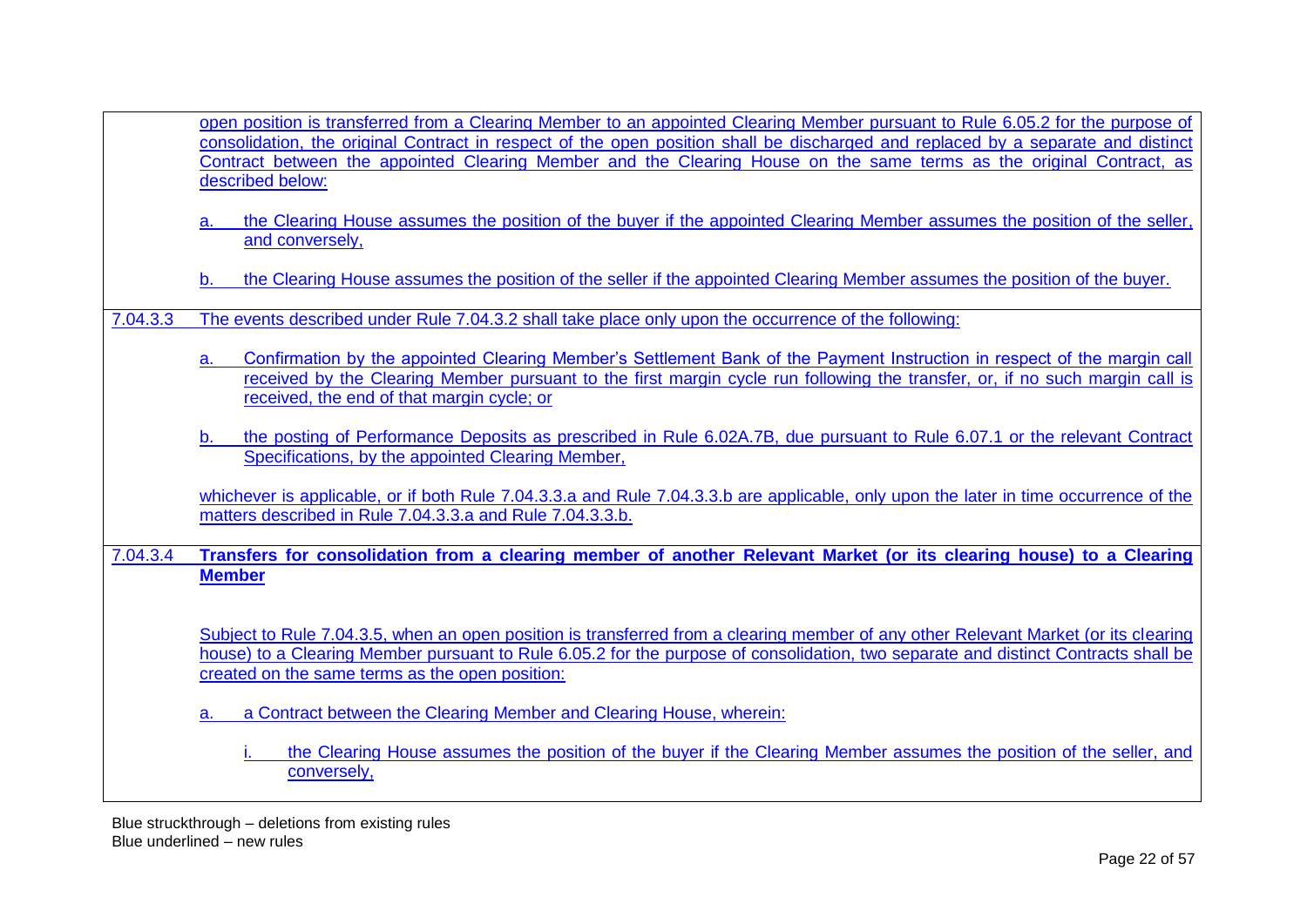| | |
|---|---|
| | open position is transferred from a Clearing Member to an appointed Clearing Member pursuant to Rule 6.05.2 for the purpose of consolidation, the original Contract in respect of the open position shall be discharged and replaced by a separate and distinct Contract between the appointed Clearing Member and the Clearing House on the same terms as the original Contract, as described below:<br><br>a. the Clearing House assumes the position of the buyer if the appointed Clearing Member assumes the position of the seller, and conversely,<br><br>b. the Clearing House assumes the position of the seller if the appointed Clearing Member assumes the position of the buyer. |
| 7.04.3.3 | The events described under Rule 7.04.3.2 shall take place only upon the occurrence of the following:<br><br>a. Confirmation by the appointed Clearing Member's Settlement Bank of the Payment Instruction in respect of the margin call received by the Clearing Member pursuant to the first margin cycle run following the transfer, or, if no such margin call is received, the end of that margin cycle; or<br><br>b. the posting of Performance Deposits as prescribed in Rule 6.02A.7B, due pursuant to Rule 6.07.1 or the relevant Contract Specifications, by the appointed Clearing Member,<br><br>whichever is applicable, or if both Rule 7.04.3.3.a and Rule 7.04.3.3.b are applicable, only upon the later in time occurrence of the matters described in Rule 7.04.3.3.a and Rule 7.04.3.3.b. |
| 7.04.3.4 | **Transfers for consolidation from a clearing member of another Relevant Market (or its clearing house) to a Clearing Member**<br><br>Subject to Rule 7.04.3.5, when an open position is transferred from a clearing member of any other Relevant Market (or its clearing house) to a Clearing Member pursuant to Rule 6.05.2 for the purpose of consolidation, two separate and distinct Contracts shall be created on the same terms as the open position:<br><br>a. a Contract between the Clearing Member and Clearing House, wherein:<br><br>i. the Clearing House assumes the position of the buyer if the Clearing Member assumes the position of the seller, and conversely, |

Blue struckthrough – deletions from existing rules
Blue underlined – new rules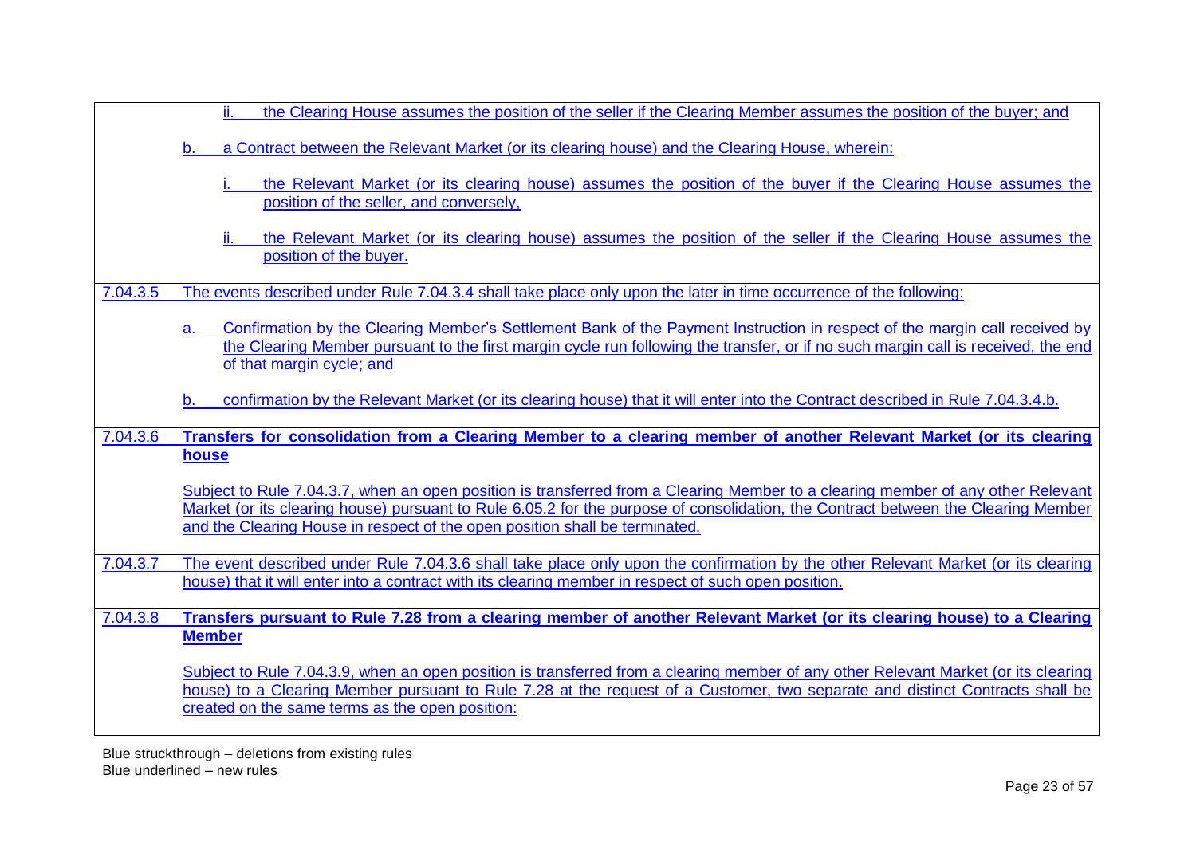| | |
|---|---|
| | ii. the Clearing House assumes the position of the seller if the Clearing Member assumes the position of the buyer; and<br><br>b. a Contract between the Relevant Market (or its clearing house) and the Clearing House, wherein:<br><br>i. the Relevant Market (or its clearing house) assumes the position of the buyer if the Clearing House assumes the position of the seller, and conversely,<br><br>ii. the Relevant Market (or its clearing house) assumes the position of the seller if the Clearing House assumes the position of the buyer. |
| 7.04.3.5 | The events described under Rule 7.04.3.4 shall take place only upon the later in time occurrence of the following:<br><br>a. Confirmation by the Clearing Member's Settlement Bank of the Payment Instruction in respect of the margin call received by the Clearing Member pursuant to the first margin cycle run following the transfer, or if no such margin call is received, the end of that margin cycle; and<br><br>b. confirmation by the Relevant Market (or its clearing house) that it will enter into the Contract described in Rule 7.04.3.4.b. |
| 7.04.3.6 | **Transfers for consolidation from a Clearing Member to a clearing member of another Relevant Market (or its clearing house**<br><br>Subject to Rule 7.04.3.7, when an open position is transferred from a Clearing Member to a clearing member of any other Relevant Market (or its clearing house) pursuant to Rule 6.05.2 for the purpose of consolidation, the Contract between the Clearing Member and the Clearing House in respect of the open position shall be terminated. |
| 7.04.3.7 | The event described under Rule 7.04.3.6 shall take place only upon the confirmation by the other Relevant Market (or its clearing house) that it will enter into a contract with its clearing member in respect of such open position. |
| 7.04.3.8 | **Transfers pursuant to Rule 7.28 from a clearing member of another Relevant Market (or its clearing house) to a Clearing Member**<br><br>Subject to Rule 7.04.3.9, when an open position is transferred from a clearing member of any other Relevant Market (or its clearing house) to a Clearing Member pursuant to Rule 7.28 at the request of a Customer, two separate and distinct Contracts shall be created on the same terms as the open position: |

Blue struckthrough – deletions from existing rules
Blue underlined – new rules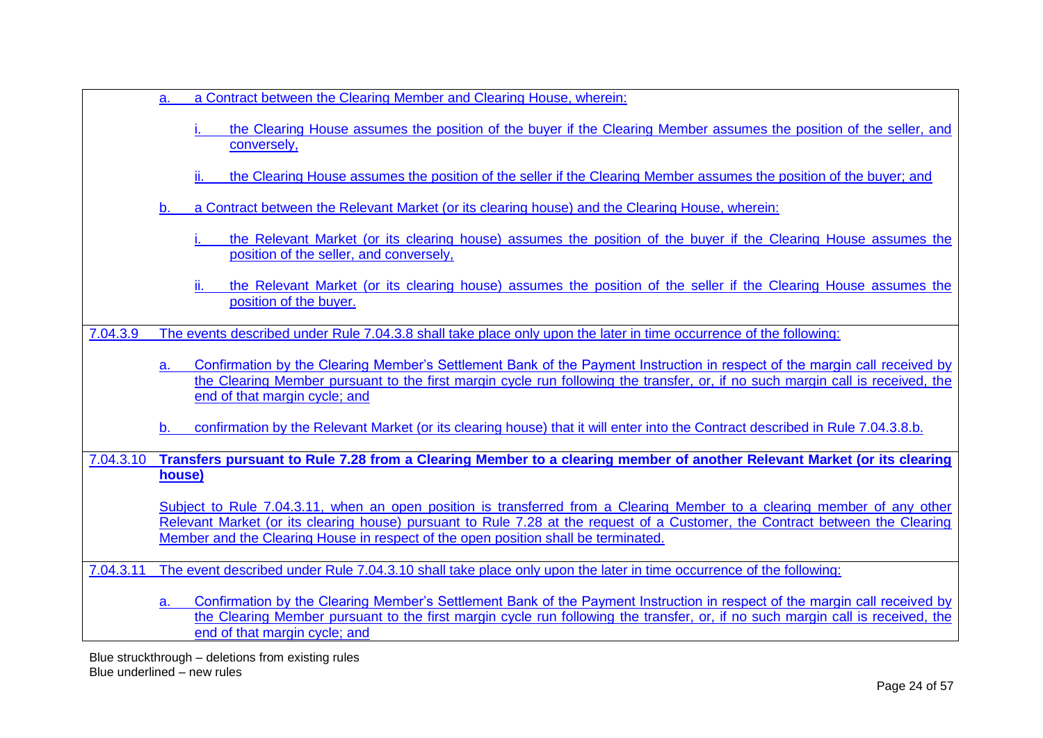| | |
|---|---|
| | a. a Contract between the Clearing Member and Clearing House, wherein:<br><br>i. the Clearing House assumes the position of the buyer if the Clearing Member assumes the position of the seller, and conversely,<br><br>ii. the Clearing House assumes the position of the seller if the Clearing Member assumes the position of the buyer; and<br><br>b. a Contract between the Relevant Market (or its clearing house) and the Clearing House, wherein:<br><br>i. the Relevant Market (or its clearing house) assumes the position of the buyer if the Clearing House assumes the position of the seller, and conversely,<br><br>ii. the Relevant Market (or its clearing house) assumes the position of the seller if the Clearing House assumes the position of the buyer. |
| 7.04.3.9 | The events described under Rule 7.04.3.8 shall take place only upon the later in time occurrence of the following:<br><br>a. Confirmation by the Clearing Member's Settlement Bank of the Payment Instruction in respect of the margin call received by the Clearing Member pursuant to the first margin cycle run following the transfer, or, if no such margin call is received, the end of that margin cycle; and<br><br>b. confirmation by the Relevant Market (or its clearing house) that it will enter into the Contract described in Rule 7.04.3.8.b. |
| 7.04.3.10 | **Transfers pursuant to Rule 7.28 from a Clearing Member to a clearing member of another Relevant Market (or its clearing house)**<br><br>Subject to Rule 7.04.3.11, when an open position is transferred from a Clearing Member to a clearing member of any other Relevant Market (or its clearing house) pursuant to Rule 7.28 at the request of a Customer, the Contract between the Clearing Member and the Clearing House in respect of the open position shall be terminated. |
| 7.04.3.11 | The event described under Rule 7.04.3.10 shall take place only upon the later in time occurrence of the following:<br><br>a. Confirmation by the Clearing Member's Settlement Bank of the Payment Instruction in respect of the margin call received by the Clearing Member pursuant to the first margin cycle run following the transfer, or, if no such margin call is received, the end of that margin cycle; and |

Blue struckthrough – deletions from existing rules
Blue underlined – new rules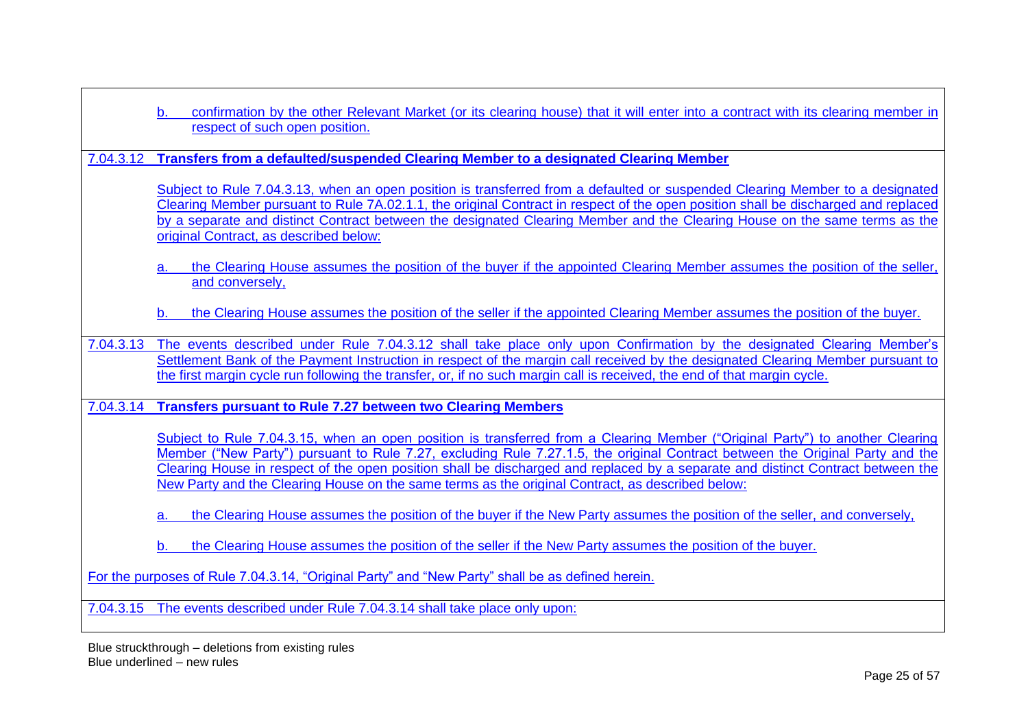b. confirmation by the other Relevant Market (or its clearing house) that it will enter into a contract with its clearing member in respect of such open position.

7.04.3.12 **Transfers from a defaulted/suspended Clearing Member to a designated Clearing Member**

Subject to Rule 7.04.3.13, when an open position is transferred from a defaulted or suspended Clearing Member to a designated Clearing Member pursuant to Rule 7A.02.1.1, the original Contract in respect of the open position shall be discharged and replaced by a separate and distinct Contract between the designated Clearing Member and the Clearing House on the same terms as the original Contract, as described below:

a. the Clearing House assumes the position of the buyer if the appointed Clearing Member assumes the position of the seller, and conversely,

b. the Clearing House assumes the position of the seller if the appointed Clearing Member assumes the position of the buyer.

7.04.3.13 The events described under Rule 7.04.3.12 shall take place only upon Confirmation by the designated Clearing Member's Settlement Bank of the Payment Instruction in respect of the margin call received by the designated Clearing Member pursuant to the first margin cycle run following the transfer, or, if no such margin call is received, the end of that margin cycle.

7.04.3.14 **Transfers pursuant to Rule 7.27 between two Clearing Members**

Subject to Rule 7.04.3.15, when an open position is transferred from a Clearing Member ("Original Party") to another Clearing Member ("New Party") pursuant to Rule 7.27, excluding Rule 7.27.1.5, the original Contract between the Original Party and the Clearing House in respect of the open position shall be discharged and replaced by a separate and distinct Contract between the New Party and the Clearing House on the same terms as the original Contract, as described below:

a. the Clearing House assumes the position of the buyer if the New Party assumes the position of the seller, and conversely,

b. the Clearing House assumes the position of the seller if the New Party assumes the position of the buyer.

For the purposes of Rule 7.04.3.14, "Original Party" and "New Party" shall be as defined herein.

7.04.3.15 The events described under Rule 7.04.3.14 shall take place only upon:

Blue struckthrough – deletions from existing rules
Blue underlined – new rules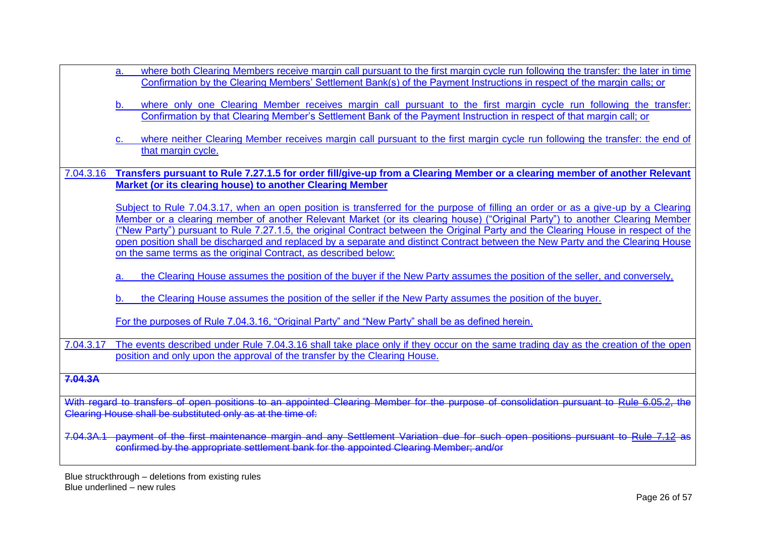a. where both Clearing Members receive margin call pursuant to the first margin cycle run following the transfer: the later in time Confirmation by the Clearing Members' Settlement Bank(s) of the Payment Instructions in respect of the margin calls; or

b. where only one Clearing Member receives margin call pursuant to the first margin cycle run following the transfer: Confirmation by that Clearing Member's Settlement Bank of the Payment Instruction in respect of that margin call; or

c. where neither Clearing Member receives margin call pursuant to the first margin cycle run following the transfer: the end of that margin cycle.

**7.04.3.16 Transfers pursuant to Rule 7.27.1.5 for order fill/give-up from a Clearing Member or a clearing member of another Relevant Market (or its clearing house) to another Clearing Member**

Subject to Rule 7.04.3.17, when an open position is transferred for the purpose of filling an order or as a give-up by a Clearing Member or a clearing member of another Relevant Market (or its clearing house) ("Original Party") to another Clearing Member ("New Party") pursuant to Rule 7.27.1.5, the original Contract between the Original Party and the Clearing House in respect of the open position shall be discharged and replaced by a separate and distinct Contract between the New Party and the Clearing House on the same terms as the original Contract, as described below:

a. the Clearing House assumes the position of the buyer if the New Party assumes the position of the seller, and conversely,

b. the Clearing House assumes the position of the seller if the New Party assumes the position of the buyer.

For the purposes of Rule 7.04.3.16, "Original Party" and "New Party" shall be as defined herein.

7.04.3.17 The events described under Rule 7.04.3.16 shall take place only if they occur on the same trading day as the creation of the open position and only upon the approval of the transfer by the Clearing House.

~~**7.04.3A**~~

~~With regard to transfers of open positions to an appointed Clearing Member for the purpose of consolidation pursuant to Rule 6.05.2, the Clearing House shall be substituted only as at the time of:~~

~~7.04.3A.1 payment of the first maintenance margin and any Settlement Variation due for such open positions pursuant to Rule 7.12 as confirmed by the appropriate settlement bank for the appointed Clearing Member; and/or~~

Blue struckthrough – deletions from existing rules
Blue underlined – new rules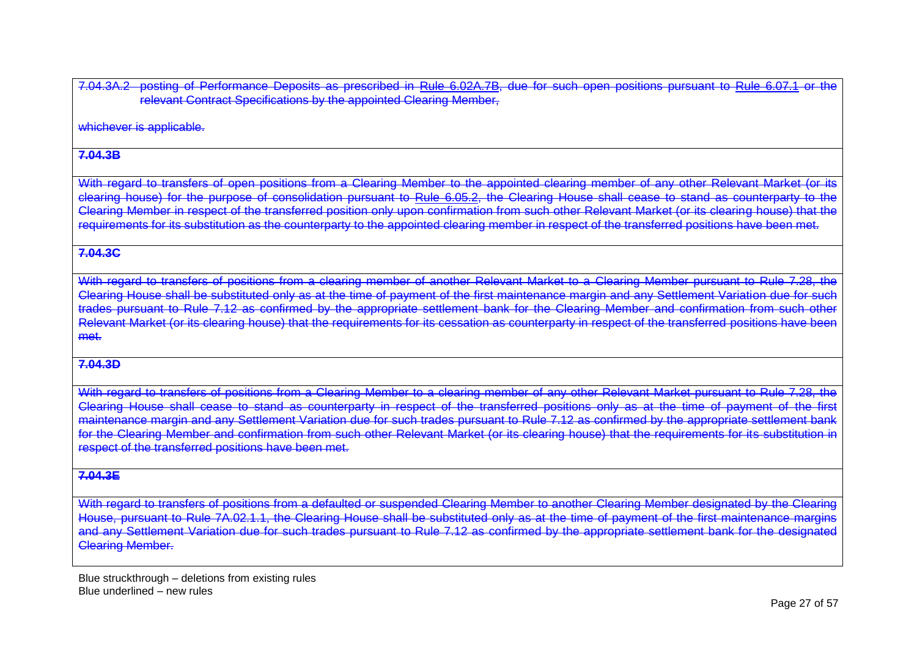| |
|---|
| ~~7.04.3A.2 posting of Performance Deposits as prescribed in Rule 6.02A.7B, due for such open positions pursuant to Rule 6.07.1 or the relevant Contract Specifications by the appointed Clearing Member,~~<br><br>~~whichever is applicable.~~ |
| ~~**7.04.3B**~~ |
| ~~With regard to transfers of open positions from a Clearing Member to the appointed clearing member of any other Relevant Market (or its clearing house) for the purpose of consolidation pursuant to Rule 6.05.2, the Clearing House shall cease to stand as counterparty to the Clearing Member in respect of the transferred position only upon confirmation from such other Relevant Market (or its clearing house) that the requirements for its substitution as the counterparty to the appointed clearing member in respect of the transferred positions have been met.~~ |
| ~~**7.04.3C**~~ |
| ~~With regard to transfers of positions from a clearing member of another Relevant Market to a Clearing Member pursuant to Rule 7.28, the Clearing House shall be substituted only as at the time of payment of the first maintenance margin and any Settlement Variation due for such trades pursuant to Rule 7.12 as confirmed by the appropriate settlement bank for the Clearing Member and confirmation from such other Relevant Market (or its clearing house) that the requirements for its cessation as counterparty in respect of the transferred positions have been met.~~ |
| ~~**7.04.3D**~~ |
| ~~With regard to transfers of positions from a Clearing Member to a clearing member of any other Relevant Market pursuant to Rule 7.28, the Clearing House shall cease to stand as counterparty in respect of the transferred positions only as at the time of payment of the first maintenance margin and any Settlement Variation due for such trades pursuant to Rule 7.12 as confirmed by the appropriate settlement bank for the Clearing Member and confirmation from such other Relevant Market (or its clearing house) that the requirements for its substitution in respect of the transferred positions have been met.~~ |
| ~~**7.04.3E**~~ |
| ~~With regard to transfers of positions from a defaulted or suspended Clearing Member to another Clearing Member designated by the Clearing House, pursuant to Rule 7A.02.1.1, the Clearing House shall be substituted only as at the time of payment of the first maintenance margins and any Settlement Variation due for such trades pursuant to Rule 7.12 as confirmed by the appropriate settlement bank for the designated Clearing Member.~~ |

Blue struckthrough – deletions from existing rules
Blue underlined – new rules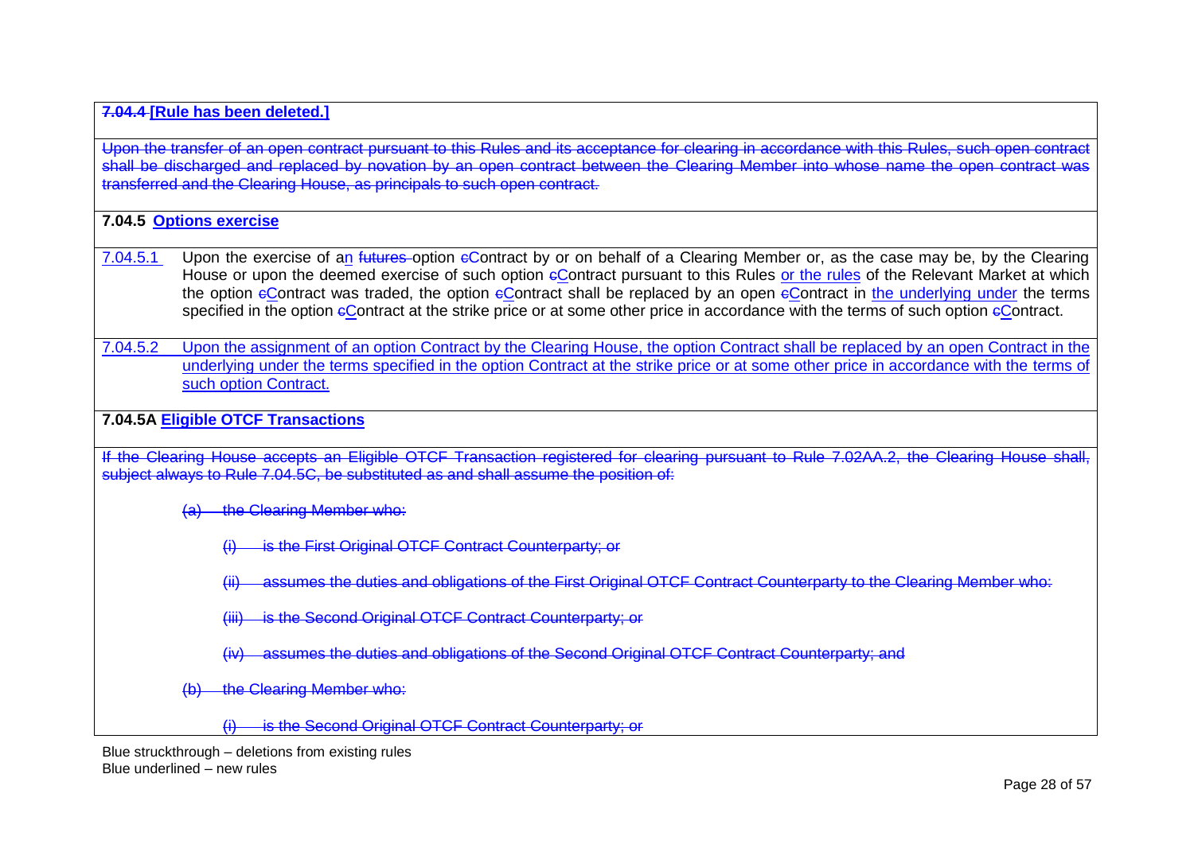**~~7.04.4~~ [Rule has been deleted.]**

~~Upon the transfer of an open contract pursuant to this Rules and its acceptance for clearing in accordance with this Rules, such open contract shall be discharged and replaced by novation by an open contract between the Clearing Member into whose name the open contract was transferred and the Clearing House, as principals to such open contract.~~

**7.04.5 Options exercise**

7.04.5.1 Upon the exercise of an ~~futures~~ option ~~c~~Contract by or on behalf of a Clearing Member or, as the case may be, by the Clearing House or upon the deemed exercise of such option ~~c~~Contract pursuant to this Rules or the rules of the Relevant Market at which the option ~~c~~Contract was traded, the option ~~c~~Contract shall be replaced by an open ~~c~~Contract in the underlying under the terms specified in the option ~~c~~Contract at the strike price or at some other price in accordance with the terms of such option ~~c~~Contract.

7.04.5.2 Upon the assignment of an option Contract by the Clearing House, the option Contract shall be replaced by an open Contract in the underlying under the terms specified in the option Contract at the strike price or at some other price in accordance with the terms of such option Contract.

**7.04.5A Eligible OTCF Transactions**

~~If the Clearing House accepts an Eligible OTCF Transaction registered for clearing pursuant to Rule 7.02AA.2, the Clearing House shall, subject always to Rule 7.04.5C, be substituted as and shall assume the position of:~~

~~(a) the Clearing Member who:~~

~~(i) is the First Original OTCF Contract Counterparty; or~~

~~(ii) assumes the duties and obligations of the First Original OTCF Contract Counterparty to the Clearing Member who:~~

~~(iii) is the Second Original OTCF Contract Counterparty; or~~

~~(iv) assumes the duties and obligations of the Second Original OTCF Contract Counterparty; and~~

~~(b) the Clearing Member who:~~

~~(i) is the Second Original OTCF Contract Counterparty; or~~

Blue struckthrough – deletions from existing rules
Blue underlined – new rules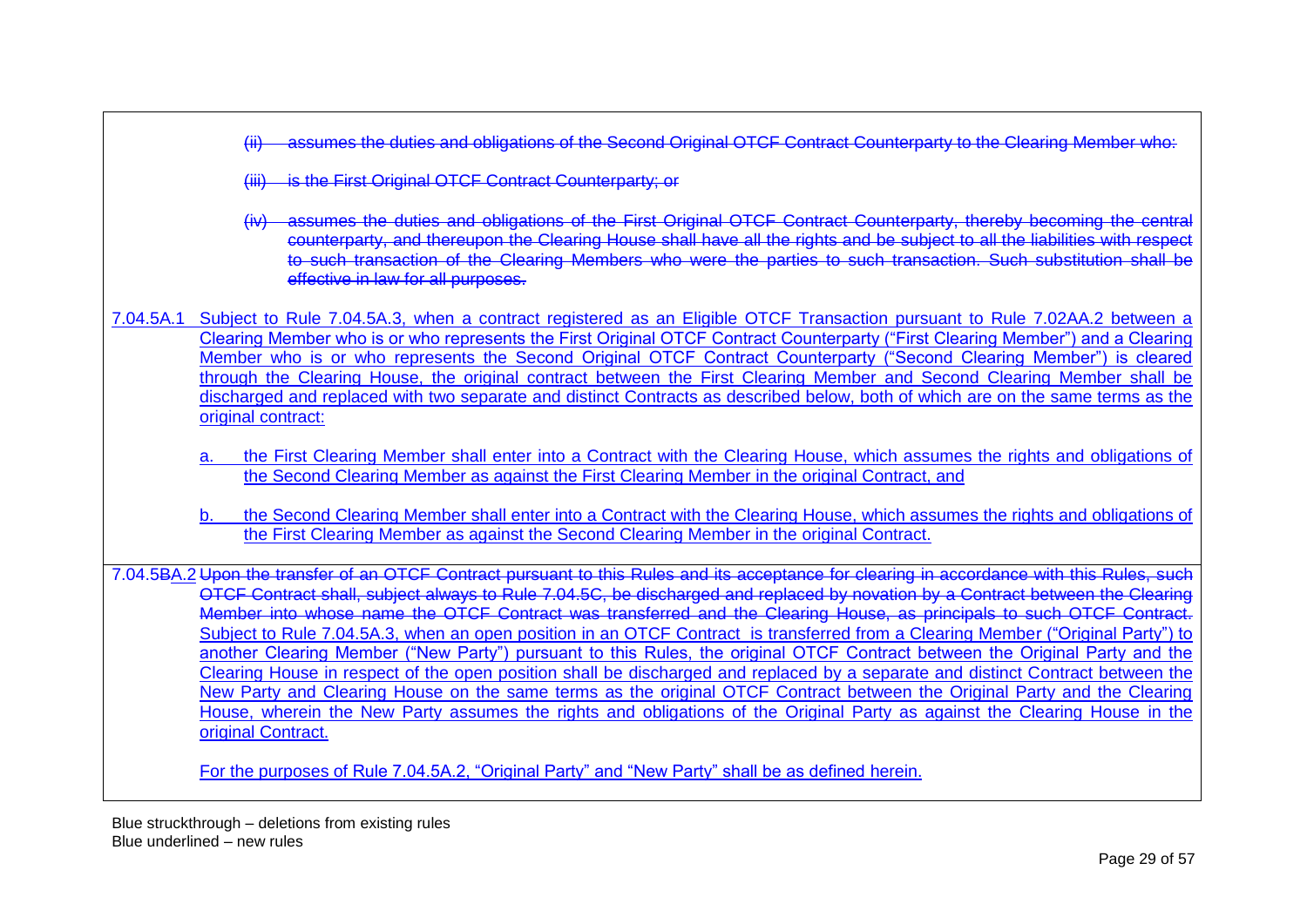| | |
|---|---|
| | ~~(ii) assumes the duties and obligations of the Second Original OTCF Contract Counterparty to the Clearing Member who:~~<br><br>~~(iii) is the First Original OTCF Contract Counterparty; or~~<br><br>~~(iv) assumes the duties and obligations of the First Original OTCF Contract Counterparty, thereby becoming the central counterparty, and thereupon the Clearing House shall have all the rights and be subject to all the liabilities with respect to such transaction of the Clearing Members who were the parties to such transaction. Such substitution shall be effective in law for all purposes.~~ |
| <u>7.04.5A.1</u> | <u>Subject to Rule 7.04.5A.3, when a contract registered as an Eligible OTCF Transaction pursuant to Rule 7.02AA.2 between a Clearing Member who is or who represents the First Original OTCF Contract Counterparty ("First Clearing Member") and a Clearing Member who is or who represents the Second Original OTCF Contract Counterparty ("Second Clearing Member") is cleared through the Clearing House, the original contract between the First Clearing Member and Second Clearing Member shall be discharged and replaced with two separate and distinct Contracts as described below, both of which are on the same terms as the original contract:</u><br><br><u>a. the First Clearing Member shall enter into a Contract with the Clearing House, which assumes the rights and obligations of the Second Clearing Member as against the First Clearing Member in the original Contract, and</u><br><br><u>b. the Second Clearing Member shall enter into a Contract with the Clearing House, which assumes the rights and obligations of the First Clearing Member as against the Second Clearing Member in the original Contract.</u> |
| 7.04.5~~B~~<u>A.2</u> | ~~Upon the transfer of an OTCF Contract pursuant to this Rules and its acceptance for clearing in accordance with this Rules, such OTCF Contract shall, subject always to Rule 7.04.5C, be discharged and replaced by novation by a Contract between the Clearing Member into whose name the OTCF Contract was transferred and the Clearing House, as principals to such OTCF Contract.~~ <u>Subject to Rule 7.04.5A.3, when an open position in an OTCF Contract is transferred from a Clearing Member ("Original Party") to another Clearing Member ("New Party") pursuant to this Rules, the original OTCF Contract between the Original Party and the Clearing House in respect of the open position shall be discharged and replaced by a separate and distinct Contract between the New Party and Clearing House on the same terms as the original OTCF Contract between the Original Party and the Clearing House, wherein the New Party assumes the rights and obligations of the Original Party as against the Clearing House in the original Contract.</u><br><br><u>For the purposes of Rule 7.04.5A.2, "Original Party" and "New Party" shall be as defined herein.</u> |

Blue struckthrough – deletions from existing rules
Blue underlined – new rules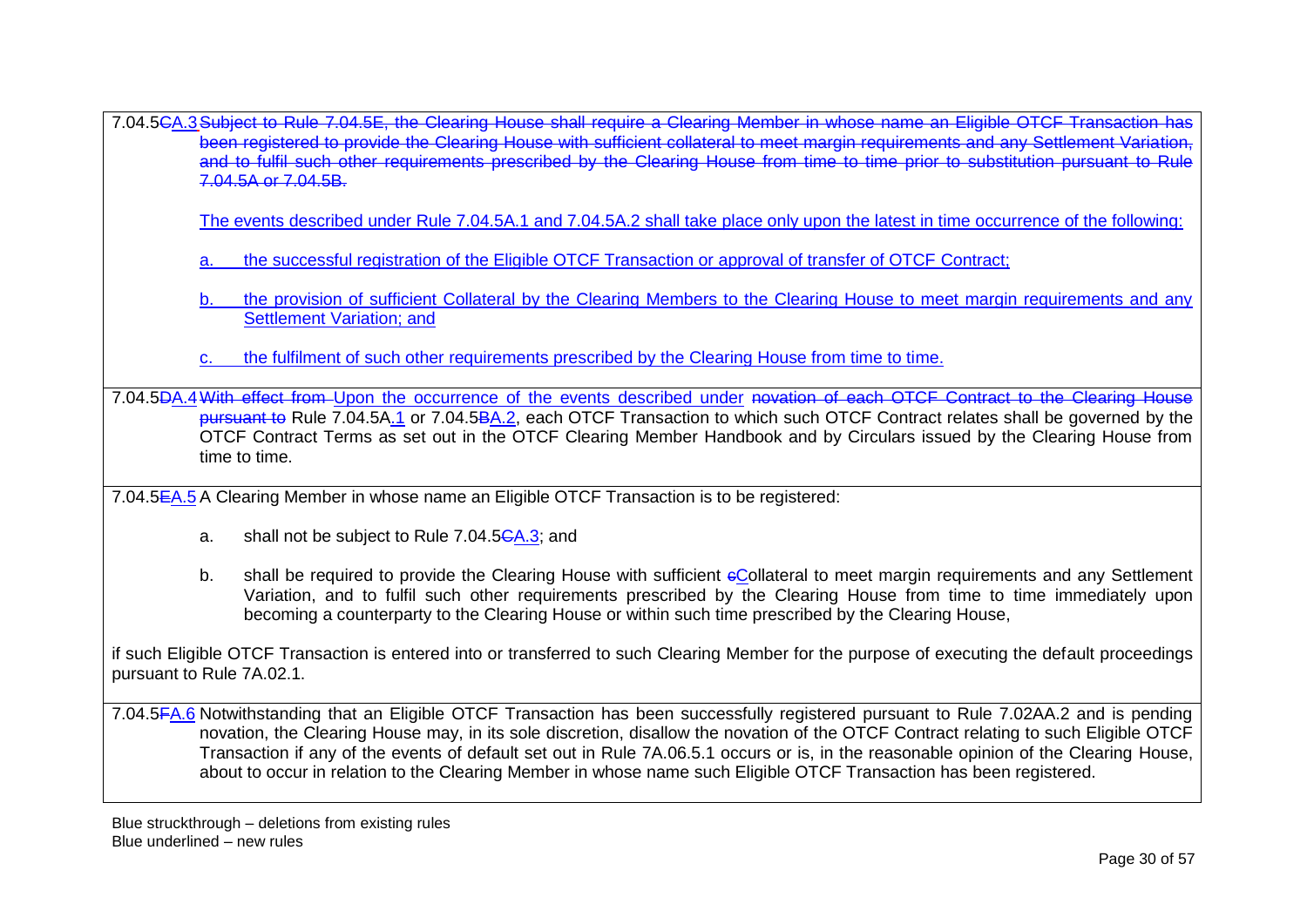| | |
|---|---|
| 7.04.5~~C~~<u>A.3</u> | ~~Subject to Rule 7.04.5E, the Clearing House shall require a Clearing Member in whose name an Eligible OTCF Transaction has been registered to provide the Clearing House with sufficient collateral to meet margin requirements and any Settlement Variation, and to fulfil such other requirements prescribed by the Clearing House from time to time prior to substitution pursuant to Rule 7.04.5A or 7.04.5B.~~<br><br><u>The events described under Rule 7.04.5A.1 and 7.04.5A.2 shall take place only upon the latest in time occurrence of the following:</u><br><br><u>a. the successful registration of the Eligible OTCF Transaction or approval of transfer of OTCF Contract;</u><br><br><u>b. the provision of sufficient Collateral by the Clearing Members to the Clearing House to meet margin requirements and any Settlement Variation; and</u><br><br><u>c. the fulfilment of such other requirements prescribed by the Clearing House from time to time.</u> |
| 7.04.5~~D~~<u>A.4</u> | ~~With effect from~~ <u>Upon the occurrence of the events described under</u> ~~novation of each OTCF Contract to the Clearing House pursuant to~~ Rule 7.04.5A<u>.1</u> or 7.04.5~~B~~<u>A.2</u>, each OTCF Transaction to which such OTCF Contract relates shall be governed by the OTCF Contract Terms as set out in the OTCF Clearing Member Handbook and by Circulars issued by the Clearing House from time to time. |
| 7.04.5~~E~~<u>A.5</u> | A Clearing Member in whose name an Eligible OTCF Transaction is to be registered:<br><br>a. shall not be subject to Rule 7.04.5~~C~~<u>A.3</u>; and<br><br>b. shall be required to provide the Clearing House with sufficient ~~c~~<u>C</u>ollateral to meet margin requirements and any Settlement Variation, and to fulfil such other requirements prescribed by the Clearing House from time to time immediately upon becoming a counterparty to the Clearing House or within such time prescribed by the Clearing House,<br><br>if such Eligible OTCF Transaction is entered into or transferred to such Clearing Member for the purpose of executing the default proceedings pursuant to Rule 7A.02.1. |
| 7.04.5~~F~~<u>A.6</u> | Notwithstanding that an Eligible OTCF Transaction has been successfully registered pursuant to Rule 7.02AA.2 and is pending novation, the Clearing House may, in its sole discretion, disallow the novation of the OTCF Contract relating to such Eligible OTCF Transaction if any of the events of default set out in Rule 7A.06.5.1 occurs or is, in the reasonable opinion of the Clearing House, about to occur in relation to the Clearing Member in whose name such Eligible OTCF Transaction has been registered. |

Blue struckthrough – deletions from existing rules
Blue underlined – new rules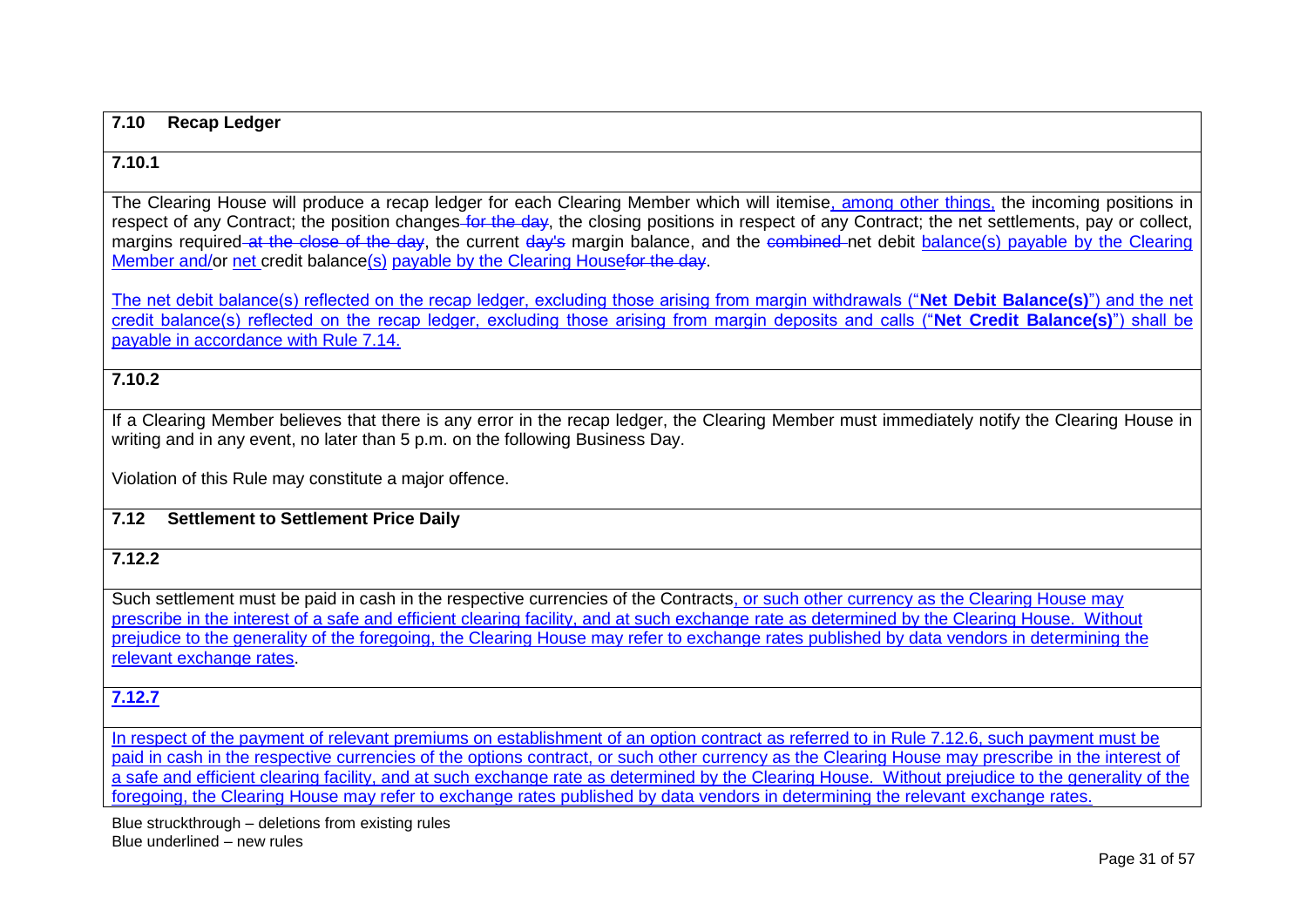| **7.10 Recap Ledger** |
|---|
| **7.10.1** |
| The Clearing House will produce a recap ledger for each Clearing Member which will itemise, among other things, the incoming positions in respect of any Contract; the position changes ~~for the day~~, the closing positions in respect of any Contract; the net settlements, pay or collect, margins required ~~at the close of the day~~, the current ~~day's~~ margin balance, and the ~~combined~~ net debit balance(s) payable by the Clearing Member and/or net credit balance(s) payable by the Clearing House~~for the day~~.<br><br>The net debit balance(s) reflected on the recap ledger, excluding those arising from margin withdrawals ("**Net Debit Balance(s)**") and the net credit balance(s) reflected on the recap ledger, excluding those arising from margin deposits and calls ("**Net Credit Balance(s)**") shall be payable in accordance with Rule 7.14. |
| **7.10.2** |
| If a Clearing Member believes that there is any error in the recap ledger, the Clearing Member must immediately notify the Clearing House in writing and in any event, no later than 5 p.m. on the following Business Day.<br><br>Violation of this Rule may constitute a major offence. |
| **7.12 Settlement to Settlement Price Daily** |
| **7.12.2** |
| Such settlement must be paid in cash in the respective currencies of the Contracts, or such other currency as the Clearing House may prescribe in the interest of a safe and efficient clearing facility, and at such exchange rate as determined by the Clearing House. Without prejudice to the generality of the foregoing, the Clearing House may refer to exchange rates published by data vendors in determining the relevant exchange rates. |
| **7.12.7** |
| In respect of the payment of relevant premiums on establishment of an option contract as referred to in Rule 7.12.6, such payment must be paid in cash in the respective currencies of the options contract, or such other currency as the Clearing House may prescribe in the interest of a safe and efficient clearing facility, and at such exchange rate as determined by the Clearing House. Without prejudice to the generality of the foregoing, the Clearing House may refer to exchange rates published by data vendors in determining the relevant exchange rates. |

Blue struckthrough – deletions from existing rules
Blue underlined – new rules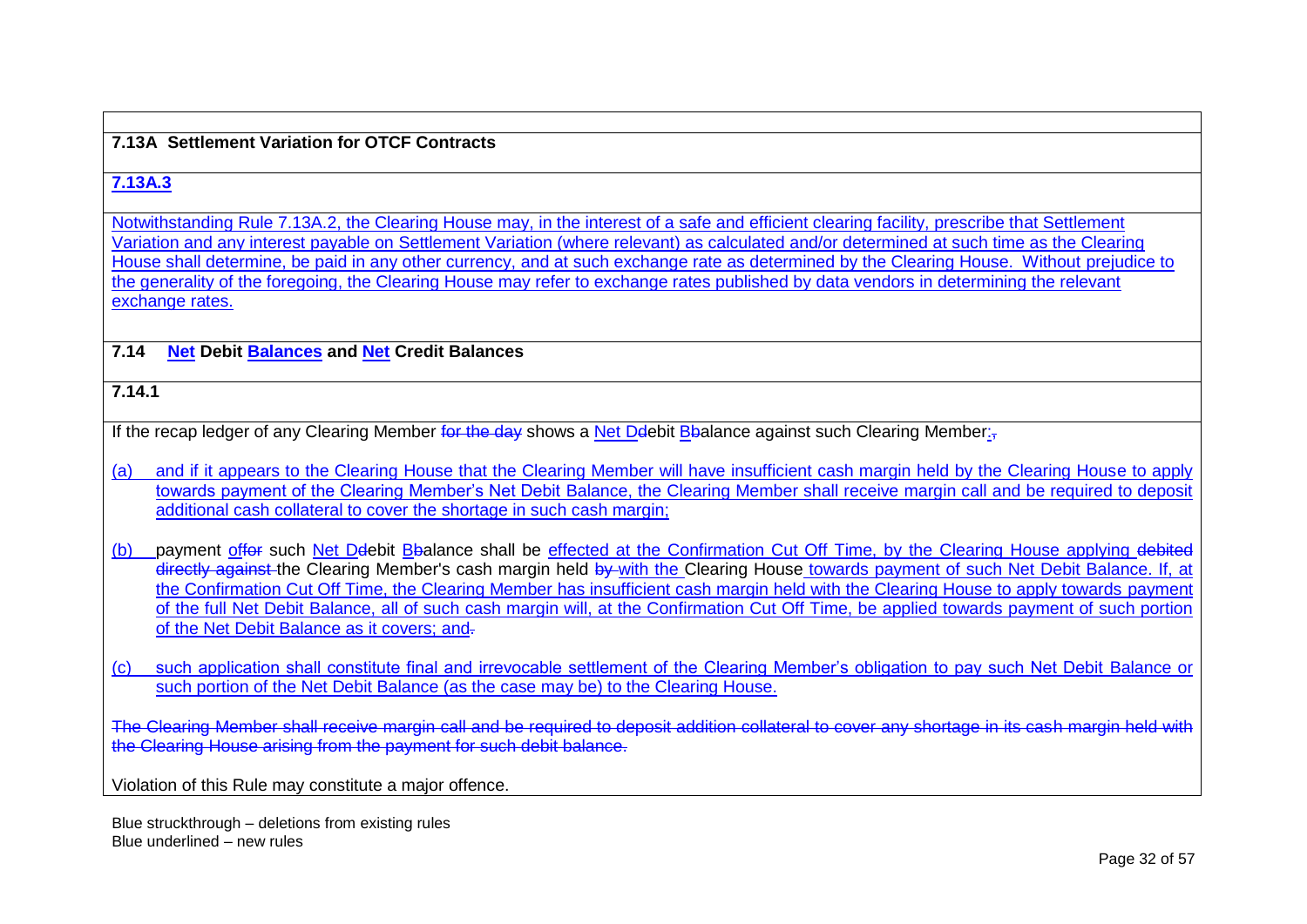**7.13A Settlement Variation for OTCF Contracts**

**7.13A.3**

Notwithstanding Rule 7.13A.2, the Clearing House may, in the interest of a safe and efficient clearing facility, prescribe that Settlement Variation and any interest payable on Settlement Variation (where relevant) as calculated and/or determined at such time as the Clearing House shall determine, be paid in any other currency, and at such exchange rate as determined by the Clearing House. Without prejudice to the generality of the foregoing, the Clearing House may refer to exchange rates published by data vendors in determining the relevant exchange rates.

**7.14 Net Debit Balances and Net Credit Balances**

**7.14.1**

If the recap ledger of any Clearing Member ~~for the day~~ shows a Net D~~d~~ebit B~~b~~alance against such Clearing Member:~~,~~

(a) and if it appears to the Clearing House that the Clearing Member will have insufficient cash margin held by the Clearing House to apply towards payment of the Clearing Member's Net Debit Balance, the Clearing Member shall receive margin call and be required to deposit additional cash collateral to cover the shortage in such cash margin;

(b) payment of~~for~~ such Net D~~d~~ebit B~~b~~alance shall be effected at the Confirmation Cut Off Time, by the Clearing House applying ~~debited directly against~~ the Clearing Member's cash margin held ~~by~~ with the Clearing House towards payment of such Net Debit Balance. If, at the Confirmation Cut Off Time, the Clearing Member has insufficient cash margin held with the Clearing House to apply towards payment of the full Net Debit Balance, all of such cash margin will, at the Confirmation Cut Off Time, be applied towards payment of such portion of the Net Debit Balance as it covers; and~~.~~

(c) such application shall constitute final and irrevocable settlement of the Clearing Member's obligation to pay such Net Debit Balance or such portion of the Net Debit Balance (as the case may be) to the Clearing House.

~~The Clearing Member shall receive margin call and be required to deposit addition collateral to cover any shortage in its cash margin held with the Clearing House arising from the payment for such debit balance.~~

Violation of this Rule may constitute a major offence.

Blue struckthrough – deletions from existing rules
Blue underlined – new rules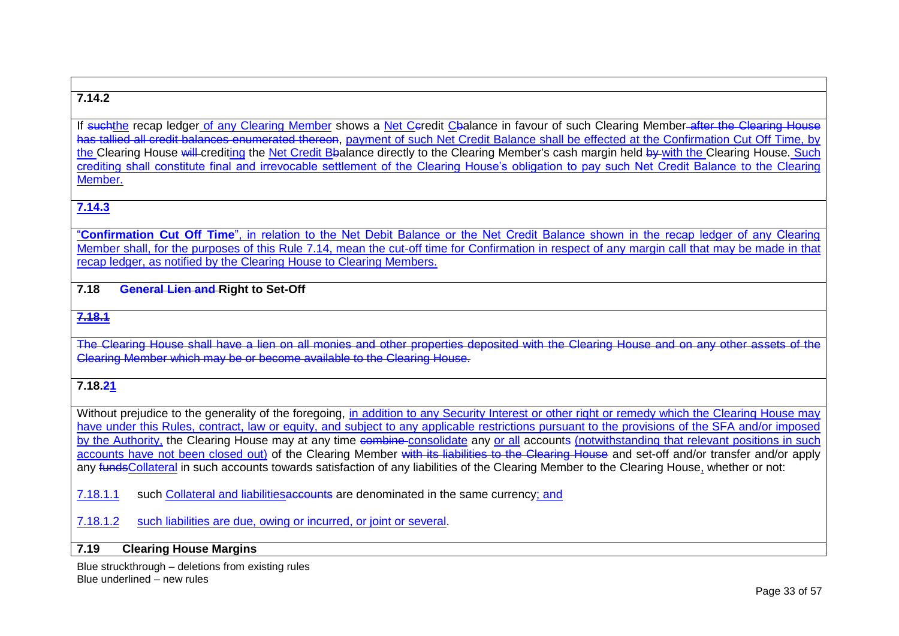**7.14.2**

If ~~such~~the recap ledger of any Clearing Member shows a Net C~~c~~redit C~~b~~alance in favour of such Clearing Member ~~after the Clearing House has tallied all credit balances enumerated thereon~~, payment of such Net Credit Balance shall be effected at the Confirmation Cut Off Time, by the Clearing House ~~will~~ crediting the Net Credit B~~b~~alance directly to the Clearing Member's cash margin held ~~by~~ with the Clearing House. Such crediting shall constitute final and irrevocable settlement of the Clearing House's obligation to pay such Net Credit Balance to the Clearing Member.

**7.14.3**

"**Confirmation Cut Off Time**", in relation to the Net Debit Balance or the Net Credit Balance shown in the recap ledger of any Clearing Member shall, for the purposes of this Rule 7.14, mean the cut-off time for Confirmation in respect of any margin call that may be made in that recap ledger, as notified by the Clearing House to Clearing Members.

**7.18 ~~General Lien and~~ Right to Set-Off**

~~**7.18.1**~~

~~The Clearing House shall have a lien on all monies and other properties deposited with the Clearing House and on any other assets of the Clearing Member which may be or become available to the Clearing House.~~

**7.18.~~2~~1**

Without prejudice to the generality of the foregoing, in addition to any Security Interest or other right or remedy which the Clearing House may have under this Rules, contract, law or equity, and subject to any applicable restrictions pursuant to the provisions of the SFA and/or imposed by the Authority, the Clearing House may at any time ~~combine~~ consolidate any or all accounts (notwithstanding that relevant positions in such accounts have not been closed out) of the Clearing Member ~~with its liabilities to the Clearing House~~ and set-off and/or transfer and/or apply any ~~funds~~Collateral in such accounts towards satisfaction of any liabilities of the Clearing Member to the Clearing House, whether or not:

7.18.1.1 such Collateral and liabilities~~accounts~~ are denominated in the same currency; and

7.18.1.2 such liabilities are due, owing or incurred, or joint or several.

**7.19 Clearing House Margins**

Blue struckthrough – deletions from existing rules
Blue underlined – new rules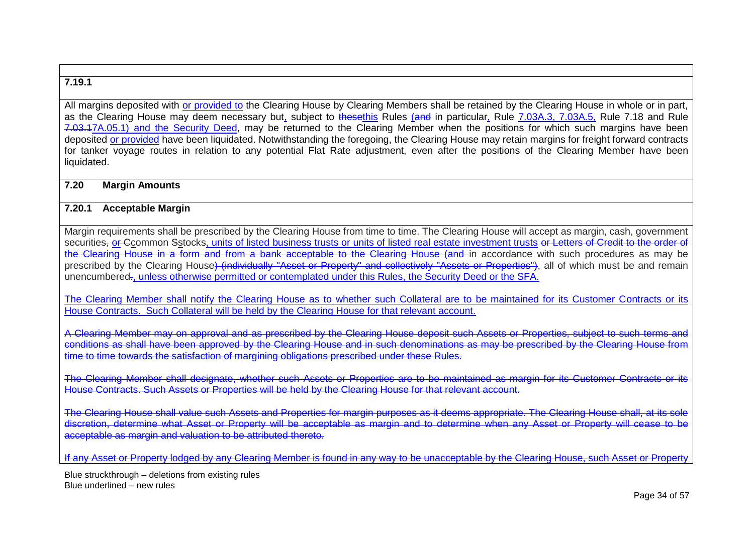**7.19.1**

All margins deposited with <u>or provided to</u> the Clearing House by Clearing Members shall be retained by the Clearing House in whole or in part, as the Clearing House may deem necessary but<u>,</u> subject to ~~these~~<u>this</u> Rules ~~(and~~ in particular<u>,</u> Rule <u>7.03A.3, 7.03A.5,</u> Rule 7.18 and Rule ~~7.03.1~~<u>7A.05.1) and the Security Deed</u>, may be returned to the Clearing Member when the positions for which such margins have been deposited <u>or provided</u> have been liquidated. Notwithstanding the foregoing, the Clearing House may retain margins for freight forward contracts for tanker voyage routes in relation to any potential Flat Rate adjustment, even after the positions of the Clearing Member have been liquidated.

**7.20 Margin Amounts**

**7.20.1 Acceptable Margin**

Margin requirements shall be prescribed by the Clearing House from time to time. The Clearing House will accept as margin, cash, government securities~~,~~ ~~or~~ ~~C~~<u>c</u>ommon ~~S~~<u>s</u>tocks<u>, units of listed business trusts or units of listed real estate investment trusts</u> ~~or Letters of Credit to the order of the Clearing House in a form and from a bank acceptable to the Clearing House (and~~ in accordance with such procedures as may be prescribed by the Clearing House~~) (individually "Asset or Property" and collectively "Assets or Properties")~~, all of which must be and remain unencumbered~~.~~<u>, unless otherwise permitted or contemplated under this Rules, the Security Deed or the SFA.</u>

<u>The Clearing Member shall notify the Clearing House as to whether such Collateral are to be maintained for its Customer Contracts or its House Contracts. Such Collateral will be held by the Clearing House for that relevant account.</u>

~~A Clearing Member may on approval and as prescribed by the Clearing House deposit such Assets or Properties, subject to such terms and conditions as shall have been approved by the Clearing House and in such denominations as may be prescribed by the Clearing House from time to time towards the satisfaction of margining obligations prescribed under these Rules.~~

~~The Clearing Member shall designate, whether such Assets or Properties are to be maintained as margin for its Customer Contracts or its House Contracts. Such Assets or Properties will be held by the Clearing House for that relevant account.~~

~~The Clearing House shall value such Assets and Properties for margin purposes as it deems appropriate. The Clearing House shall, at its sole discretion, determine what Asset or Property will be acceptable as margin and to determine when any Asset or Property will cease to be acceptable as margin and valuation to be attributed thereto.~~

~~If any Asset or Property lodged by any Clearing Member is found in any way to be unacceptable by the Clearing House, such Asset or Property~~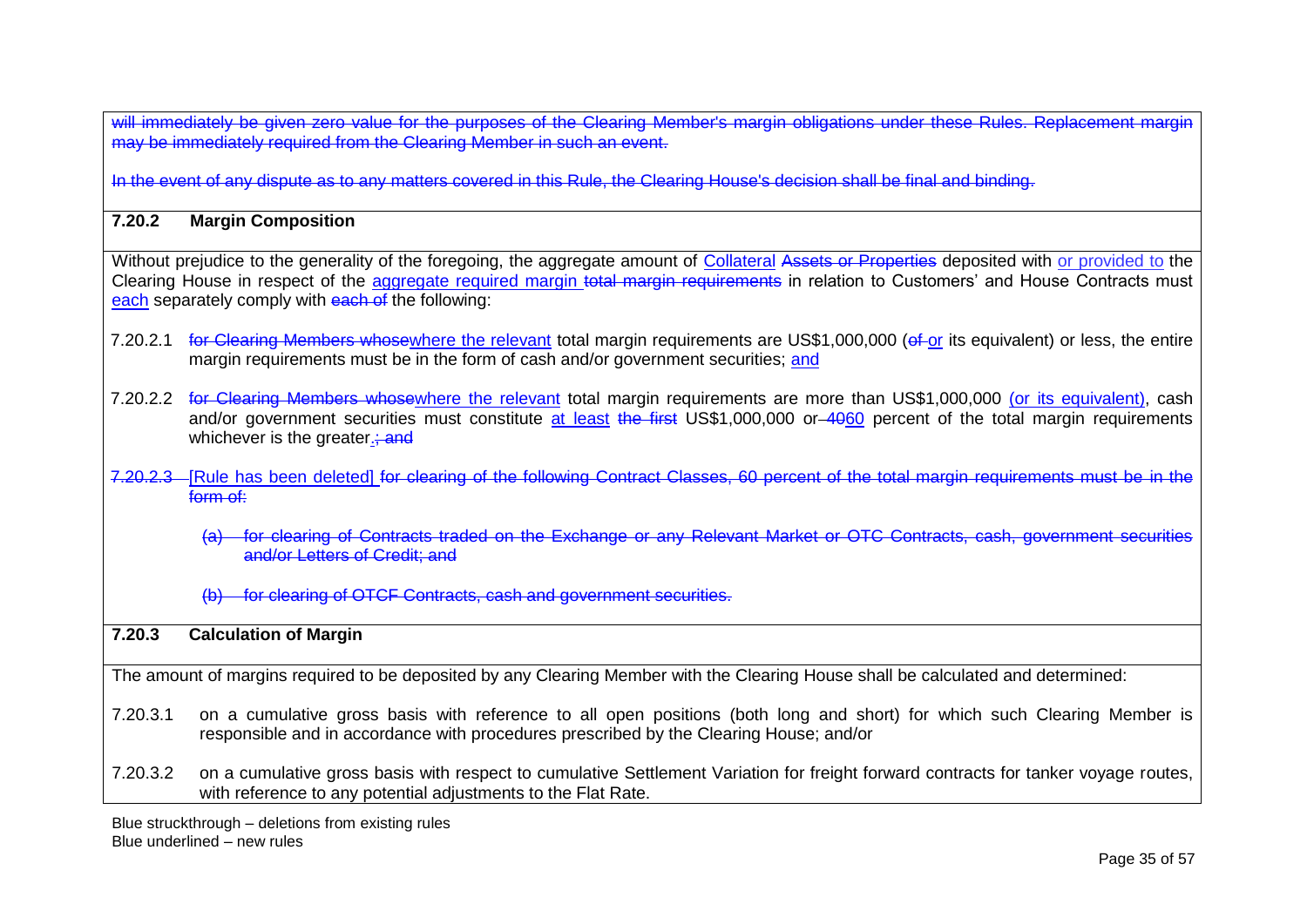~~will immediately be given zero value for the purposes of the Clearing Member's margin obligations under these Rules. Replacement margin may be immediately required from the Clearing Member in such an event.~~

~~In the event of any dispute as to any matters covered in this Rule, the Clearing House's decision shall be final and binding.~~

**7.20.2 Margin Composition**

Without prejudice to the generality of the foregoing, the aggregate amount of <u>Collateral</u> ~~Assets or Properties~~ deposited with <u>or provided to</u> the Clearing House in respect of the <u>aggregate required margin</u> ~~total margin requirements~~ in relation to Customers' and House Contracts must <u>each</u> separately comply with ~~each of~~ the following:

7.20.2.1 ~~for Clearing Members whose~~<u>where the relevant</u> total margin requirements are US$1,000,000 (~~of~~ <u>or</u> its equivalent) or less, the entire margin requirements must be in the form of cash and/or government securities; <u>and</u>

7.20.2.2 ~~for Clearing Members whose~~<u>where the relevant</u> total margin requirements are more than US$1,000,000 <u>(or its equivalent)</u>, cash and/or government securities must constitute <u>at least</u> ~~the first~~ US$1,000,000 or ~~40~~<u>60</u> percent of the total margin requirements whichever is the greater<u>.</u>~~; and~~

~~7.20.2.3~~ <u>[Rule has been deleted]</u> ~~for clearing of the following Contract Classes, 60 percent of the total margin requirements must be in the form of:~~

~~(a) for clearing of Contracts traded on the Exchange or any Relevant Market or OTC Contracts, cash, government securities and/or Letters of Credit; and~~

~~(b) for clearing of OTCF Contracts, cash and government securities.~~

**7.20.3 Calculation of Margin**

The amount of margins required to be deposited by any Clearing Member with the Clearing House shall be calculated and determined:

7.20.3.1 on a cumulative gross basis with reference to all open positions (both long and short) for which such Clearing Member is responsible and in accordance with procedures prescribed by the Clearing House; and/or

7.20.3.2 on a cumulative gross basis with respect to cumulative Settlement Variation for freight forward contracts for tanker voyage routes, with reference to any potential adjustments to the Flat Rate.

Blue struckthrough – deletions from existing rules
Blue underlined – new rules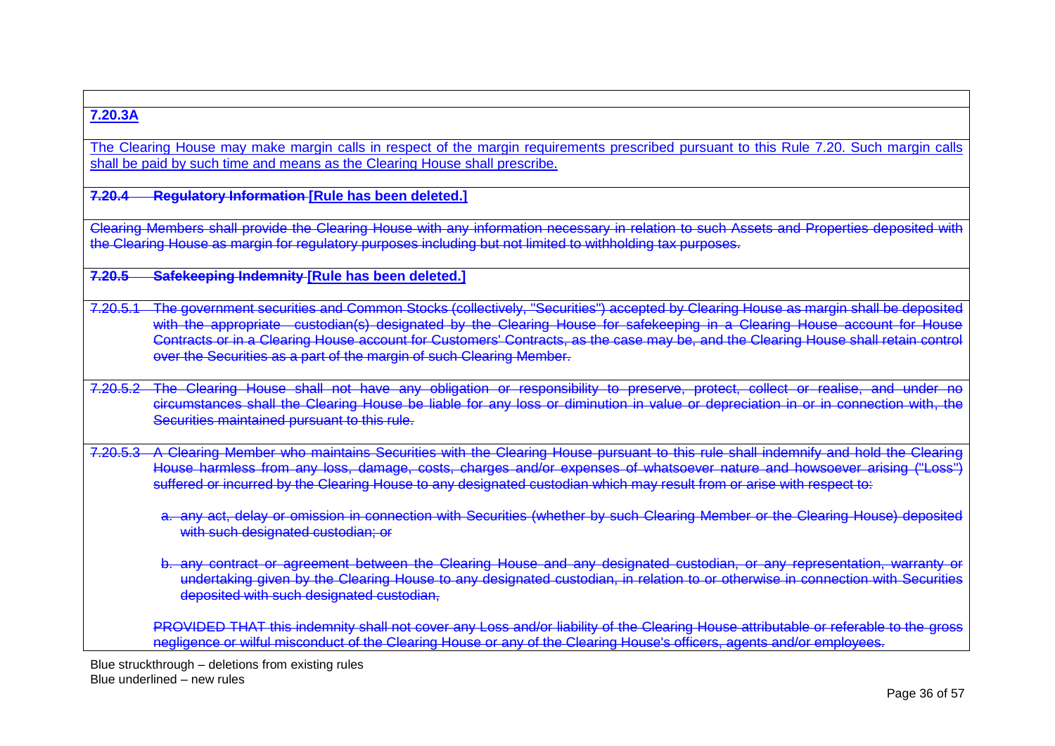**7.20.3A**

The Clearing House may make margin calls in respect of the margin requirements prescribed pursuant to this Rule 7.20. Such margin calls shall be paid by such time and means as the Clearing House shall prescribe.

**~~7.20.4 Regulatory Information~~ [Rule has been deleted.]**

~~Clearing Members shall provide the Clearing House with any information necessary in relation to such Assets and Properties deposited with the Clearing House as margin for regulatory purposes including but not limited to withholding tax purposes.~~

**~~7.20.5 Safekeeping Indemnity~~ [Rule has been deleted.]**

~~7.20.5.1 The government securities and Common Stocks (collectively, "Securities") accepted by Clearing House as margin shall be deposited with the appropriate custodian(s) designated by the Clearing House for safekeeping in a Clearing House account for House Contracts or in a Clearing House account for Customers' Contracts, as the case may be, and the Clearing House shall retain control over the Securities as a part of the margin of such Clearing Member.~~

~~7.20.5.2 The Clearing House shall not have any obligation or responsibility to preserve, protect, collect or realise, and under no circumstances shall the Clearing House be liable for any loss or diminution in value or depreciation in or in connection with, the Securities maintained pursuant to this rule.~~

~~7.20.5.3 A Clearing Member who maintains Securities with the Clearing House pursuant to this rule shall indemnify and hold the Clearing House harmless from any loss, damage, costs, charges and/or expenses of whatsoever nature and howsoever arising ("Loss") suffered or incurred by the Clearing House to any designated custodian which may result from or arise with respect to:~~

~~a. any act, delay or omission in connection with Securities (whether by such Clearing Member or the Clearing House) deposited with such designated custodian; or~~

~~b. any contract or agreement between the Clearing House and any designated custodian, or any representation, warranty or undertaking given by the Clearing House to any designated custodian, in relation to or otherwise in connection with Securities deposited with such designated custodian,~~

~~PROVIDED THAT this indemnity shall not cover any Loss and/or liability of the Clearing House attributable or referable to the gross negligence or wilful misconduct of the Clearing House or any of the Clearing House's officers, agents and/or employees.~~

Blue struckthrough – deletions from existing rules
Blue underlined – new rules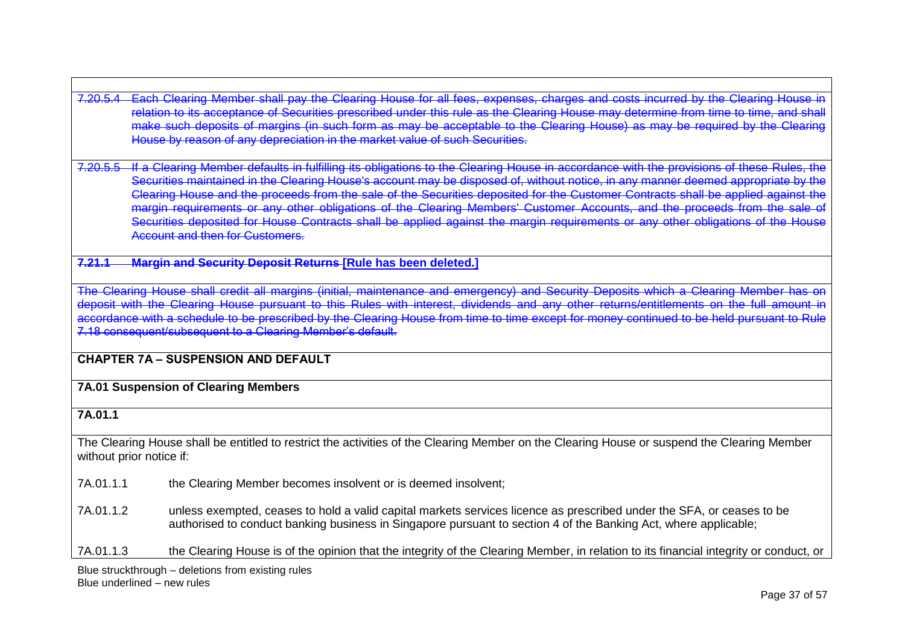~~7.20.5.4 Each Clearing Member shall pay the Clearing House for all fees, expenses, charges and costs incurred by the Clearing House in relation to its acceptance of Securities prescribed under this rule as the Clearing House may determine from time to time, and shall make such deposits of margins (in such form as may be acceptable to the Clearing House) as may be required by the Clearing House by reason of any depreciation in the market value of such Securities.~~

~~7.20.5.5 If a Clearing Member defaults in fulfilling its obligations to the Clearing House in accordance with the provisions of these Rules, the Securities maintained in the Clearing House's account may be disposed of, without notice, in any manner deemed appropriate by the Clearing House and the proceeds from the sale of the Securities deposited for the Customer Contracts shall be applied against the margin requirements or any other obligations of the Clearing Members' Customer Accounts, and the proceeds from the sale of Securities deposited for House Contracts shall be applied against the margin requirements or any other obligations of the House Account and then for Customers.~~

**~~7.21.1 Margin and Security Deposit Returns~~ <u>[Rule has been deleted.]</u>**

~~The Clearing House shall credit all margins (initial, maintenance and emergency) and Security Deposits which a Clearing Member has on deposit with the Clearing House pursuant to this Rules with interest, dividends and any other returns/entitlements on the full amount in accordance with a schedule to be prescribed by the Clearing House from time to time except for money continued to be held pursuant to Rule 7.18 consequent/subsequent to a Clearing Member's default.~~

## CHAPTER 7A – SUSPENSION AND DEFAULT

### 7A.01 Suspension of Clearing Members

**7A.01.1**

The Clearing House shall be entitled to restrict the activities of the Clearing Member on the Clearing House or suspend the Clearing Member without prior notice if:

7A.01.1.1 the Clearing Member becomes insolvent or is deemed insolvent;

7A.01.1.2 unless exempted, ceases to hold a valid capital markets services licence as prescribed under the SFA, or ceases to be authorised to conduct banking business in Singapore pursuant to section 4 of the Banking Act, where applicable;

7A.01.1.3 the Clearing House is of the opinion that the integrity of the Clearing Member, in relation to its financial integrity or conduct, or

Blue struckthrough – deletions from existing rules
Blue underlined – new rules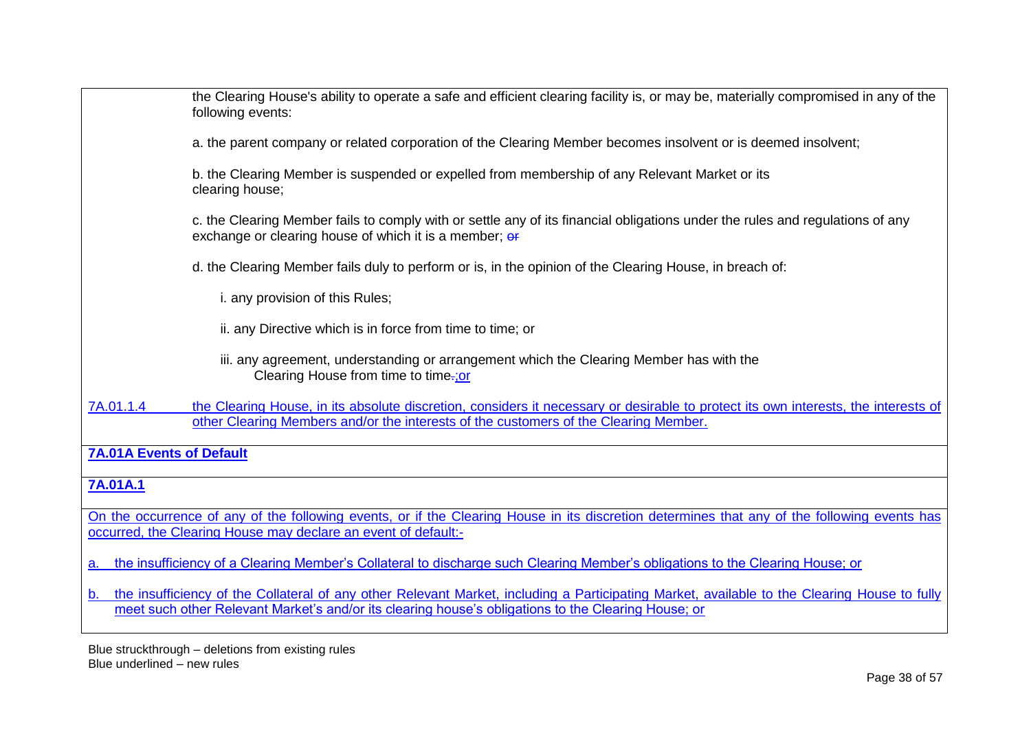the Clearing House's ability to operate a safe and efficient clearing facility is, or may be, materially compromised in any of the following events:

a. the parent company or related corporation of the Clearing Member becomes insolvent or is deemed insolvent;

b. the Clearing Member is suspended or expelled from membership of any Relevant Market or its clearing house;

c. the Clearing Member fails to comply with or settle any of its financial obligations under the rules and regulations of any exchange or clearing house of which it is a member; ~~or~~

d. the Clearing Member fails duly to perform or is, in the opinion of the Clearing House, in breach of:

i. any provision of this Rules;

ii. any Directive which is in force from time to time; or

iii. any agreement, understanding or arrangement which the Clearing Member has with the Clearing House from time to time~~.~~;or

7A.01.1.4 the Clearing House, in its absolute discretion, considers it necessary or desirable to protect its own interests, the interests of other Clearing Members and/or the interests of the customers of the Clearing Member.

**7A.01A Events of Default**

**7A.01A.1**

On the occurrence of any of the following events, or if the Clearing House in its discretion determines that any of the following events has occurred, the Clearing House may declare an event of default:-

a. the insufficiency of a Clearing Member's Collateral to discharge such Clearing Member's obligations to the Clearing House; or

b. the insufficiency of the Collateral of any other Relevant Market, including a Participating Market, available to the Clearing House to fully meet such other Relevant Market's and/or its clearing house's obligations to the Clearing House; or

Blue struckthrough – deletions from existing rules
Blue underlined – new rules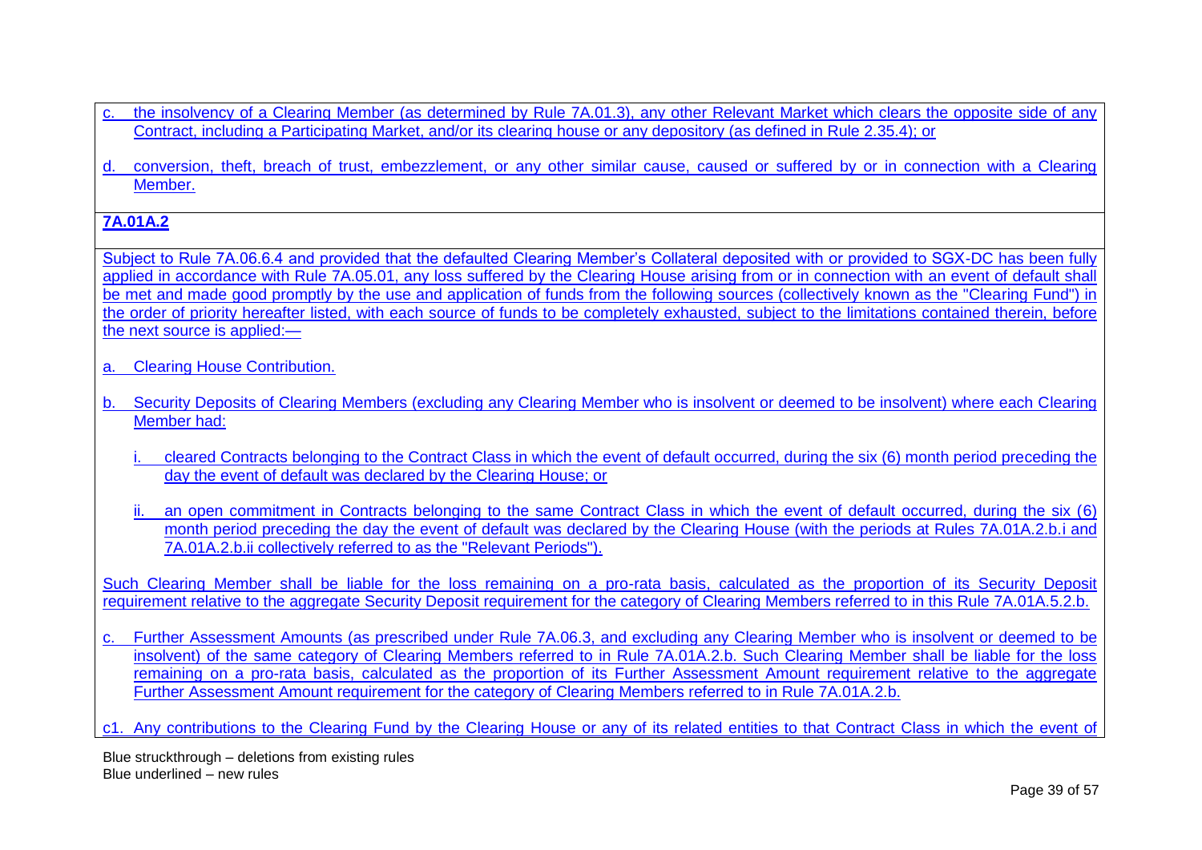c. the insolvency of a Clearing Member (as determined by Rule 7A.01.3), any other Relevant Market which clears the opposite side of any Contract, including a Participating Market, and/or its clearing house or any depository (as defined in Rule 2.35.4); or

d. conversion, theft, breach of trust, embezzlement, or any other similar cause, caused or suffered by or in connection with a Clearing Member.

**7A.01A.2**

Subject to Rule 7A.06.6.4 and provided that the defaulted Clearing Member's Collateral deposited with or provided to SGX-DC has been fully applied in accordance with Rule 7A.05.01, any loss suffered by the Clearing House arising from or in connection with an event of default shall be met and made good promptly by the use and application of funds from the following sources (collectively known as the "Clearing Fund") in the order of priority hereafter listed, with each source of funds to be completely exhausted, subject to the limitations contained therein, before the next source is applied:—

a. Clearing House Contribution.

b. Security Deposits of Clearing Members (excluding any Clearing Member who is insolvent or deemed to be insolvent) where each Clearing Member had:

   i. cleared Contracts belonging to the Contract Class in which the event of default occurred, during the six (6) month period preceding the day the event of default was declared by the Clearing House; or

   ii. an open commitment in Contracts belonging to the same Contract Class in which the event of default occurred, during the six (6) month period preceding the day the event of default was declared by the Clearing House (with the periods at Rules 7A.01A.2.b.i and 7A.01A.2.b.ii collectively referred to as the "Relevant Periods").

Such Clearing Member shall be liable for the loss remaining on a pro-rata basis, calculated as the proportion of its Security Deposit requirement relative to the aggregate Security Deposit requirement for the category of Clearing Members referred to in this Rule 7A.01A.5.2.b.

c. Further Assessment Amounts (as prescribed under Rule 7A.06.3, and excluding any Clearing Member who is insolvent or deemed to be insolvent) of the same category of Clearing Members referred to in Rule 7A.01A.2.b. Such Clearing Member shall be liable for the loss remaining on a pro-rata basis, calculated as the proportion of its Further Assessment Amount requirement relative to the aggregate Further Assessment Amount requirement for the category of Clearing Members referred to in Rule 7A.01A.2.b.

c1. Any contributions to the Clearing Fund by the Clearing House or any of its related entities to that Contract Class in which the event of

Blue struckthrough – deletions from existing rules
Blue underlined – new rules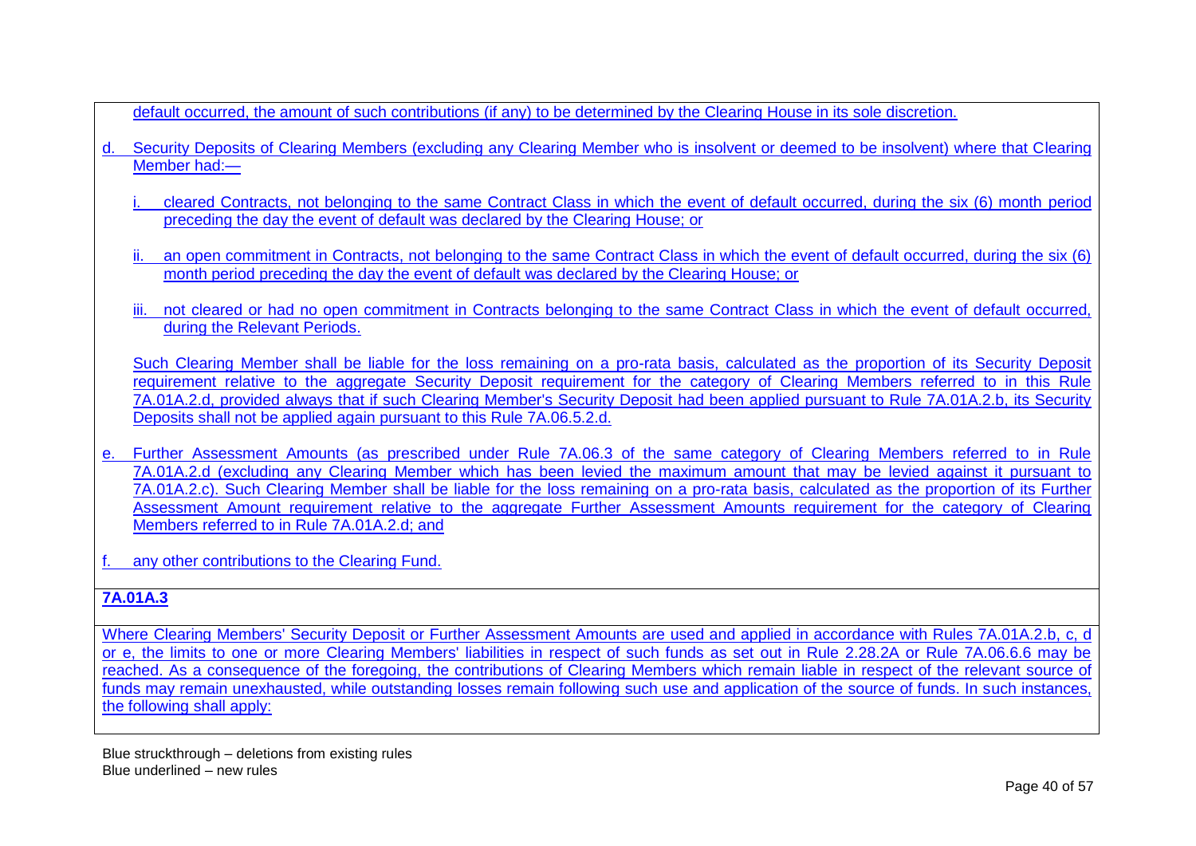default occurred, the amount of such contributions (if any) to be determined by the Clearing House in its sole discretion.

d. Security Deposits of Clearing Members (excluding any Clearing Member who is insolvent or deemed to be insolvent) where that Clearing Member had:—

   i. cleared Contracts, not belonging to the same Contract Class in which the event of default occurred, during the six (6) month period preceding the day the event of default was declared by the Clearing House; or

   ii. an open commitment in Contracts, not belonging to the same Contract Class in which the event of default occurred, during the six (6) month period preceding the day the event of default was declared by the Clearing House; or

   iii. not cleared or had no open commitment in Contracts belonging to the same Contract Class in which the event of default occurred, during the Relevant Periods.

   Such Clearing Member shall be liable for the loss remaining on a pro-rata basis, calculated as the proportion of its Security Deposit requirement relative to the aggregate Security Deposit requirement for the category of Clearing Members referred to in this Rule 7A.01A.2.d, provided always that if such Clearing Member's Security Deposit had been applied pursuant to Rule 7A.01A.2.b, its Security Deposits shall not be applied again pursuant to this Rule 7A.06.5.2.d.

e. Further Assessment Amounts (as prescribed under Rule 7A.06.3 of the same category of Clearing Members referred to in Rule 7A.01A.2.d (excluding any Clearing Member which has been levied the maximum amount that may be levied against it pursuant to 7A.01A.2.c). Such Clearing Member shall be liable for the loss remaining on a pro-rata basis, calculated as the proportion of its Further Assessment Amount requirement relative to the aggregate Further Assessment Amounts requirement for the category of Clearing Members referred to in Rule 7A.01A.2.d; and

f. any other contributions to the Clearing Fund.

**7A.01A.3**

Where Clearing Members' Security Deposit or Further Assessment Amounts are used and applied in accordance with Rules 7A.01A.2.b, c, d or e, the limits to one or more Clearing Members' liabilities in respect of such funds as set out in Rule 2.28.2A or Rule 7A.06.6.6 may be reached. As a consequence of the foregoing, the contributions of Clearing Members which remain liable in respect of the relevant source of funds may remain unexhausted, while outstanding losses remain following such use and application of the source of funds. In such instances, the following shall apply:

Blue struckthrough – deletions from existing rules
Blue underlined – new rules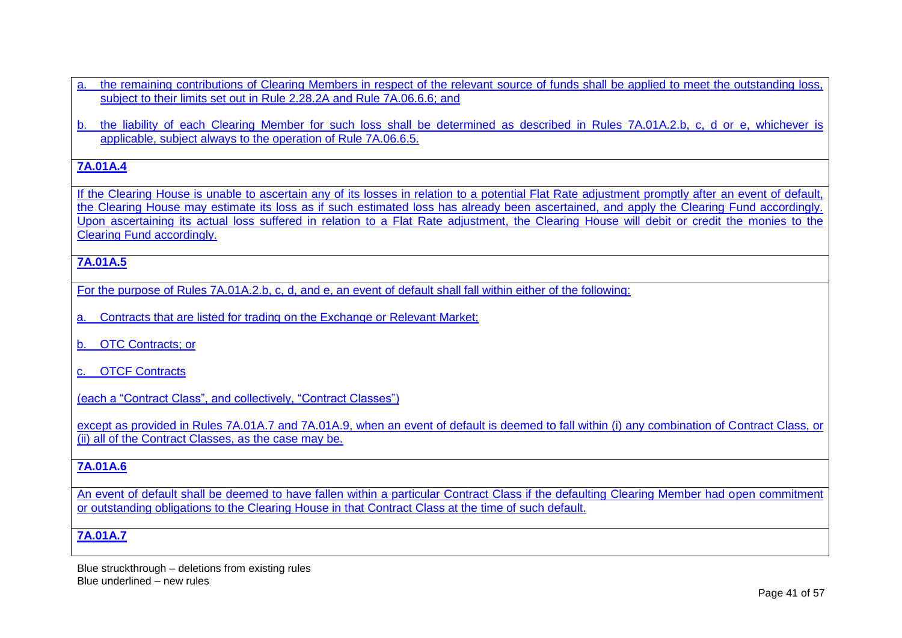a. the remaining contributions of Clearing Members in respect of the relevant source of funds shall be applied to meet the outstanding loss, subject to their limits set out in Rule 2.28.2A and Rule 7A.06.6.6; and

b. the liability of each Clearing Member for such loss shall be determined as described in Rules 7A.01A.2.b, c, d or e, whichever is applicable, subject always to the operation of Rule 7A.06.6.5.

**7A.01A.4**

If the Clearing House is unable to ascertain any of its losses in relation to a potential Flat Rate adjustment promptly after an event of default, the Clearing House may estimate its loss as if such estimated loss has already been ascertained, and apply the Clearing Fund accordingly. Upon ascertaining its actual loss suffered in relation to a Flat Rate adjustment, the Clearing House will debit or credit the monies to the Clearing Fund accordingly.

**7A.01A.5**

For the purpose of Rules 7A.01A.2.b, c, d, and e, an event of default shall fall within either of the following:

a. Contracts that are listed for trading on the Exchange or Relevant Market;

b. OTC Contracts; or

c. OTCF Contracts

(each a "Contract Class", and collectively, "Contract Classes")

except as provided in Rules 7A.01A.7 and 7A.01A.9, when an event of default is deemed to fall within (i) any combination of Contract Class, or (ii) all of the Contract Classes, as the case may be.

**7A.01A.6**

An event of default shall be deemed to have fallen within a particular Contract Class if the defaulting Clearing Member had open commitment or outstanding obligations to the Clearing House in that Contract Class at the time of such default.

**7A.01A.7**

Blue struckthrough – deletions from existing rules
Blue underlined – new rules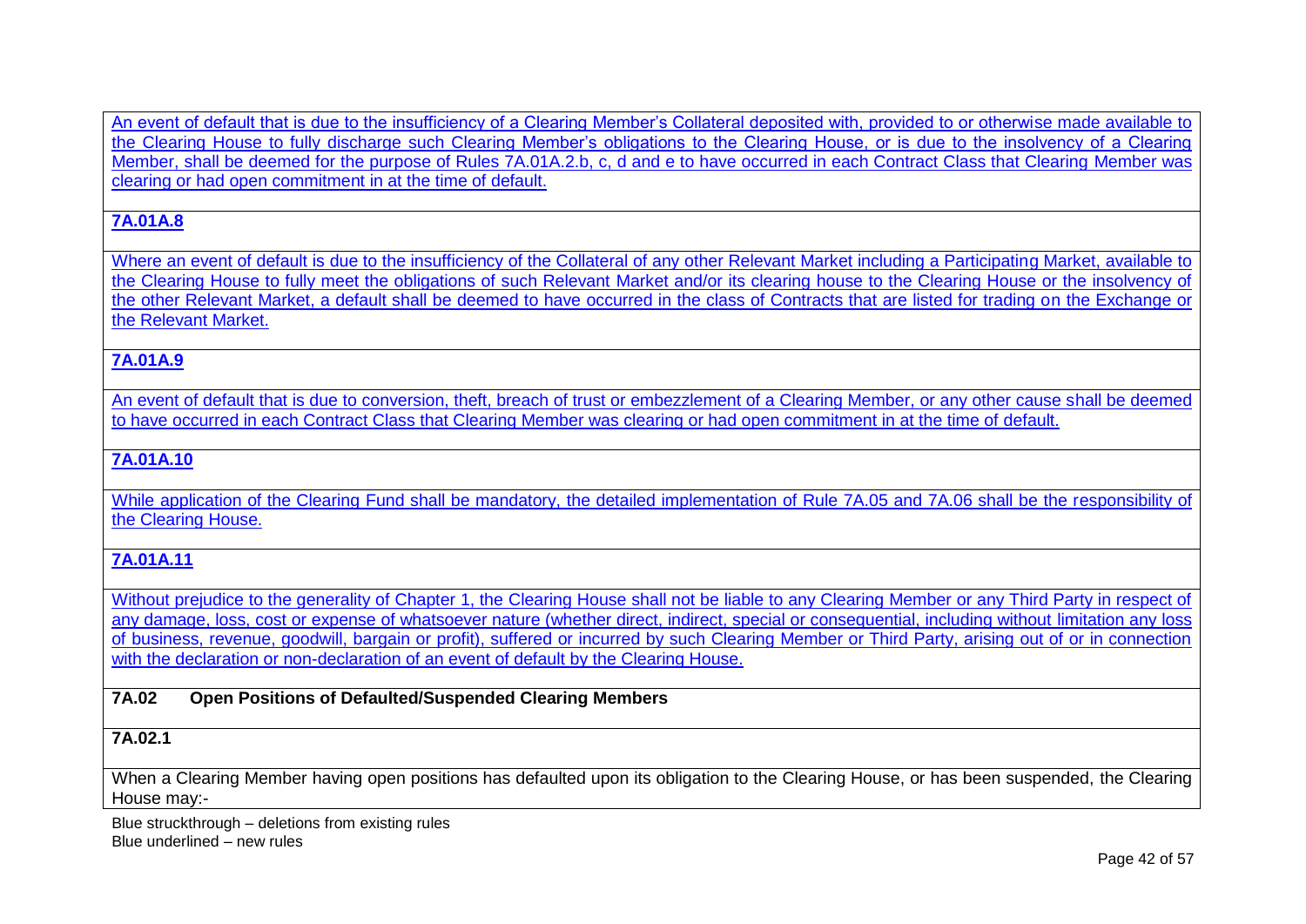An event of default that is due to the insufficiency of a Clearing Member's Collateral deposited with, provided to or otherwise made available to the Clearing House to fully discharge such Clearing Member's obligations to the Clearing House, or is due to the insolvency of a Clearing Member, shall be deemed for the purpose of Rules 7A.01A.2.b, c, d and e to have occurred in each Contract Class that Clearing Member was clearing or had open commitment in at the time of default.

**7A.01A.8**

Where an event of default is due to the insufficiency of the Collateral of any other Relevant Market including a Participating Market, available to the Clearing House to fully meet the obligations of such Relevant Market and/or its clearing house to the Clearing House or the insolvency of the other Relevant Market, a default shall be deemed to have occurred in the class of Contracts that are listed for trading on the Exchange or the Relevant Market.

**7A.01A.9**

An event of default that is due to conversion, theft, breach of trust or embezzlement of a Clearing Member, or any other cause shall be deemed to have occurred in each Contract Class that Clearing Member was clearing or had open commitment in at the time of default.

**7A.01A.10**

While application of the Clearing Fund shall be mandatory, the detailed implementation of Rule 7A.05 and 7A.06 shall be the responsibility of the Clearing House.

**7A.01A.11**

Without prejudice to the generality of Chapter 1, the Clearing House shall not be liable to any Clearing Member or any Third Party in respect of any damage, loss, cost or expense of whatsoever nature (whether direct, indirect, special or consequential, including without limitation any loss of business, revenue, goodwill, bargain or profit), suffered or incurred by such Clearing Member or Third Party, arising out of or in connection with the declaration or non-declaration of an event of default by the Clearing House.

**7A.02 Open Positions of Defaulted/Suspended Clearing Members**

**7A.02.1**

When a Clearing Member having open positions has defaulted upon its obligation to the Clearing House, or has been suspended, the Clearing House may:-

Blue struckthrough – deletions from existing rules
Blue underlined – new rules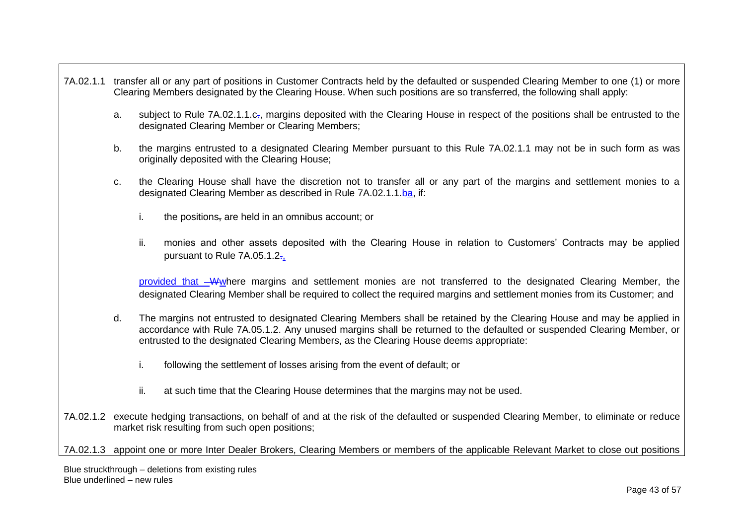7A.02.1.1 transfer all or any part of positions in Customer Contracts held by the defaulted or suspended Clearing Member to one (1) or more Clearing Members designated by the Clearing House. When such positions are so transferred, the following shall apply:

a. subject to Rule 7A.02.1.1.c., margins deposited with the Clearing House in respect of the positions shall be entrusted to the designated Clearing Member or Clearing Members;

b. the margins entrusted to a designated Clearing Member pursuant to this Rule 7A.02.1.1 may not be in such form as was originally deposited with the Clearing House;

c. the Clearing House shall have the discretion not to transfer all or any part of the margins and settlement monies to a designated Clearing Member as described in Rule 7A.02.1.1.ba, if:

   i. the positions, are held in an omnibus account; or

   ii. monies and other assets deposited with the Clearing House in relation to Customers' Contracts may be applied pursuant to Rule 7A.05.1.2.,

   provided that  Wwhere margins and settlement monies are not transferred to the designated Clearing Member, the designated Clearing Member shall be required to collect the required margins and settlement monies from its Customer; and

d. The margins not entrusted to designated Clearing Members shall be retained by the Clearing House and may be applied in accordance with Rule 7A.05.1.2. Any unused margins shall be returned to the defaulted or suspended Clearing Member, or entrusted to the designated Clearing Members, as the Clearing House deems appropriate:

   i. following the settlement of losses arising from the event of default; or

   ii. at such time that the Clearing House determines that the margins may not be used.

7A.02.1.2 execute hedging transactions, on behalf of and at the risk of the defaulted or suspended Clearing Member, to eliminate or reduce market risk resulting from such open positions;

7A.02.1.3 appoint one or more Inter Dealer Brokers, Clearing Members or members of the applicable Relevant Market to close out positions

Blue struckthrough – deletions from existing rules
Blue underlined – new rules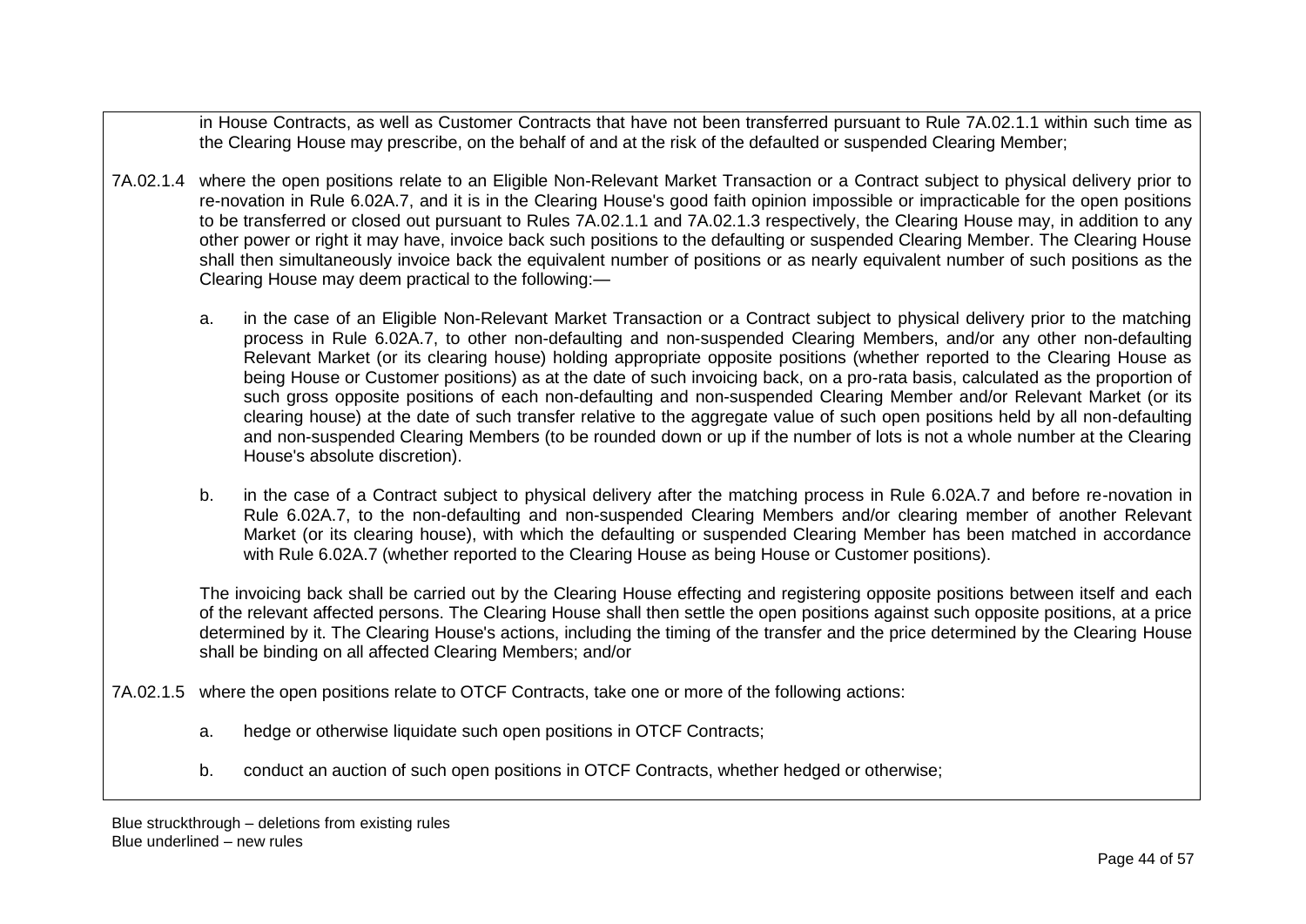in House Contracts, as well as Customer Contracts that have not been transferred pursuant to Rule 7A.02.1.1 within such time as the Clearing House may prescribe, on the behalf of and at the risk of the defaulted or suspended Clearing Member;

7A.02.1.4 where the open positions relate to an Eligible Non-Relevant Market Transaction or a Contract subject to physical delivery prior to re-novation in Rule 6.02A.7, and it is in the Clearing House's good faith opinion impossible or impracticable for the open positions to be transferred or closed out pursuant to Rules 7A.02.1.1 and 7A.02.1.3 respectively, the Clearing House may, in addition to any other power or right it may have, invoice back such positions to the defaulting or suspended Clearing Member. The Clearing House shall then simultaneously invoice back the equivalent number of positions or as nearly equivalent number of such positions as the Clearing House may deem practical to the following:—

a. in the case of an Eligible Non-Relevant Market Transaction or a Contract subject to physical delivery prior to the matching process in Rule 6.02A.7, to other non-defaulting and non-suspended Clearing Members, and/or any other non-defaulting Relevant Market (or its clearing house) holding appropriate opposite positions (whether reported to the Clearing House as being House or Customer positions) as at the date of such invoicing back, on a pro-rata basis, calculated as the proportion of such gross opposite positions of each non-defaulting and non-suspended Clearing Member and/or Relevant Market (or its clearing house) at the date of such transfer relative to the aggregate value of such open positions held by all non-defaulting and non-suspended Clearing Members (to be rounded down or up if the number of lots is not a whole number at the Clearing House's absolute discretion).

b. in the case of a Contract subject to physical delivery after the matching process in Rule 6.02A.7 and before re-novation in Rule 6.02A.7, to the non-defaulting and non-suspended Clearing Members and/or clearing member of another Relevant Market (or its clearing house), with which the defaulting or suspended Clearing Member has been matched in accordance with Rule 6.02A.7 (whether reported to the Clearing House as being House or Customer positions).

The invoicing back shall be carried out by the Clearing House effecting and registering opposite positions between itself and each of the relevant affected persons. The Clearing House shall then settle the open positions against such opposite positions, at a price determined by it. The Clearing House's actions, including the timing of the transfer and the price determined by the Clearing House shall be binding on all affected Clearing Members; and/or

7A.02.1.5 where the open positions relate to OTCF Contracts, take one or more of the following actions:

a. hedge or otherwise liquidate such open positions in OTCF Contracts;

b. conduct an auction of such open positions in OTCF Contracts, whether hedged or otherwise;

Blue struckthrough – deletions from existing rules
Blue underlined – new rules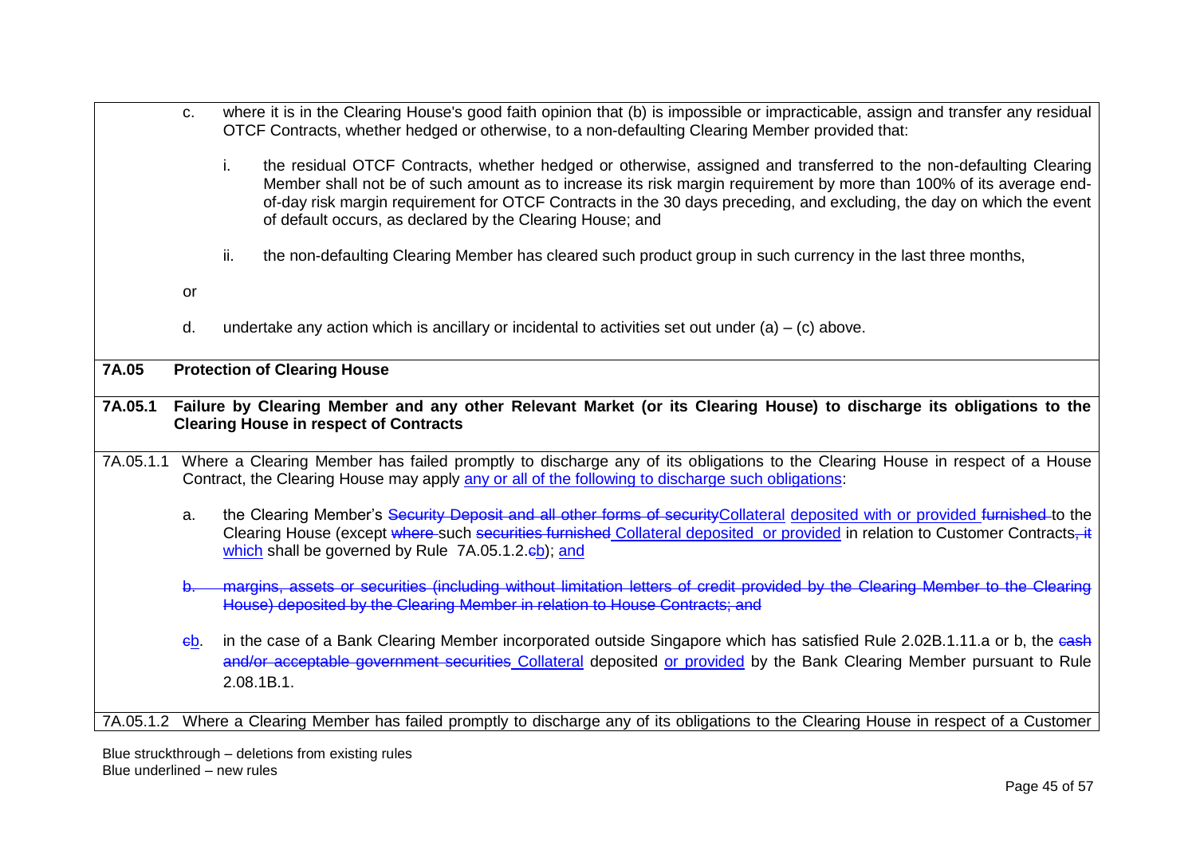c. where it is in the Clearing House's good faith opinion that (b) is impossible or impracticable, assign and transfer any residual OTCF Contracts, whether hedged or otherwise, to a non-defaulting Clearing Member provided that:

  i. the residual OTCF Contracts, whether hedged or otherwise, assigned and transferred to the non-defaulting Clearing Member shall not be of such amount as to increase its risk margin requirement by more than 100% of its average end-of-day risk margin requirement for OTCF Contracts in the 30 days preceding, and excluding, the day on which the event of default occurs, as declared by the Clearing House; and

  ii. the non-defaulting Clearing Member has cleared such product group in such currency in the last three months,

or

d. undertake any action which is ancillary or incidental to activities set out under (a) – (c) above.

**7A.05 Protection of Clearing House**

**7A.05.1 Failure by Clearing Member and any other Relevant Market (or its Clearing House) to discharge its obligations to the Clearing House in respect of Contracts**

7A.05.1.1 Where a Clearing Member has failed promptly to discharge any of its obligations to the Clearing House in respect of a House Contract, the Clearing House may apply <u>any or all of the following to discharge such obligations</u>:

a. the Clearing Member's ~~Security Deposit and all other forms of security~~<u>Collateral</u> <u>deposited with or provided</u> ~~furnished~~ to the Clearing House (except ~~where~~ such ~~securities furnished~~ <u>Collateral deposited or provided</u> in relation to Customer Contracts~~, it~~ <u>which</u> shall be governed by Rule 7A.05.1.2.~~c~~<u>b</u>); <u>and</u>

~~b. margins, assets or securities (including without limitation letters of credit provided by the Clearing Member to the Clearing House) deposited by the Clearing Member in relation to House Contracts; and~~

~~c~~<u>b</u>. in the case of a Bank Clearing Member incorporated outside Singapore which has satisfied Rule 2.02B.1.11.a or b, the ~~cash and/or acceptable government securities~~ <u>Collateral</u> deposited <u>or provided</u> by the Bank Clearing Member pursuant to Rule 2.08.1B.1.

7A.05.1.2 Where a Clearing Member has failed promptly to discharge any of its obligations to the Clearing House in respect of a Customer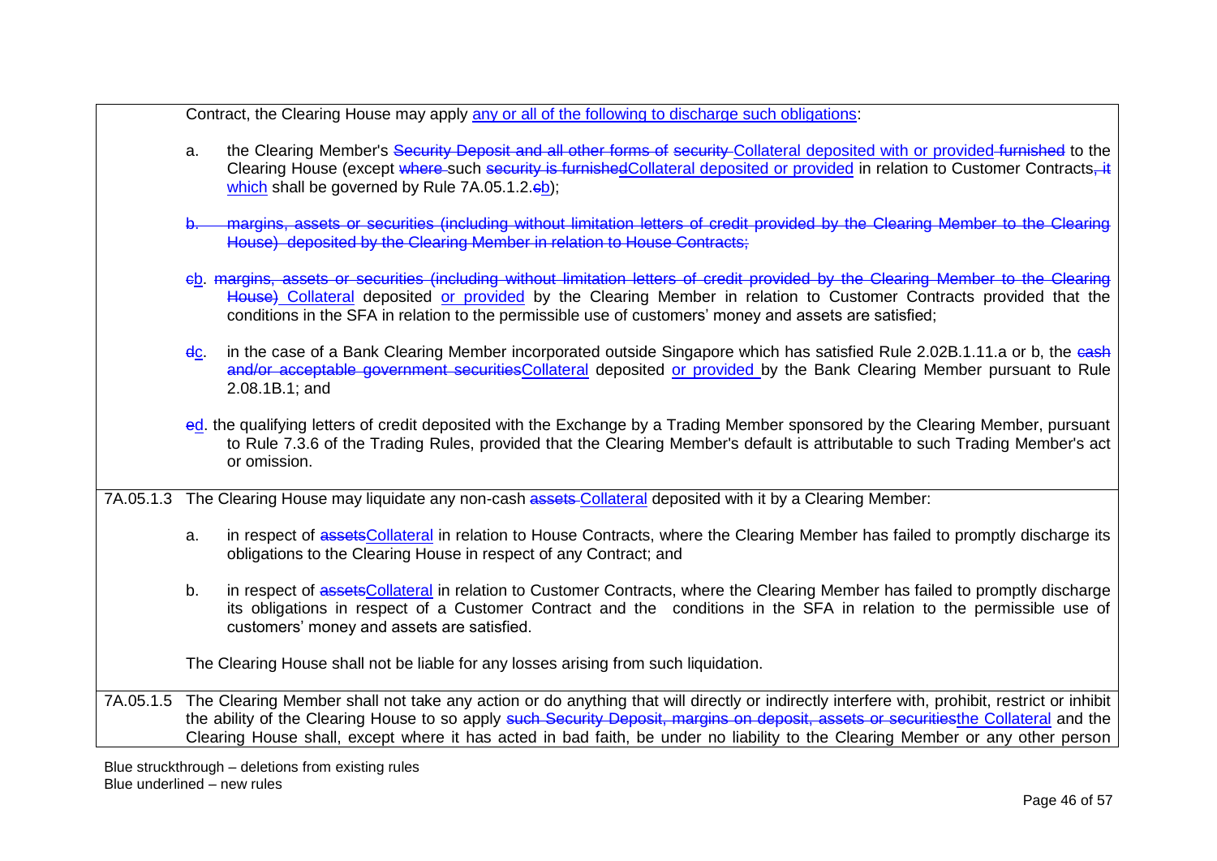| | |
|---|---|
| | Contract, the Clearing House may apply <ins>any or all of the following to discharge such obligations</ins>:<br><br>a. the Clearing Member's ~~Security Deposit and all other forms of security~~ <ins>Collateral deposited with or provided</ins> ~~furnished~~ to the Clearing House (except ~~where~~ such ~~security is furnished~~<ins>Collateral deposited or provided</ins> in relation to Customer Contracts~~, it~~ <ins>which</ins> shall be governed by Rule 7A.05.1.2.~~c~~<ins>b</ins>);<br><br>~~b. margins, assets or securities (including without limitation letters of credit provided by the Clearing Member to the Clearing House) deposited by the Clearing Member in relation to House Contracts;~~<br><br>~~c~~<ins>b</ins>. ~~margins, assets or securities (including without limitation letters of credit provided by the Clearing Member to the Clearing House)~~ <ins>Collateral</ins> deposited <ins>or provided</ins> by the Clearing Member in relation to Customer Contracts provided that the conditions in the SFA in relation to the permissible use of customers' money and assets are satisfied;<br><br>~~d~~<ins>c</ins>. in the case of a Bank Clearing Member incorporated outside Singapore which has satisfied Rule 2.02B.1.11.a or b, the ~~cash and/or acceptable government securities~~<ins>Collateral</ins> deposited <ins>or provided</ins> by the Bank Clearing Member pursuant to Rule 2.08.1B.1; and<br><br>~~e~~<ins>d</ins>. the qualifying letters of credit deposited with the Exchange by a Trading Member sponsored by the Clearing Member, pursuant to Rule 7.3.6 of the Trading Rules, provided that the Clearing Member's default is attributable to such Trading Member's act or omission. |
| 7A.05.1.3 | The Clearing House may liquidate any non-cash ~~assets~~ <ins>Collateral</ins> deposited with it by a Clearing Member:<br><br>a. in respect of ~~assets~~<ins>Collateral</ins> in relation to House Contracts, where the Clearing Member has failed to promptly discharge its obligations to the Clearing House in respect of any Contract; and<br><br>b. in respect of ~~assets~~<ins>Collateral</ins> in relation to Customer Contracts, where the Clearing Member has failed to promptly discharge its obligations in respect of a Customer Contract and the conditions in the SFA in relation to the permissible use of customers' money and assets are satisfied.<br><br>The Clearing House shall not be liable for any losses arising from such liquidation. |
| 7A.05.1.5 | The Clearing Member shall not take any action or do anything that will directly or indirectly interfere with, prohibit, restrict or inhibit the ability of the Clearing House to so apply ~~such Security Deposit, margins on deposit, assets or securities~~<ins>the Collateral</ins> and the Clearing House shall, except where it has acted in bad faith, be under no liability to the Clearing Member or any other person |

Blue struckthrough – deletions from existing rules
Blue underlined – new rules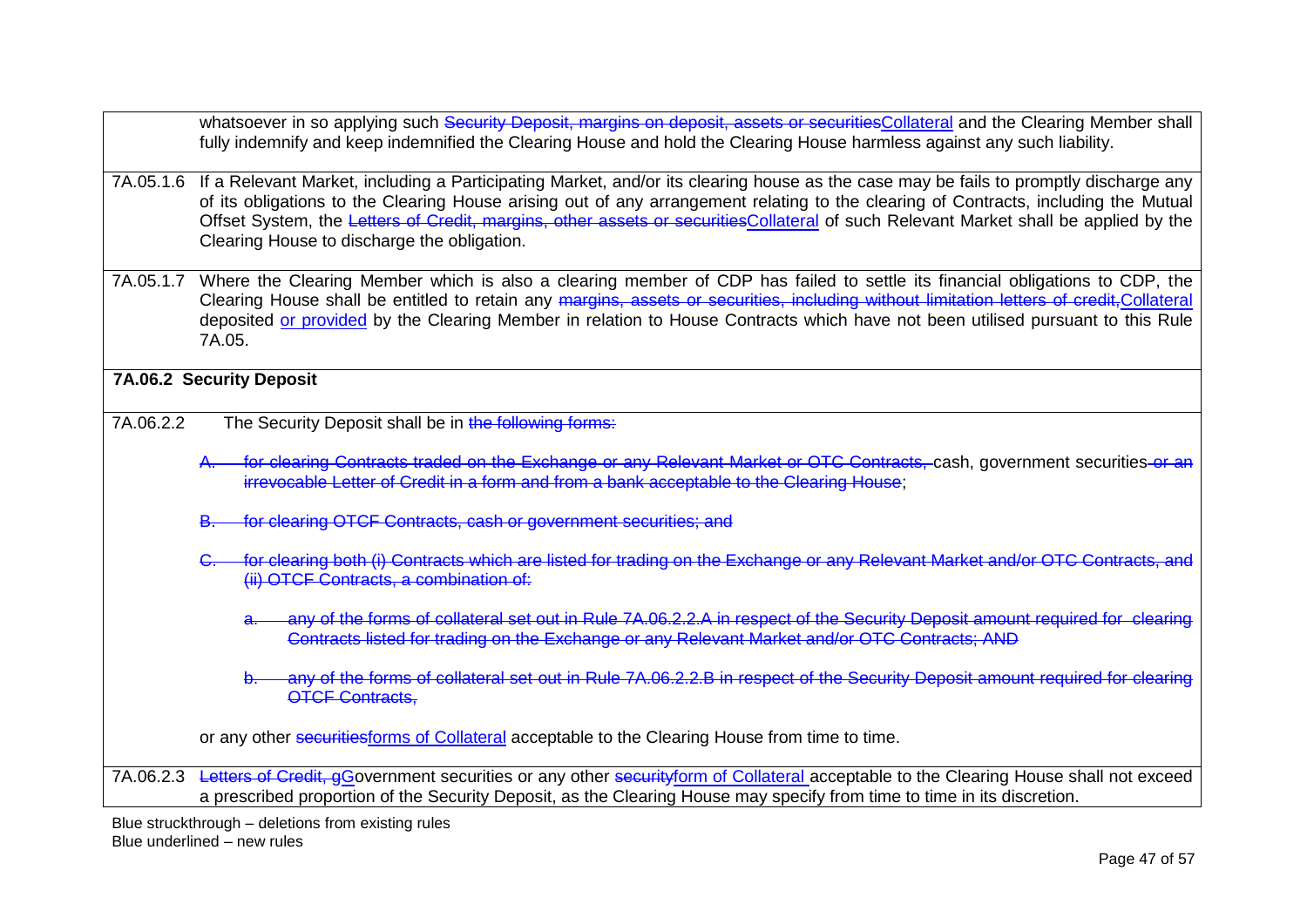| | |
|---|---|
| | whatsoever in so applying such ~~Security Deposit, margins on deposit, assets or securities~~<u>Collateral</u> and the Clearing Member shall fully indemnify and keep indemnified the Clearing House and hold the Clearing House harmless against any such liability. |
| 7A.05.1.6 | If a Relevant Market, including a Participating Market, and/or its clearing house as the case may be fails to promptly discharge any of its obligations to the Clearing House arising out of any arrangement relating to the clearing of Contracts, including the Mutual Offset System, the ~~Letters of Credit, margins, other assets or securities~~<u>Collateral</u> of such Relevant Market shall be applied by the Clearing House to discharge the obligation. |
| 7A.05.1.7 | Where the Clearing Member which is also a clearing member of CDP has failed to settle its financial obligations to CDP, the Clearing House shall be entitled to retain any ~~margins, assets or securities, including without limitation letters of credit,~~<u>Collateral</u> deposited <u>or provided</u> by the Clearing Member in relation to House Contracts which have not been utilised pursuant to this Rule 7A.05. |
| **7A.06.2 Security Deposit** | |
| 7A.06.2.2 | The Security Deposit shall be in ~~the following forms:~~<br><br>~~A. for clearing Contracts traded on the Exchange or any Relevant Market or OTC Contracts,~~ cash, government securities ~~or an irrevocable Letter of Credit in a form and from a bank acceptable to the Clearing House~~;<br><br>~~B. for clearing OTCF Contracts, cash or government securities; and~~<br><br>~~C. for clearing both (i) Contracts which are listed for trading on the Exchange or any Relevant Market and/or OTC Contracts, and (ii) OTCF Contracts, a combination of:~~<br><br>~~a. any of the forms of collateral set out in Rule 7A.06.2.2.A in respect of the Security Deposit amount required for clearing Contracts listed for trading on the Exchange or any Relevant Market and/or OTC Contracts; AND~~<br><br>~~b. any of the forms of collateral set out in Rule 7A.06.2.2.B in respect of the Security Deposit amount required for clearing OTCF Contracts,~~<br><br>or any other ~~securities~~<u>forms of Collateral</u> acceptable to the Clearing House from time to time. |
| 7A.06.2.3 | ~~Letters of Credit, g~~<u>G</u>overnment securities or any other ~~security~~<u>form of Collateral</u> acceptable to the Clearing House shall not exceed a prescribed proportion of the Security Deposit, as the Clearing House may specify from time to time in its discretion. |

Blue struckthrough – deletions from existing rules
Blue underlined – new rules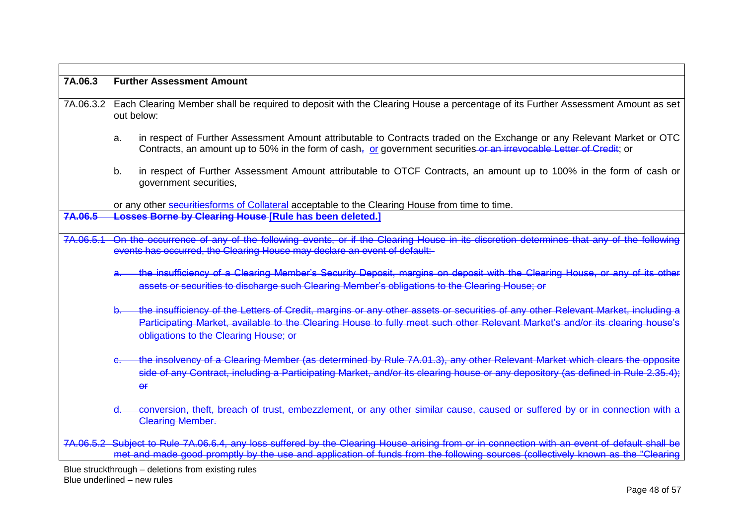| | |
|---|---|
| **7A.06.3** | **Further Assessment Amount** |
| 7A.06.3.2 | Each Clearing Member shall be required to deposit with the Clearing House a percentage of its Further Assessment Amount as set out below:<br><br>a. in respect of Further Assessment Amount attributable to Contracts traded on the Exchange or any Relevant Market or OTC Contracts, an amount up to 50% in the form of cash~~,~~ <u>or</u> government securities ~~or an irrevocable Letter of Credit~~; or<br><br>b. in respect of Further Assessment Amount attributable to OTCF Contracts, an amount up to 100% in the form of cash or government securities,<br><br>or any other ~~securities~~<u>forms of Collateral</u> acceptable to the Clearing House from time to time. |
| ~~**7A.06.5**~~ | ~~**Losses Borne by Clearing House**~~ <u>**[Rule has been deleted.]**</u> |
| ~~7A.06.5.1~~ | ~~On the occurrence of any of the following events, or if the Clearing House in its discretion determines that any of the following events has occurred, the Clearing House may declare an event of default:-~~<br><br>~~a. the insufficiency of a Clearing Member's Security Deposit, margins on deposit with the Clearing House, or any of its other assets or securities to discharge such Clearing Member's obligations to the Clearing House; or~~<br><br>~~b. the insufficiency of the Letters of Credit, margins or any other assets or securities of any other Relevant Market, including a Participating Market, available to the Clearing House to fully meet such other Relevant Market's and/or its clearing house's obligations to the Clearing House; or~~<br><br>~~c. the insolvency of a Clearing Member (as determined by Rule 7A.01.3), any other Relevant Market which clears the opposite side of any Contract, including a Participating Market, and/or its clearing house or any depository (as defined in Rule 2.35.4); or~~<br><br>~~d. conversion, theft, breach of trust, embezzlement, or any other similar cause, caused or suffered by or in connection with a Clearing Member.~~ |
| ~~7A.06.5.2~~ | ~~Subject to Rule 7A.06.6.4, any loss suffered by the Clearing House arising from or in connection with an event of default shall be met and made good promptly by the use and application of funds from the following sources (collectively known as the "Clearing~~ |

Blue struckthrough – deletions from existing rules
Blue underlined – new rules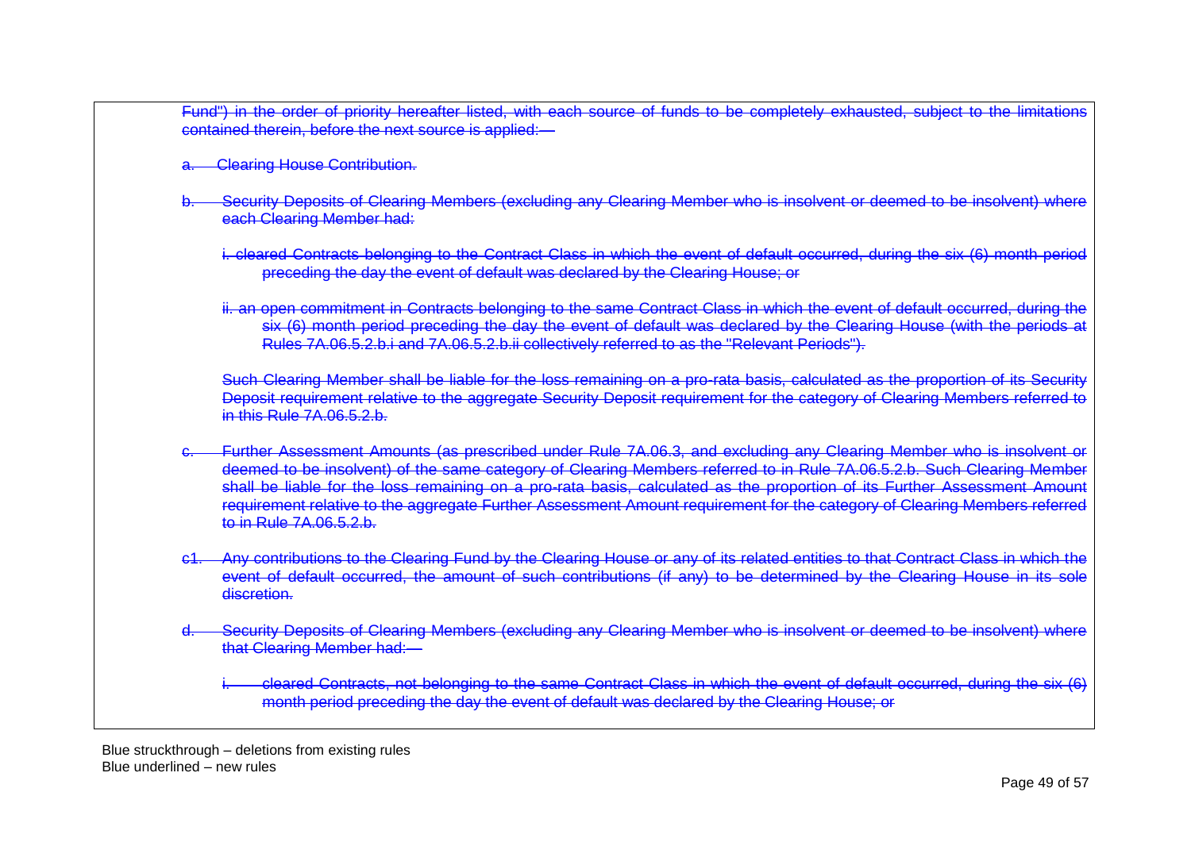~~Fund") in the order of priority hereafter listed, with each source of funds to be completely exhausted, subject to the limitations contained therein, before the next source is applied:—~~

~~a. Clearing House Contribution.~~

~~b. Security Deposits of Clearing Members (excluding any Clearing Member who is insolvent or deemed to be insolvent) where each Clearing Member had:~~

~~i. cleared Contracts belonging to the Contract Class in which the event of default occurred, during the six (6) month period preceding the day the event of default was declared by the Clearing House; or~~

~~ii. an open commitment in Contracts belonging to the same Contract Class in which the event of default occurred, during the six (6) month period preceding the day the event of default was declared by the Clearing House (with the periods at Rules 7A.06.5.2.b.i and 7A.06.5.2.b.ii collectively referred to as the "Relevant Periods").~~

~~Such Clearing Member shall be liable for the loss remaining on a pro-rata basis, calculated as the proportion of its Security Deposit requirement relative to the aggregate Security Deposit requirement for the category of Clearing Members referred to in this Rule 7A.06.5.2.b.~~

~~c. Further Assessment Amounts (as prescribed under Rule 7A.06.3, and excluding any Clearing Member who is insolvent or deemed to be insolvent) of the same category of Clearing Members referred to in Rule 7A.06.5.2.b. Such Clearing Member shall be liable for the loss remaining on a pro-rata basis, calculated as the proportion of its Further Assessment Amount requirement relative to the aggregate Further Assessment Amount requirement for the category of Clearing Members referred to in Rule 7A.06.5.2.b.~~

~~c1. Any contributions to the Clearing Fund by the Clearing House or any of its related entities to that Contract Class in which the event of default occurred, the amount of such contributions (if any) to be determined by the Clearing House in its sole discretion.~~

~~d. Security Deposits of Clearing Members (excluding any Clearing Member who is insolvent or deemed to be insolvent) where that Clearing Member had:—~~

~~i. cleared Contracts, not belonging to the same Contract Class in which the event of default occurred, during the six (6) month period preceding the day the event of default was declared by the Clearing House; or~~

Blue struckthrough – deletions from existing rules
Blue underlined – new rules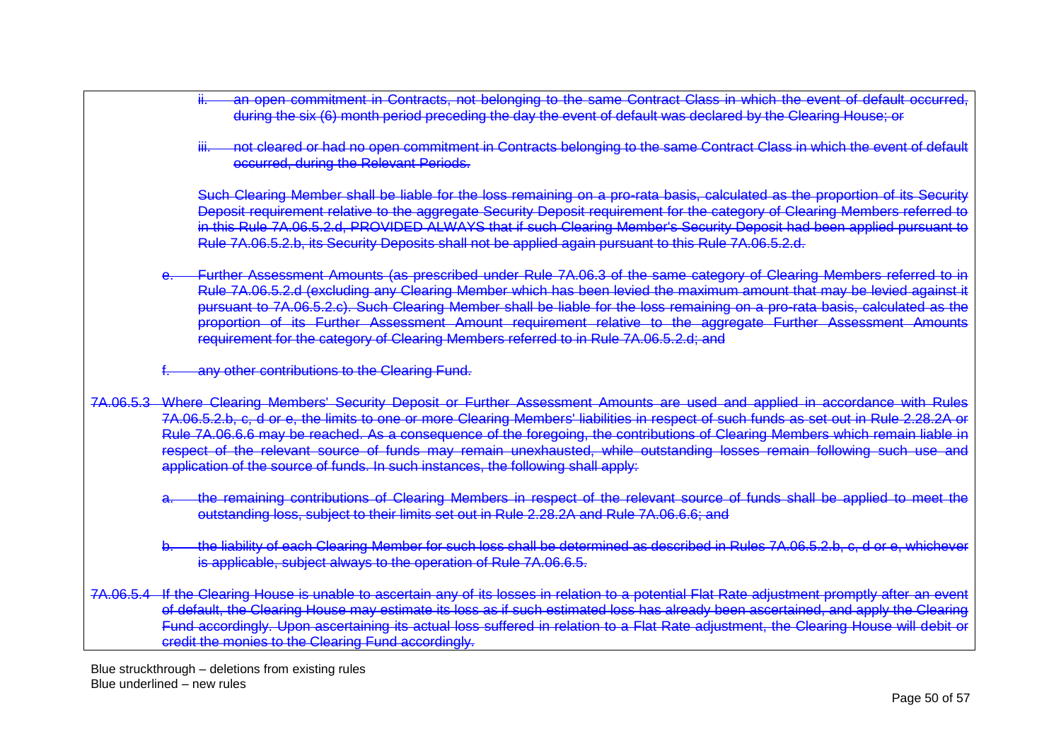ii. ~~an open commitment in Contracts, not belonging to the same Contract Class in which the event of default occurred, during the six (6) month period preceding the day the event of default was declared by the Clearing House; or~~

iii. ~~not cleared or had no open commitment in Contracts belonging to the same Contract Class in which the event of default occurred, during the Relevant Periods.~~

~~Such Clearing Member shall be liable for the loss remaining on a pro-rata basis, calculated as the proportion of its Security Deposit requirement relative to the aggregate Security Deposit requirement for the category of Clearing Members referred to in this Rule 7A.06.5.2.d, PROVIDED ALWAYS that if such Clearing Member's Security Deposit had been applied pursuant to Rule 7A.06.5.2.b, its Security Deposits shall not be applied again pursuant to this Rule 7A.06.5.2.d.~~

e. ~~Further Assessment Amounts (as prescribed under Rule 7A.06.3 of the same category of Clearing Members referred to in Rule 7A.06.5.2.d (excluding any Clearing Member which has been levied the maximum amount that may be levied against it pursuant to 7A.06.5.2.c). Such Clearing Member shall be liable for the loss remaining on a pro-rata basis, calculated as the proportion of its Further Assessment Amount requirement relative to the aggregate Further Assessment Amounts requirement for the category of Clearing Members referred to in Rule 7A.06.5.2.d; and~~

f. ~~any other contributions to the Clearing Fund.~~

~~7A.06.5.3 Where Clearing Members' Security Deposit or Further Assessment Amounts are used and applied in accordance with Rules 7A.06.5.2.b, c, d or e, the limits to one or more Clearing Members' liabilities in respect of such funds as set out in Rule 2.28.2A or Rule 7A.06.6.6 may be reached. As a consequence of the foregoing, the contributions of Clearing Members which remain liable in respect of the relevant source of funds may remain unexhausted, while outstanding losses remain following such use and application of the source of funds. In such instances, the following shall apply:~~

a. ~~the remaining contributions of Clearing Members in respect of the relevant source of funds shall be applied to meet the outstanding loss, subject to their limits set out in Rule 2.28.2A and Rule 7A.06.6.6; and~~

b. ~~the liability of each Clearing Member for such loss shall be determined as described in Rules 7A.06.5.2.b, c, d or e, whichever is applicable, subject always to the operation of Rule 7A.06.6.5.~~

~~7A.06.5.4 If the Clearing House is unable to ascertain any of its losses in relation to a potential Flat Rate adjustment promptly after an event of default, the Clearing House may estimate its loss as if such estimated loss has already been ascertained, and apply the Clearing Fund accordingly. Upon ascertaining its actual loss suffered in relation to a Flat Rate adjustment, the Clearing House will debit or credit the monies to the Clearing Fund accordingly.~~

Blue struckthrough – deletions from existing rules
Blue underlined – new rules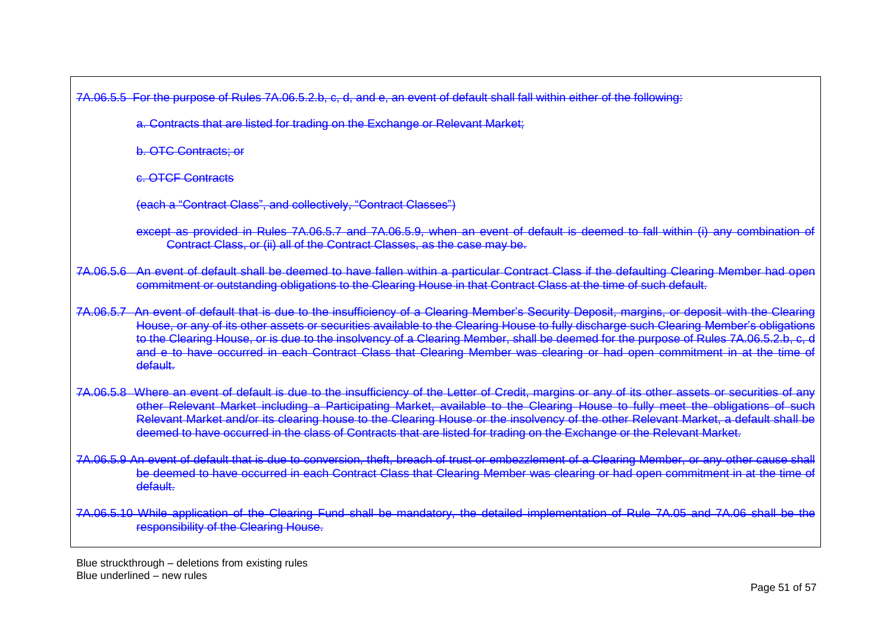~~7A.06.5.5 For the purpose of Rules 7A.06.5.2.b, c, d, and e, an event of default shall fall within either of the following:~~

~~a. Contracts that are listed for trading on the Exchange or Relevant Market;~~

~~b. OTC Contracts; or~~

~~c. OTCF Contracts~~

~~(each a "Contract Class", and collectively, "Contract Classes")~~

~~except as provided in Rules 7A.06.5.7 and 7A.06.5.9, when an event of default is deemed to fall within (i) any combination of Contract Class, or (ii) all of the Contract Classes, as the case may be.~~

~~7A.06.5.6 An event of default shall be deemed to have fallen within a particular Contract Class if the defaulting Clearing Member had open commitment or outstanding obligations to the Clearing House in that Contract Class at the time of such default.~~

~~7A.06.5.7 An event of default that is due to the insufficiency of a Clearing Member's Security Deposit, margins, or deposit with the Clearing House, or any of its other assets or securities available to the Clearing House to fully discharge such Clearing Member's obligations to the Clearing House, or is due to the insolvency of a Clearing Member, shall be deemed for the purpose of Rules 7A.06.5.2.b, c, d and e to have occurred in each Contract Class that Clearing Member was clearing or had open commitment in at the time of default.~~

~~7A.06.5.8 Where an event of default is due to the insufficiency of the Letter of Credit, margins or any of its other assets or securities of any other Relevant Market including a Participating Market, available to the Clearing House to fully meet the obligations of such Relevant Market and/or its clearing house to the Clearing House or the insolvency of the other Relevant Market, a default shall be deemed to have occurred in the class of Contracts that are listed for trading on the Exchange or the Relevant Market.~~

~~7A.06.5.9 An event of default that is due to conversion, theft, breach of trust or embezzlement of a Clearing Member, or any other cause shall be deemed to have occurred in each Contract Class that Clearing Member was clearing or had open commitment in at the time of default.~~

~~7A.06.5.10 While application of the Clearing Fund shall be mandatory, the detailed implementation of Rule 7A.05 and 7A.06 shall be the responsibility of the Clearing House.~~

Blue struckthrough – deletions from existing rules
Blue underlined – new rules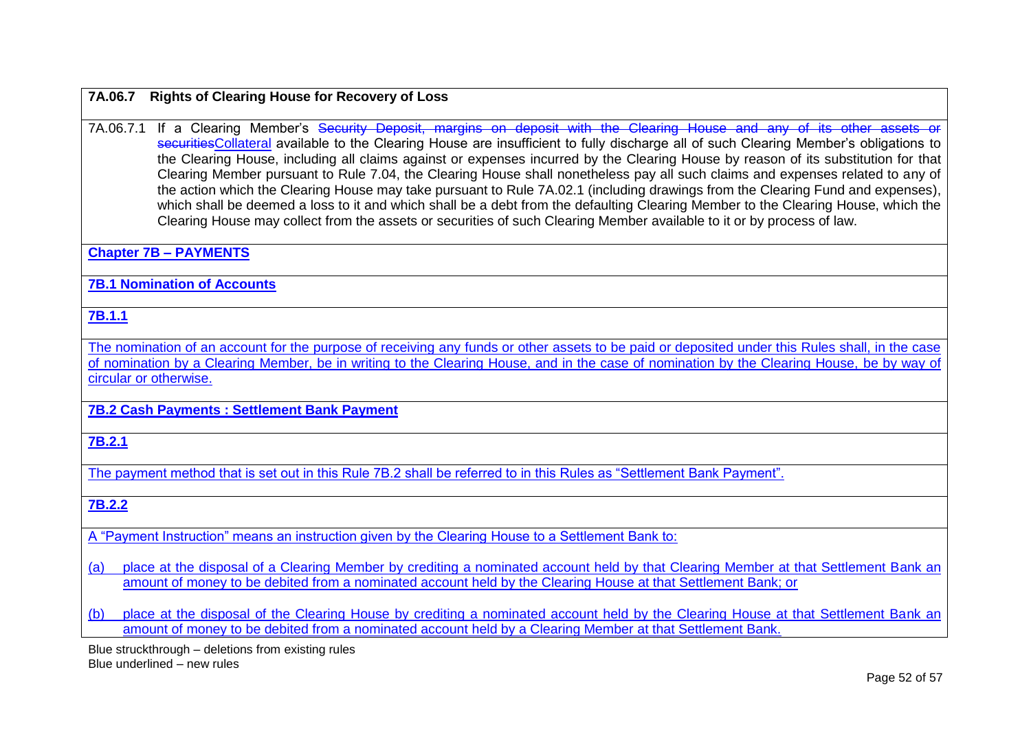**7A.06.7 Rights of Clearing House for Recovery of Loss**

7A.06.7.1 If a Clearing Member's ~~Security Deposit, margins on deposit with the Clearing House and any of its other assets or securities~~Collateral available to the Clearing House are insufficient to fully discharge all of such Clearing Member's obligations to the Clearing House, including all claims against or expenses incurred by the Clearing House by reason of its substitution for that Clearing Member pursuant to Rule 7.04, the Clearing House shall nonetheless pay all such claims and expenses related to any of the action which the Clearing House may take pursuant to Rule 7A.02.1 (including drawings from the Clearing Fund and expenses), which shall be deemed a loss to it and which shall be a debt from the defaulting Clearing Member to the Clearing House, which the Clearing House may collect from the assets or securities of such Clearing Member available to it or by process of law.

**Chapter 7B – PAYMENTS**

**7B.1 Nomination of Accounts**

**7B.1.1**

The nomination of an account for the purpose of receiving any funds or other assets to be paid or deposited under this Rules shall, in the case of nomination by a Clearing Member, be in writing to the Clearing House, and in the case of nomination by the Clearing House, be by way of circular or otherwise.

**7B.2 Cash Payments : Settlement Bank Payment**

**7B.2.1**

The payment method that is set out in this Rule 7B.2 shall be referred to in this Rules as "Settlement Bank Payment".

**7B.2.2**

A "Payment Instruction" means an instruction given by the Clearing House to a Settlement Bank to:

(a) place at the disposal of a Clearing Member by crediting a nominated account held by that Clearing Member at that Settlement Bank an amount of money to be debited from a nominated account held by the Clearing House at that Settlement Bank; or

(b) place at the disposal of the Clearing House by crediting a nominated account held by the Clearing House at that Settlement Bank an amount of money to be debited from a nominated account held by a Clearing Member at that Settlement Bank.

Blue struckthrough – deletions from existing rules
Blue underlined – new rules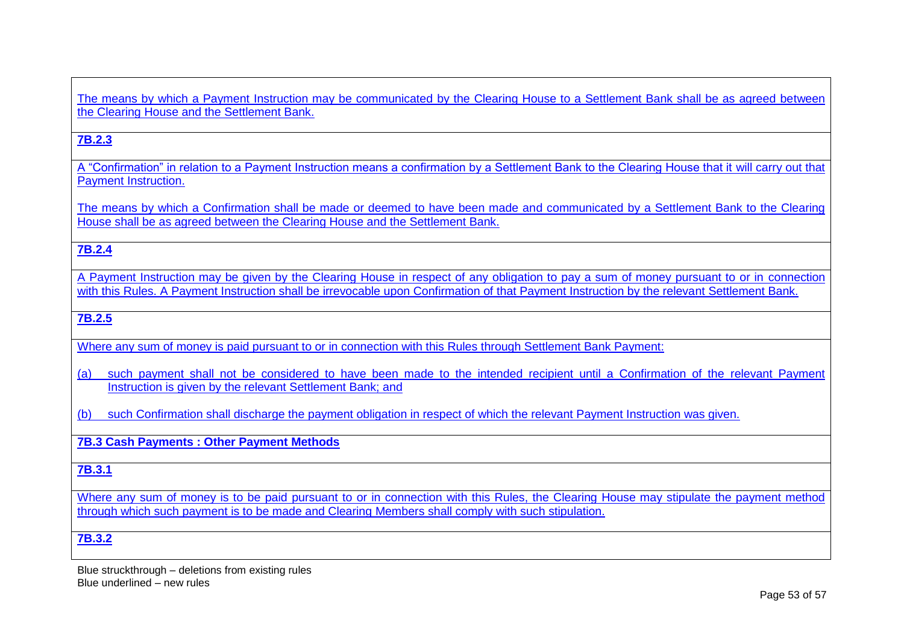The means by which a Payment Instruction may be communicated by the Clearing House to a Settlement Bank shall be as agreed between the Clearing House and the Settlement Bank.

**7B.2.3**

A "Confirmation" in relation to a Payment Instruction means a confirmation by a Settlement Bank to the Clearing House that it will carry out that Payment Instruction.

The means by which a Confirmation shall be made or deemed to have been made and communicated by a Settlement Bank to the Clearing House shall be as agreed between the Clearing House and the Settlement Bank.

**7B.2.4**

A Payment Instruction may be given by the Clearing House in respect of any obligation to pay a sum of money pursuant to or in connection with this Rules. A Payment Instruction shall be irrevocable upon Confirmation of that Payment Instruction by the relevant Settlement Bank.

**7B.2.5**

Where any sum of money is paid pursuant to or in connection with this Rules through Settlement Bank Payment:

(a) such payment shall not be considered to have been made to the intended recipient until a Confirmation of the relevant Payment Instruction is given by the relevant Settlement Bank; and

(b) such Confirmation shall discharge the payment obligation in respect of which the relevant Payment Instruction was given.

**7B.3 Cash Payments : Other Payment Methods**

**7B.3.1**

Where any sum of money is to be paid pursuant to or in connection with this Rules, the Clearing House may stipulate the payment method through which such payment is to be made and Clearing Members shall comply with such stipulation.

**7B.3.2**

Blue struckthrough – deletions from existing rules
Blue underlined – new rules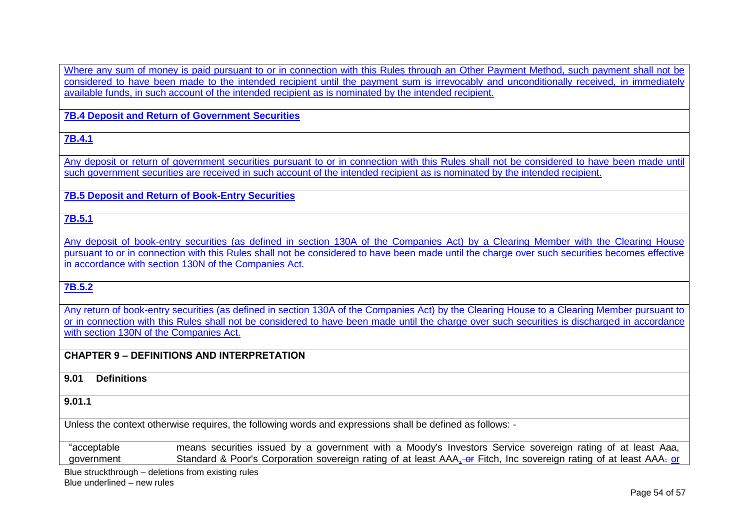Where any sum of money is paid pursuant to or in connection with this Rules through an Other Payment Method, such payment shall not be considered to have been made to the intended recipient until the payment sum is irrevocably and unconditionally received, in immediately available funds, in such account of the intended recipient as is nominated by the intended recipient.

**7B.4 Deposit and Return of Government Securities**

**7B.4.1**

Any deposit or return of government securities pursuant to or in connection with this Rules shall not be considered to have been made until such government securities are received in such account of the intended recipient as is nominated by the intended recipient.

**7B.5 Deposit and Return of Book-Entry Securities**

**7B.5.1**

Any deposit of book-entry securities (as defined in section 130A of the Companies Act) by a Clearing Member with the Clearing House pursuant to or in connection with this Rules shall not be considered to have been made until the charge over such securities becomes effective in accordance with section 130N of the Companies Act.

**7B.5.2**

Any return of book-entry securities (as defined in section 130A of the Companies Act) by the Clearing House to a Clearing Member pursuant to or in connection with this Rules shall not be considered to have been made until the charge over such securities is discharged in accordance with section 130N of the Companies Act.

## CHAPTER 9 – DEFINITIONS AND INTERPRETATION

**9.01 Definitions**

**9.01.1**

Unless the context otherwise requires, the following words and expressions shall be defined as follows: -

| | |
|---|---|
| "acceptable government | means securities issued by a government with a Moody's Investors Service sovereign rating of at least Aaa, Standard & Poor's Corporation sovereign rating of at least AAA, ~~or~~ Fitch, Inc sovereign rating of at least AAA~~.~~ or |

Blue struckthrough – deletions from existing rules
Blue underlined – new rules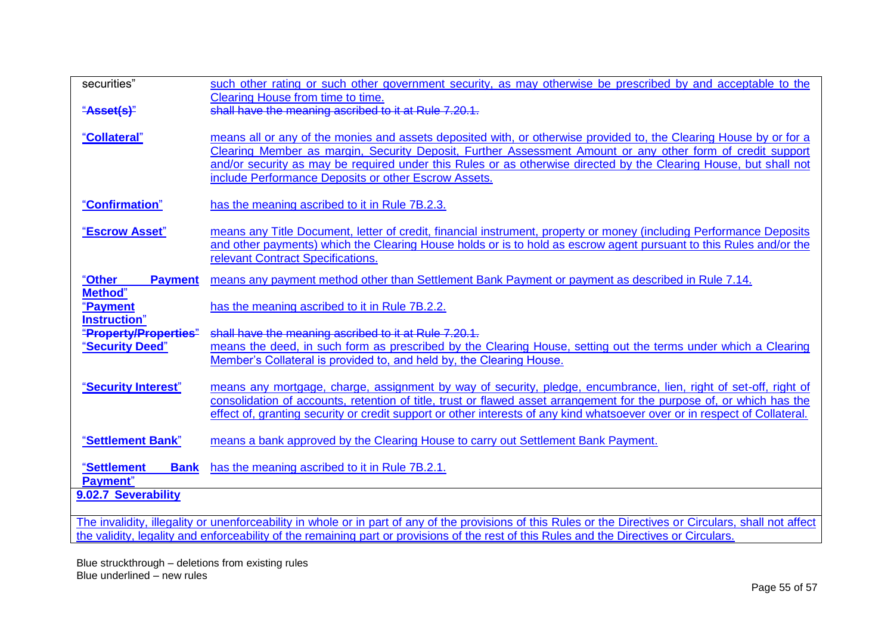| | |
|---|---|
| securities" | such other rating or such other government security, as may otherwise be prescribed by and acceptable to the Clearing House from time to time. |
| ~~"**Asset(s)**"~~ | ~~shall have the meaning ascribed to it at Rule 7.20.1.~~ |
| "**Collateral**" | means all or any of the monies and assets deposited with, or otherwise provided to, the Clearing House by or for a Clearing Member as margin, Security Deposit, Further Assessment Amount or any other form of credit support and/or security as may be required under this Rules or as otherwise directed by the Clearing House, but shall not include Performance Deposits or other Escrow Assets. |
| "**Confirmation**" | has the meaning ascribed to it in Rule 7B.2.3. |
| "**Escrow Asset**" | means any Title Document, letter of credit, financial instrument, property or money (including Performance Deposits and other payments) which the Clearing House holds or is to hold as escrow agent pursuant to this Rules and/or the relevant Contract Specifications. |
| "**Other Payment Method**" | means any payment method other than Settlement Bank Payment or payment as described in Rule 7.14. |
| "**Payment Instruction**" | has the meaning ascribed to it in Rule 7B.2.2. |
| ~~"**Property/Properties**"~~ | ~~shall have the meaning ascribed to it at Rule 7.20.1.~~ |
| "**Security Deed**" | means the deed, in such form as prescribed by the Clearing House, setting out the terms under which a Clearing Member's Collateral is provided to, and held by, the Clearing House. |
| "**Security Interest**" | means any mortgage, charge, assignment by way of security, pledge, encumbrance, lien, right of set-off, right of consolidation of accounts, retention of title, trust or flawed asset arrangement for the purpose of, or which has the effect of, granting security or credit support or other interests of any kind whatsoever over or in respect of Collateral. |
| "**Settlement Bank**" | means a bank approved by the Clearing House to carry out Settlement Bank Payment. |
| "**Settlement Bank Payment**" | has the meaning ascribed to it in Rule 7B.2.1. |

**9.02.7 Severability**

The invalidity, illegality or unenforceability in whole or in part of any of the provisions of this Rules or the Directives or Circulars, shall not affect the validity, legality and enforceability of the remaining part or provisions of the rest of this Rules and the Directives or Circulars.

Blue struckthrough – deletions from existing rules
Blue underlined – new rules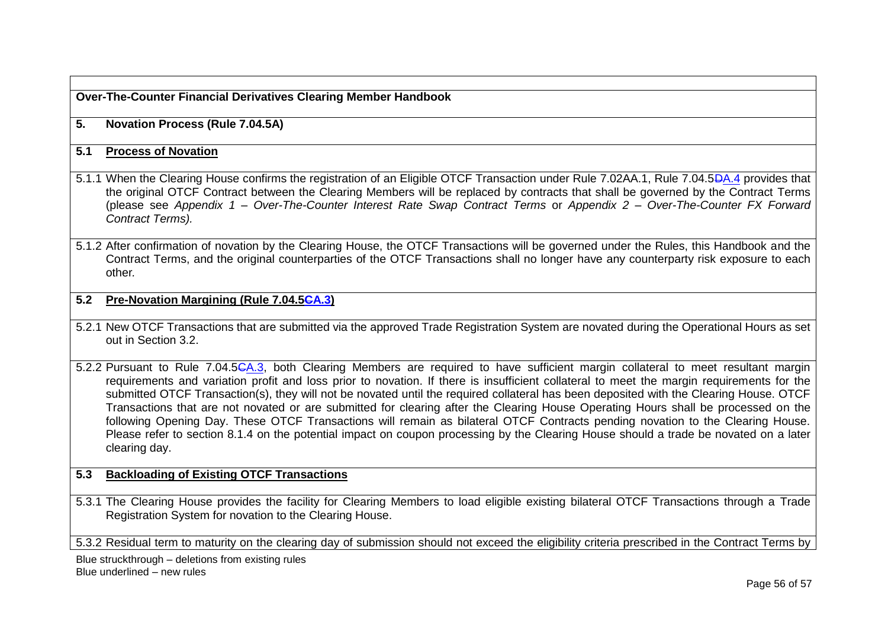**Over-The-Counter Financial Derivatives Clearing Member Handbook**

## 5. Novation Process (Rule 7.04.5A)

### 5.1 Process of Novation

5.1.1 When the Clearing House confirms the registration of an Eligible OTCF Transaction under Rule 7.02AA.1, Rule 7.04.5~~D~~A.4 provides that the original OTCF Contract between the Clearing Members will be replaced by contracts that shall be governed by the Contract Terms (please see *Appendix 1 – Over-The-Counter Interest Rate Swap Contract Terms* or *Appendix 2 – Over-The-Counter FX Forward Contract Terms).*

5.1.2 After confirmation of novation by the Clearing House, the OTCF Transactions will be governed under the Rules, this Handbook and the Contract Terms, and the original counterparties of the OTCF Transactions shall no longer have any counterparty risk exposure to each other.

### 5.2 Pre-Novation Margining (Rule 7.04.5~~C~~A.3)

5.2.1 New OTCF Transactions that are submitted via the approved Trade Registration System are novated during the Operational Hours as set out in Section 3.2.

5.2.2 Pursuant to Rule 7.04.5~~C~~A.3, both Clearing Members are required to have sufficient margin collateral to meet resultant margin requirements and variation profit and loss prior to novation. If there is insufficient collateral to meet the margin requirements for the submitted OTCF Transaction(s), they will not be novated until the required collateral has been deposited with the Clearing House. OTCF Transactions that are not novated or are submitted for clearing after the Clearing House Operating Hours shall be processed on the following Opening Day. These OTCF Transactions will remain as bilateral OTCF Contracts pending novation to the Clearing House. Please refer to section 8.1.4 on the potential impact on coupon processing by the Clearing House should a trade be novated on a later clearing day.

### 5.3 Backloading of Existing OTCF Transactions

5.3.1 The Clearing House provides the facility for Clearing Members to load eligible existing bilateral OTCF Transactions through a Trade Registration System for novation to the Clearing House.

5.3.2 Residual term to maturity on the clearing day of submission should not exceed the eligibility criteria prescribed in the Contract Terms by

Blue struckthrough – deletions from existing rules
Blue underlined – new rules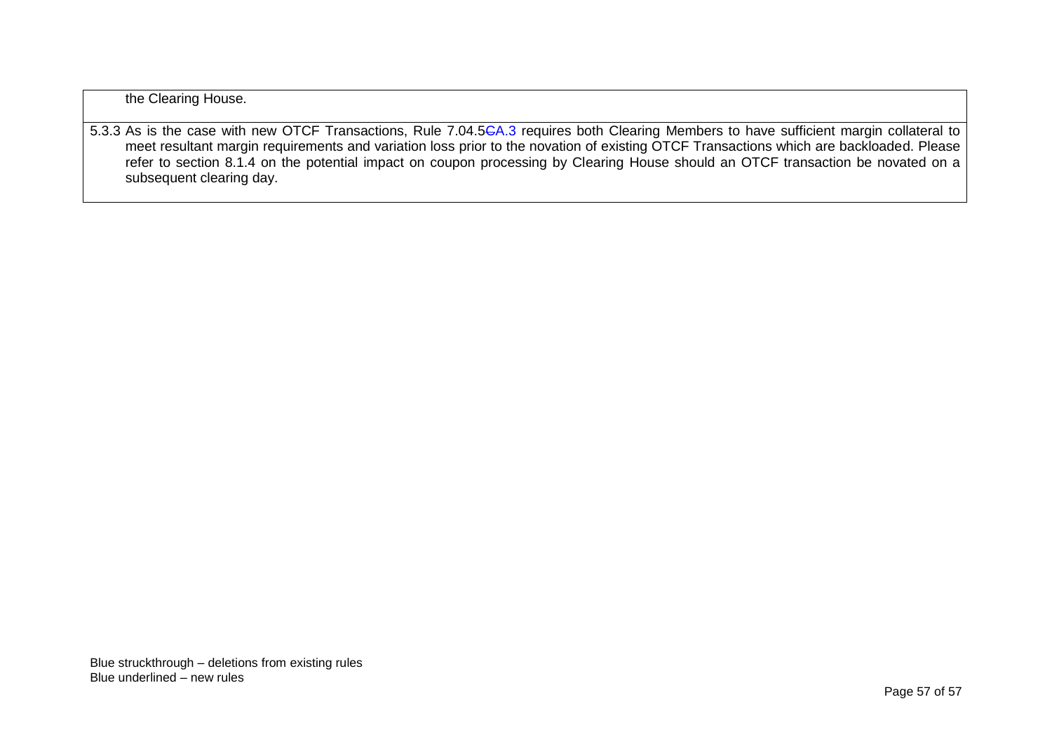the Clearing House.

5.3.3 As is the case with new OTCF Transactions, Rule 7.04.5~~C~~A.3 requires both Clearing Members to have sufficient margin collateral to meet resultant margin requirements and variation loss prior to the novation of existing OTCF Transactions which are backloaded. Please refer to section 8.1.4 on the potential impact on coupon processing by Clearing House should an OTCF transaction be novated on a subsequent clearing day.

Blue struckthrough – deletions from existing rules
Blue underlined – new rules